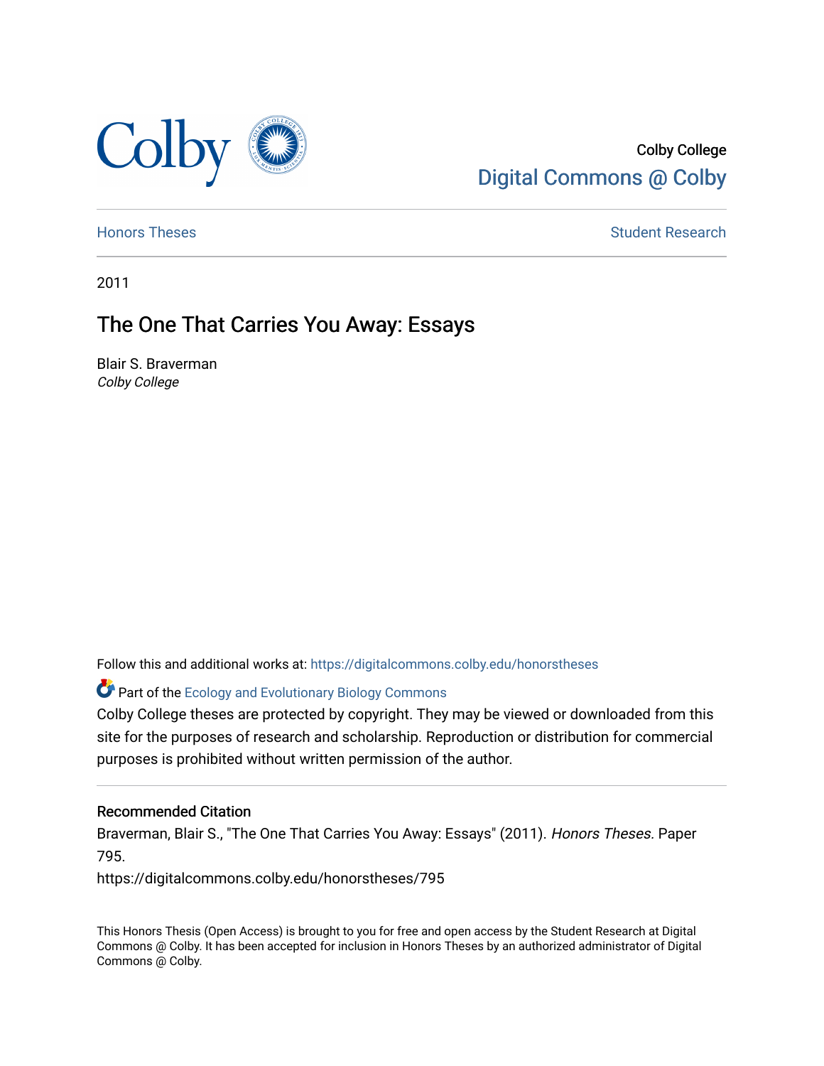Colby College
Digital Commons @ Colby

Honors Theses | Student Research

2011

# The One That Carries You Away: Essays

Blair S. Braverman
*Colby College*

Follow this and additional works at: https://digitalcommons.colby.edu/honorstheses

Part of the Ecology and Evolutionary Biology Commons

Colby College theses are protected by copyright. They may be viewed or downloaded from this site for the purposes of research and scholarship. Reproduction or distribution for commercial purposes is prohibited without written permission of the author.

### Recommended Citation

Braverman, Blair S., "The One That Carries You Away: Essays" (2011). *Honors Theses.* Paper 795.
https://digitalcommons.colby.edu/honorstheses/795

This Honors Thesis (Open Access) is brought to you for free and open access by the Student Research at Digital Commons @ Colby. It has been accepted for inclusion in Honors Theses by an authorized administrator of Digital Commons @ Colby.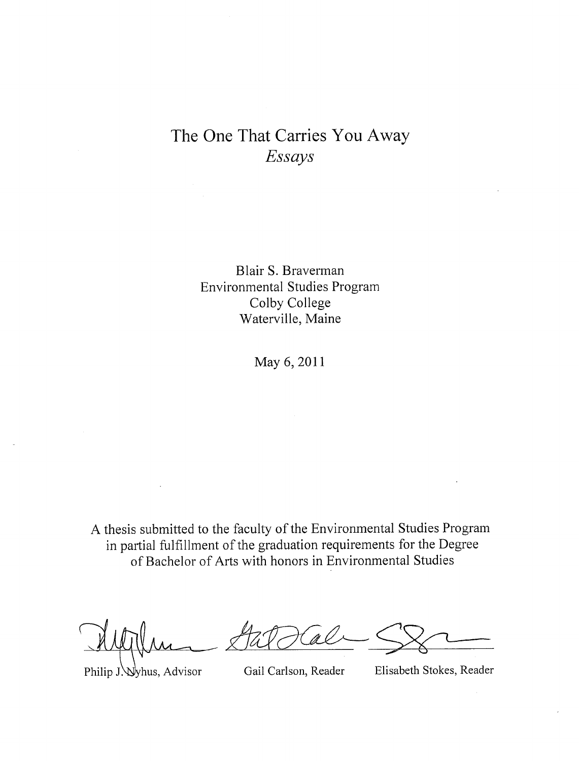# The One That Carries You Away
*Essays*

Blair S. Braverman
Environmental Studies Program
Colby College
Waterville, Maine

May 6, 2011

A thesis submitted to the faculty of the Environmental Studies Program in partial fulfillment of the graduation requirements for the Degree of Bachelor of Arts with honors in Environmental Studies

Philip J. Nyhus, Advisor

Gail Carlson, Reader

Elisabeth Stokes, Reader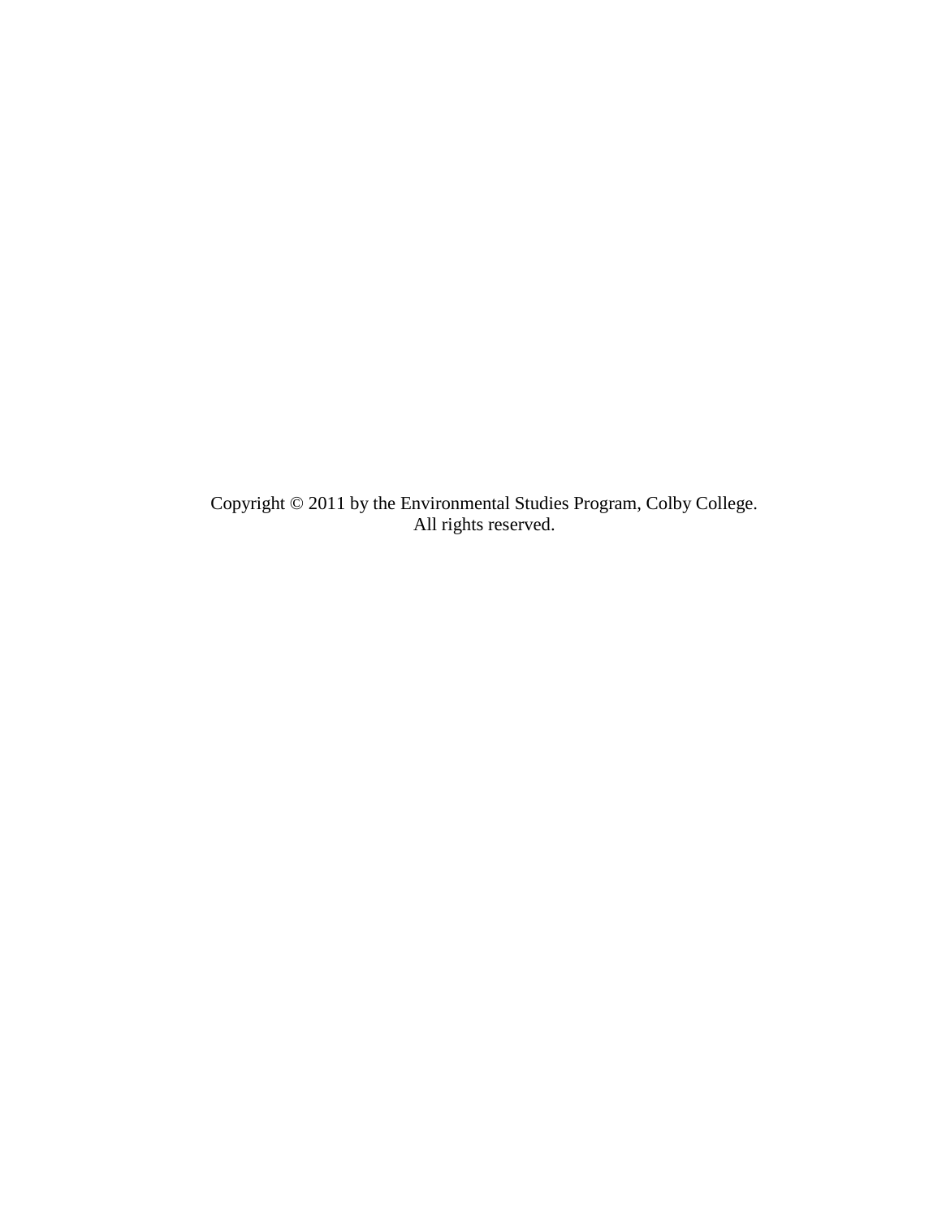Copyright © 2011 by the Environmental Studies Program, Colby College.
All rights reserved.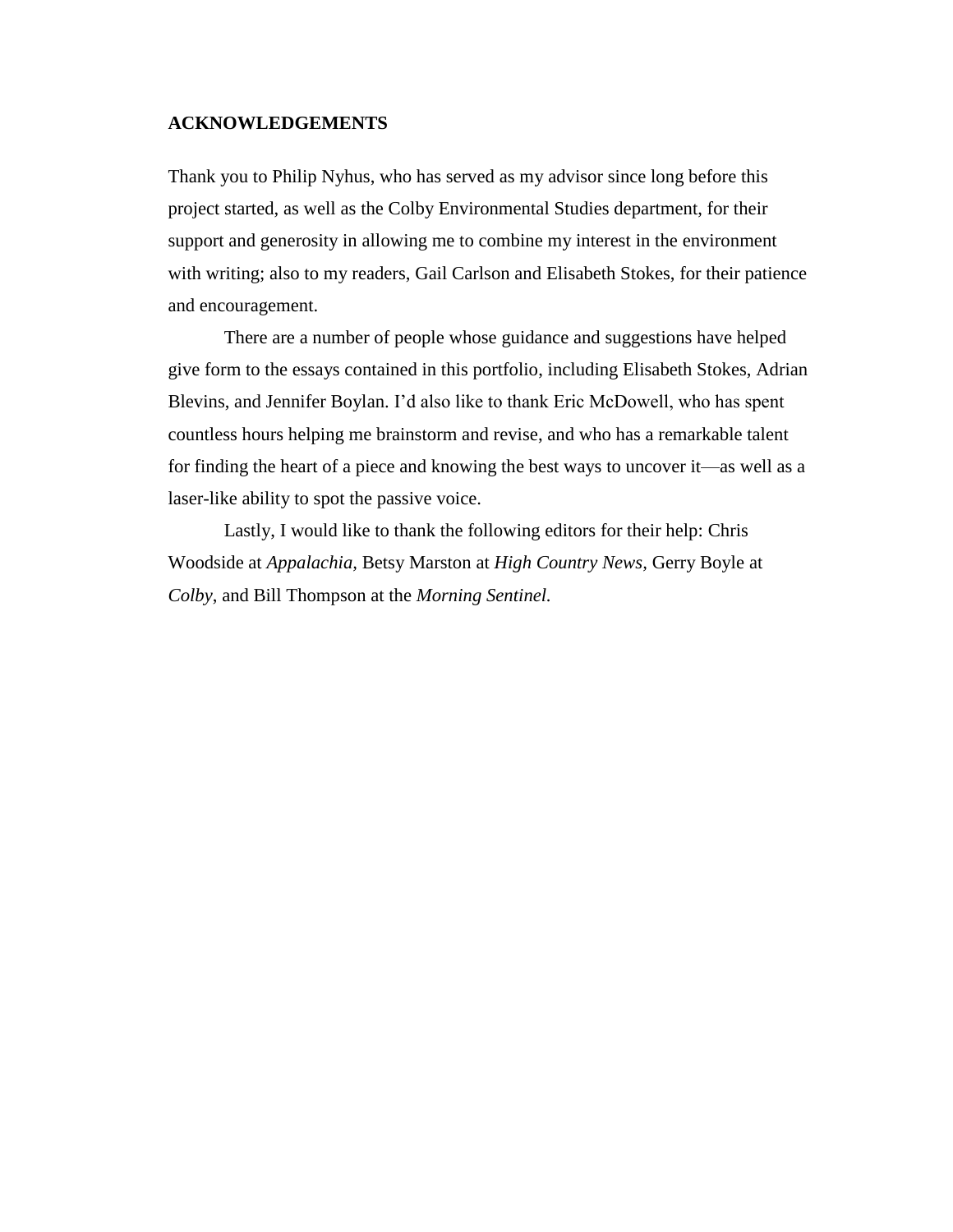## ACKNOWLEDGEMENTS

Thank you to Philip Nyhus, who has served as my advisor since long before this project started, as well as the Colby Environmental Studies department, for their support and generosity in allowing me to combine my interest in the environment with writing; also to my readers, Gail Carlson and Elisabeth Stokes, for their patience and encouragement.

There are a number of people whose guidance and suggestions have helped give form to the essays contained in this portfolio, including Elisabeth Stokes, Adrian Blevins, and Jennifer Boylan. I'd also like to thank Eric McDowell, who has spent countless hours helping me brainstorm and revise, and who has a remarkable talent for finding the heart of a piece and knowing the best ways to uncover it—as well as a laser-like ability to spot the passive voice.

Lastly, I would like to thank the following editors for their help: Chris Woodside at *Appalachia,* Betsy Marston at *High Country News*, Gerry Boyle at *Colby*, and Bill Thompson at the *Morning Sentinel.*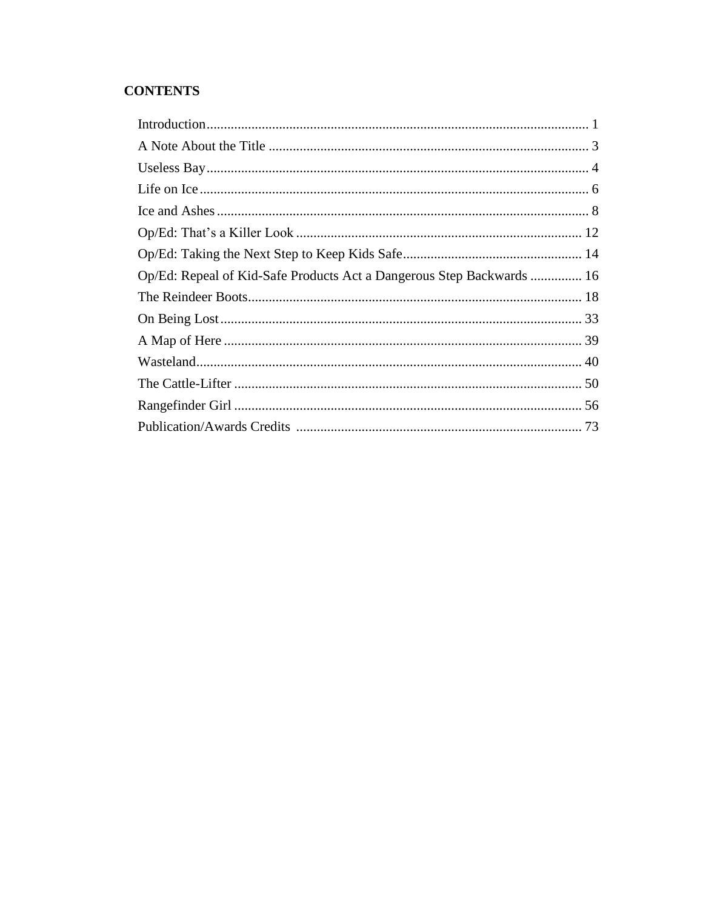# CONTENTS

Introduction.............................................................................................................. 1
A Note About the Title ............................................................................................ 3
Useless Bay.............................................................................................................. 4
Life on Ice................................................................................................................ 6
Ice and Ashes........................................................................................................... 8
Op/Ed: That's a Killer Look .................................................................................. 12
Op/Ed: Taking the Next Step to Keep Kids Safe.................................................... 14
Op/Ed: Repeal of Kid-Safe Products Act a Dangerous Step Backwards ............... 16
The Reindeer Boots................................................................................................ 18
On Being Lost......................................................................................................... 33
A Map of Here ....................................................................................................... 39
Wasteland............................................................................................................... 40
The Cattle-Lifter .................................................................................................... 50
Rangefinder Girl .................................................................................................... 56
Publication/Awards Credits .................................................................................. 73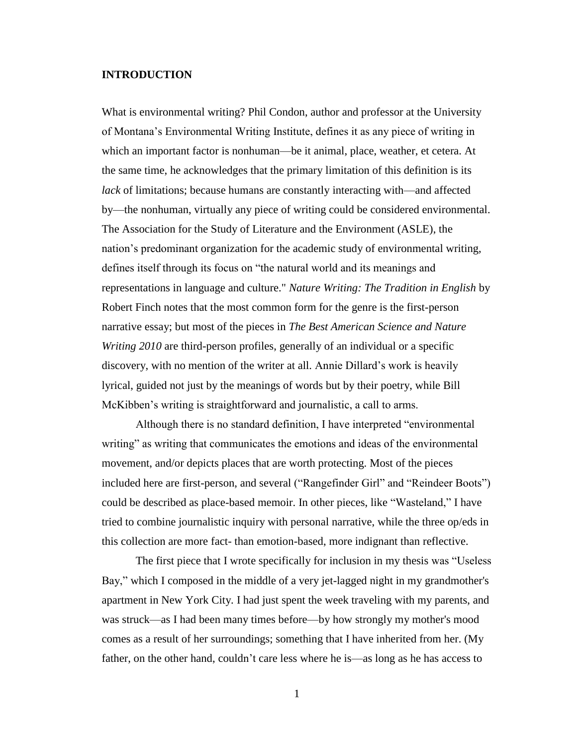## INTRODUCTION

What is environmental writing? Phil Condon, author and professor at the University of Montana's Environmental Writing Institute, defines it as any piece of writing in which an important factor is nonhuman—be it animal, place, weather, et cetera. At the same time, he acknowledges that the primary limitation of this definition is its *lack* of limitations; because humans are constantly interacting with—and affected by—the nonhuman, virtually any piece of writing could be considered environmental. The Association for the Study of Literature and the Environment (ASLE), the nation's predominant organization for the academic study of environmental writing, defines itself through its focus on "the natural world and its meanings and representations in language and culture." *Nature Writing: The Tradition in English* by Robert Finch notes that the most common form for the genre is the first-person narrative essay; but most of the pieces in *The Best American Science and Nature Writing 2010* are third-person profiles, generally of an individual or a specific discovery, with no mention of the writer at all. Annie Dillard's work is heavily lyrical, guided not just by the meanings of words but by their poetry, while Bill McKibben's writing is straightforward and journalistic, a call to arms.

Although there is no standard definition, I have interpreted "environmental writing" as writing that communicates the emotions and ideas of the environmental movement, and/or depicts places that are worth protecting. Most of the pieces included here are first-person, and several ("Rangefinder Girl" and "Reindeer Boots") could be described as place-based memoir. In other pieces, like "Wasteland," I have tried to combine journalistic inquiry with personal narrative, while the three op/eds in this collection are more fact- than emotion-based, more indignant than reflective.

The first piece that I wrote specifically for inclusion in my thesis was "Useless Bay," which I composed in the middle of a very jet-lagged night in my grandmother's apartment in New York City. I had just spent the week traveling with my parents, and was struck—as I had been many times before—by how strongly my mother's mood comes as a result of her surroundings; something that I have inherited from her. (My father, on the other hand, couldn't care less where he is—as long as he has access to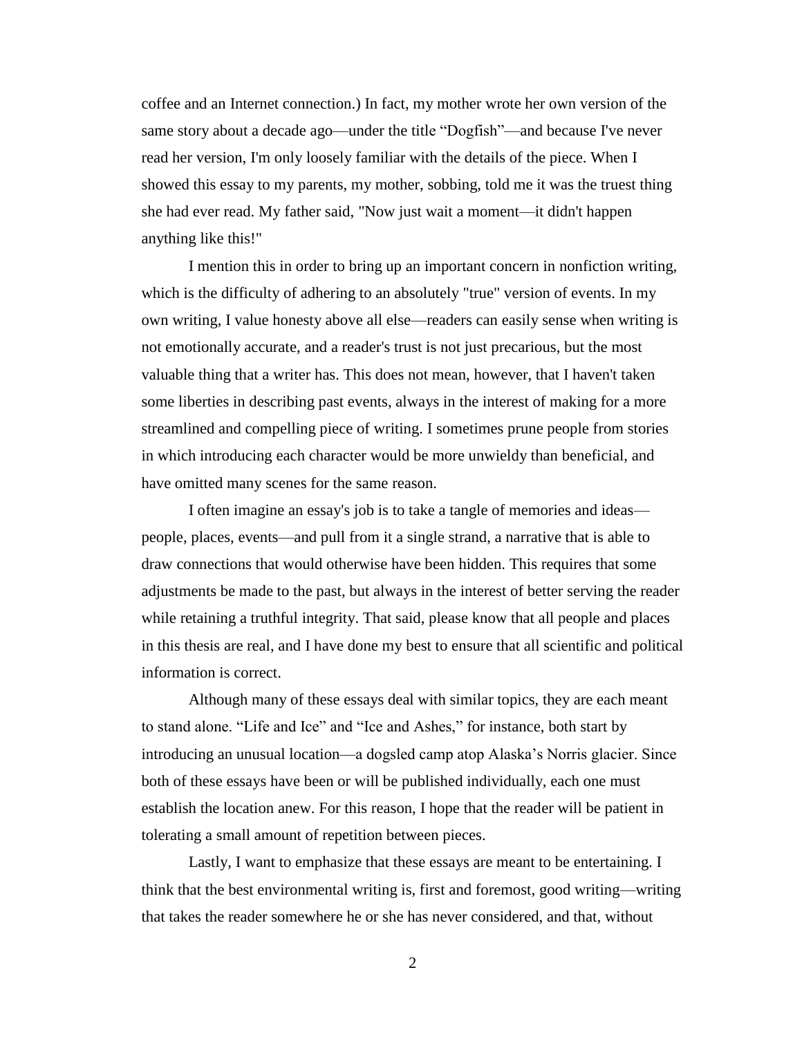coffee and an Internet connection.) In fact, my mother wrote her own version of the same story about a decade ago—under the title “Dogfish”—and because I've never read her version, I'm only loosely familiar with the details of the piece. When I showed this essay to my parents, my mother, sobbing, told me it was the truest thing she had ever read. My father said, "Now just wait a moment—it didn't happen anything like this!"

I mention this in order to bring up an important concern in nonfiction writing, which is the difficulty of adhering to an absolutely "true" version of events. In my own writing, I value honesty above all else—readers can easily sense when writing is not emotionally accurate, and a reader's trust is not just precarious, but the most valuable thing that a writer has. This does not mean, however, that I haven't taken some liberties in describing past events, always in the interest of making for a more streamlined and compelling piece of writing. I sometimes prune people from stories in which introducing each character would be more unwieldy than beneficial, and have omitted many scenes for the same reason.

I often imagine an essay's job is to take a tangle of memories and ideas—people, places, events—and pull from it a single strand, a narrative that is able to draw connections that would otherwise have been hidden. This requires that some adjustments be made to the past, but always in the interest of better serving the reader while retaining a truthful integrity. That said, please know that all people and places in this thesis are real, and I have done my best to ensure that all scientific and political information is correct.

Although many of these essays deal with similar topics, they are each meant to stand alone. “Life and Ice” and “Ice and Ashes,” for instance, both start by introducing an unusual location—a dogsled camp atop Alaska’s Norris glacier. Since both of these essays have been or will be published individually, each one must establish the location anew. For this reason, I hope that the reader will be patient in tolerating a small amount of repetition between pieces.

Lastly, I want to emphasize that these essays are meant to be entertaining. I think that the best environmental writing is, first and foremost, good writing—writing that takes the reader somewhere he or she has never considered, and that, without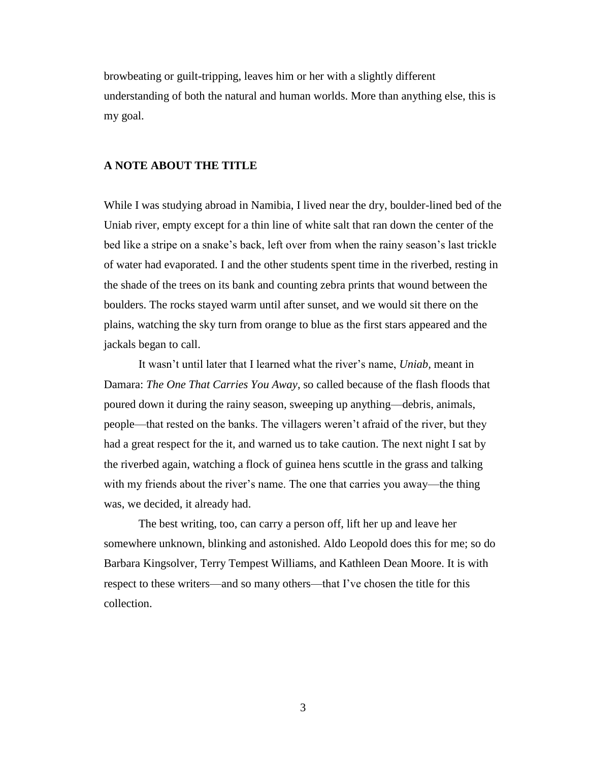browbeating or guilt-tripping, leaves him or her with a slightly different understanding of both the natural and human worlds. More than anything else, this is my goal.

## A NOTE ABOUT THE TITLE

While I was studying abroad in Namibia, I lived near the dry, boulder-lined bed of the Uniab river, empty except for a thin line of white salt that ran down the center of the bed like a stripe on a snake's back, left over from when the rainy season's last trickle of water had evaporated. I and the other students spent time in the riverbed, resting in the shade of the trees on its bank and counting zebra prints that wound between the boulders. The rocks stayed warm until after sunset, and we would sit there on the plains, watching the sky turn from orange to blue as the first stars appeared and the jackals began to call.

It wasn't until later that I learned what the river's name, *Uniab,* meant in Damara: *The One That Carries You Away*, so called because of the flash floods that poured down it during the rainy season, sweeping up anything—debris, animals, people—that rested on the banks. The villagers weren't afraid of the river, but they had a great respect for the it, and warned us to take caution. The next night I sat by the riverbed again, watching a flock of guinea hens scuttle in the grass and talking with my friends about the river's name. The one that carries you away—the thing was, we decided, it already had.

The best writing, too, can carry a person off, lift her up and leave her somewhere unknown, blinking and astonished. Aldo Leopold does this for me; so do Barbara Kingsolver, Terry Tempest Williams, and Kathleen Dean Moore. It is with respect to these writers—and so many others—that I've chosen the title for this collection.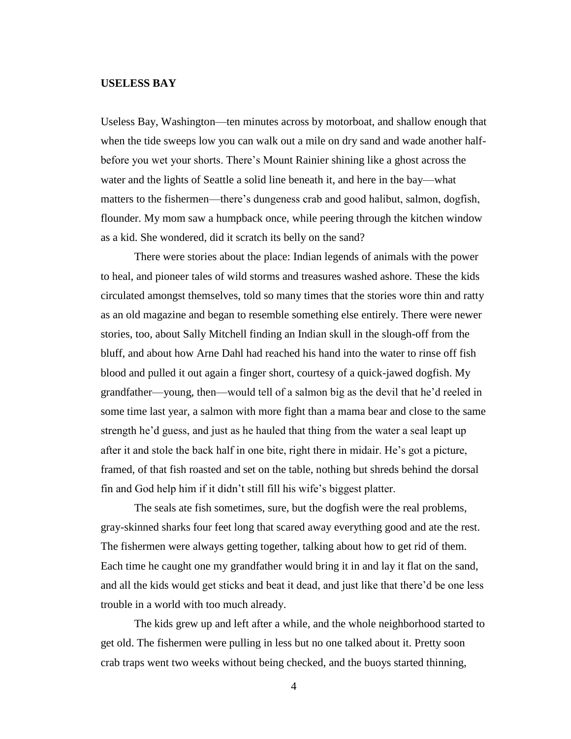**USELESS BAY**

Useless Bay, Washington—ten minutes across by motorboat, and shallow enough that when the tide sweeps low you can walk out a mile on dry sand and wade another half-before you wet your shorts. There's Mount Rainier shining like a ghost across the water and the lights of Seattle a solid line beneath it, and here in the bay—what matters to the fishermen—there's dungeness crab and good halibut, salmon, dogfish, flounder. My mom saw a humpback once, while peering through the kitchen window as a kid. She wondered, did it scratch its belly on the sand?

There were stories about the place: Indian legends of animals with the power to heal, and pioneer tales of wild storms and treasures washed ashore. These the kids circulated amongst themselves, told so many times that the stories wore thin and ratty as an old magazine and began to resemble something else entirely. There were newer stories, too, about Sally Mitchell finding an Indian skull in the slough-off from the bluff, and about how Arne Dahl had reached his hand into the water to rinse off fish blood and pulled it out again a finger short, courtesy of a quick-jawed dogfish. My grandfather—young, then—would tell of a salmon big as the devil that he'd reeled in some time last year, a salmon with more fight than a mama bear and close to the same strength he'd guess, and just as he hauled that thing from the water a seal leapt up after it and stole the back half in one bite, right there in midair. He's got a picture, framed, of that fish roasted and set on the table, nothing but shreds behind the dorsal fin and God help him if it didn't still fill his wife's biggest platter.

The seals ate fish sometimes, sure, but the dogfish were the real problems, gray-skinned sharks four feet long that scared away everything good and ate the rest. The fishermen were always getting together, talking about how to get rid of them. Each time he caught one my grandfather would bring it in and lay it flat on the sand, and all the kids would get sticks and beat it dead, and just like that there'd be one less trouble in a world with too much already.

The kids grew up and left after a while, and the whole neighborhood started to get old. The fishermen were pulling in less but no one talked about it. Pretty soon crab traps went two weeks without being checked, and the buoys started thinning,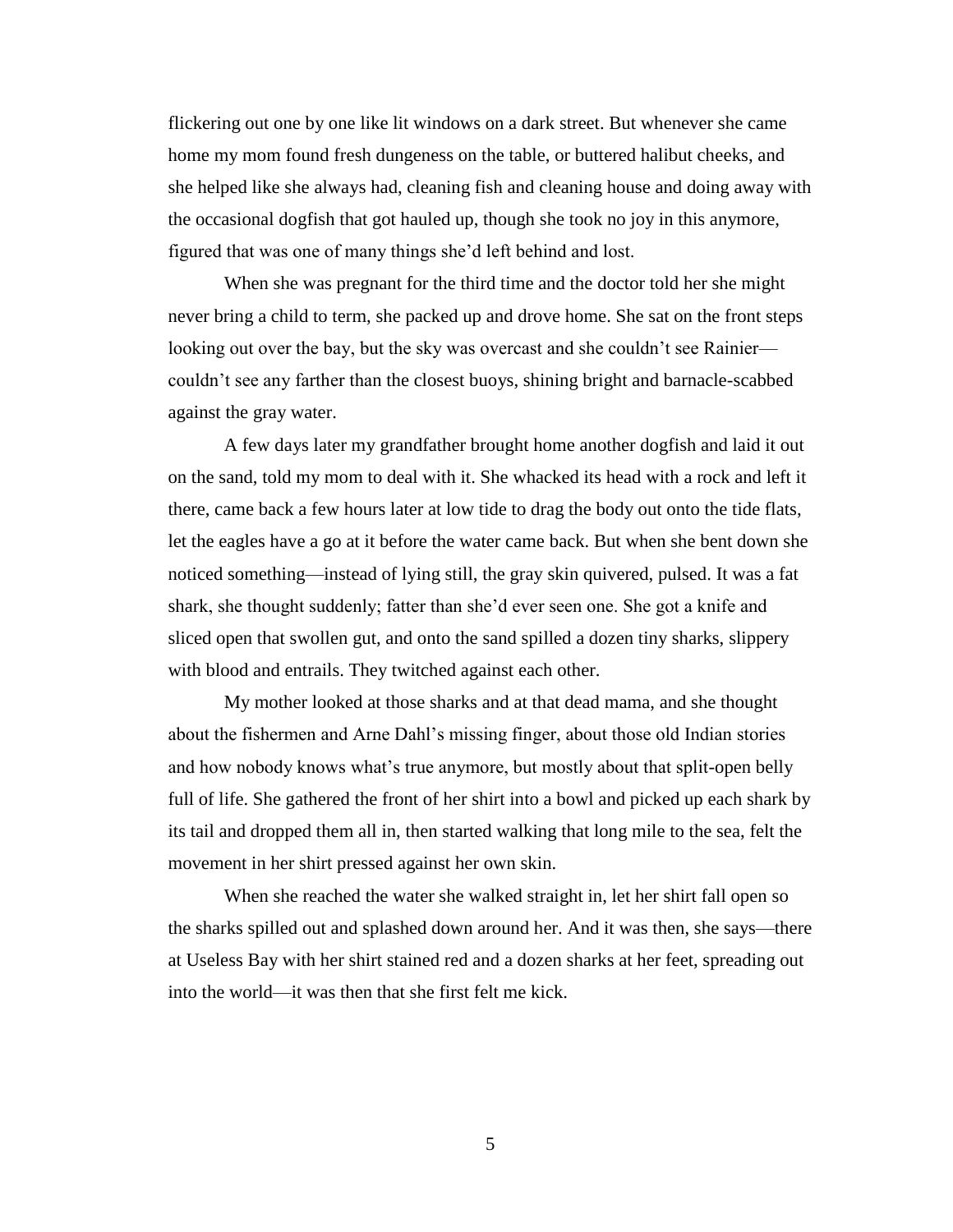flickering out one by one like lit windows on a dark street. But whenever she came home my mom found fresh dungeness on the table, or buttered halibut cheeks, and she helped like she always had, cleaning fish and cleaning house and doing away with the occasional dogfish that got hauled up, though she took no joy in this anymore, figured that was one of many things she'd left behind and lost.

When she was pregnant for the third time and the doctor told her she might never bring a child to term, she packed up and drove home. She sat on the front steps looking out over the bay, but the sky was overcast and she couldn't see Rainier—couldn't see any farther than the closest buoys, shining bright and barnacle-scabbed against the gray water.

A few days later my grandfather brought home another dogfish and laid it out on the sand, told my mom to deal with it. She whacked its head with a rock and left it there, came back a few hours later at low tide to drag the body out onto the tide flats, let the eagles have a go at it before the water came back. But when she bent down she noticed something—instead of lying still, the gray skin quivered, pulsed. It was a fat shark, she thought suddenly; fatter than she'd ever seen one. She got a knife and sliced open that swollen gut, and onto the sand spilled a dozen tiny sharks, slippery with blood and entrails. They twitched against each other.

My mother looked at those sharks and at that dead mama, and she thought about the fishermen and Arne Dahl's missing finger, about those old Indian stories and how nobody knows what's true anymore, but mostly about that split-open belly full of life. She gathered the front of her shirt into a bowl and picked up each shark by its tail and dropped them all in, then started walking that long mile to the sea, felt the movement in her shirt pressed against her own skin.

When she reached the water she walked straight in, let her shirt fall open so the sharks spilled out and splashed down around her. And it was then, she says—there at Useless Bay with her shirt stained red and a dozen sharks at her feet, spreading out into the world—it was then that she first felt me kick.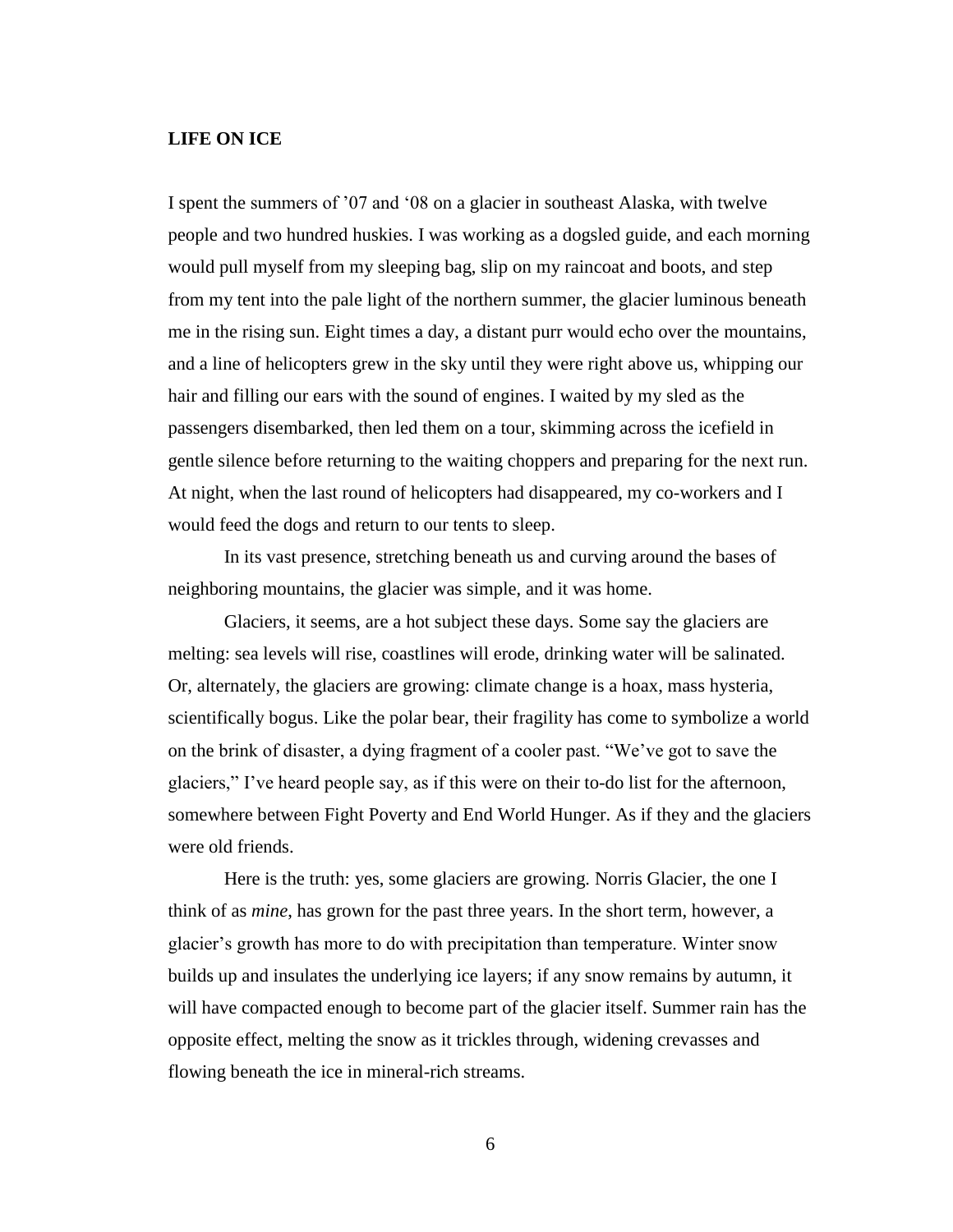## LIFE ON ICE

I spent the summers of '07 and '08 on a glacier in southeast Alaska, with twelve people and two hundred huskies. I was working as a dogsled guide, and each morning would pull myself from my sleeping bag, slip on my raincoat and boots, and step from my tent into the pale light of the northern summer, the glacier luminous beneath me in the rising sun. Eight times a day, a distant purr would echo over the mountains, and a line of helicopters grew in the sky until they were right above us, whipping our hair and filling our ears with the sound of engines. I waited by my sled as the passengers disembarked, then led them on a tour, skimming across the icefield in gentle silence before returning to the waiting choppers and preparing for the next run. At night, when the last round of helicopters had disappeared, my co-workers and I would feed the dogs and return to our tents to sleep.

In its vast presence, stretching beneath us and curving around the bases of neighboring mountains, the glacier was simple, and it was home.

Glaciers, it seems, are a hot subject these days. Some say the glaciers are melting: sea levels will rise, coastlines will erode, drinking water will be salinated. Or, alternately, the glaciers are growing: climate change is a hoax, mass hysteria, scientifically bogus. Like the polar bear, their fragility has come to symbolize a world on the brink of disaster, a dying fragment of a cooler past. "We've got to save the glaciers," I've heard people say, as if this were on their to-do list for the afternoon, somewhere between Fight Poverty and End World Hunger. As if they and the glaciers were old friends.

Here is the truth: yes, some glaciers are growing. Norris Glacier, the one I think of as *mine*, has grown for the past three years. In the short term, however, a glacier's growth has more to do with precipitation than temperature. Winter snow builds up and insulates the underlying ice layers; if any snow remains by autumn, it will have compacted enough to become part of the glacier itself. Summer rain has the opposite effect, melting the snow as it trickles through, widening crevasses and flowing beneath the ice in mineral-rich streams.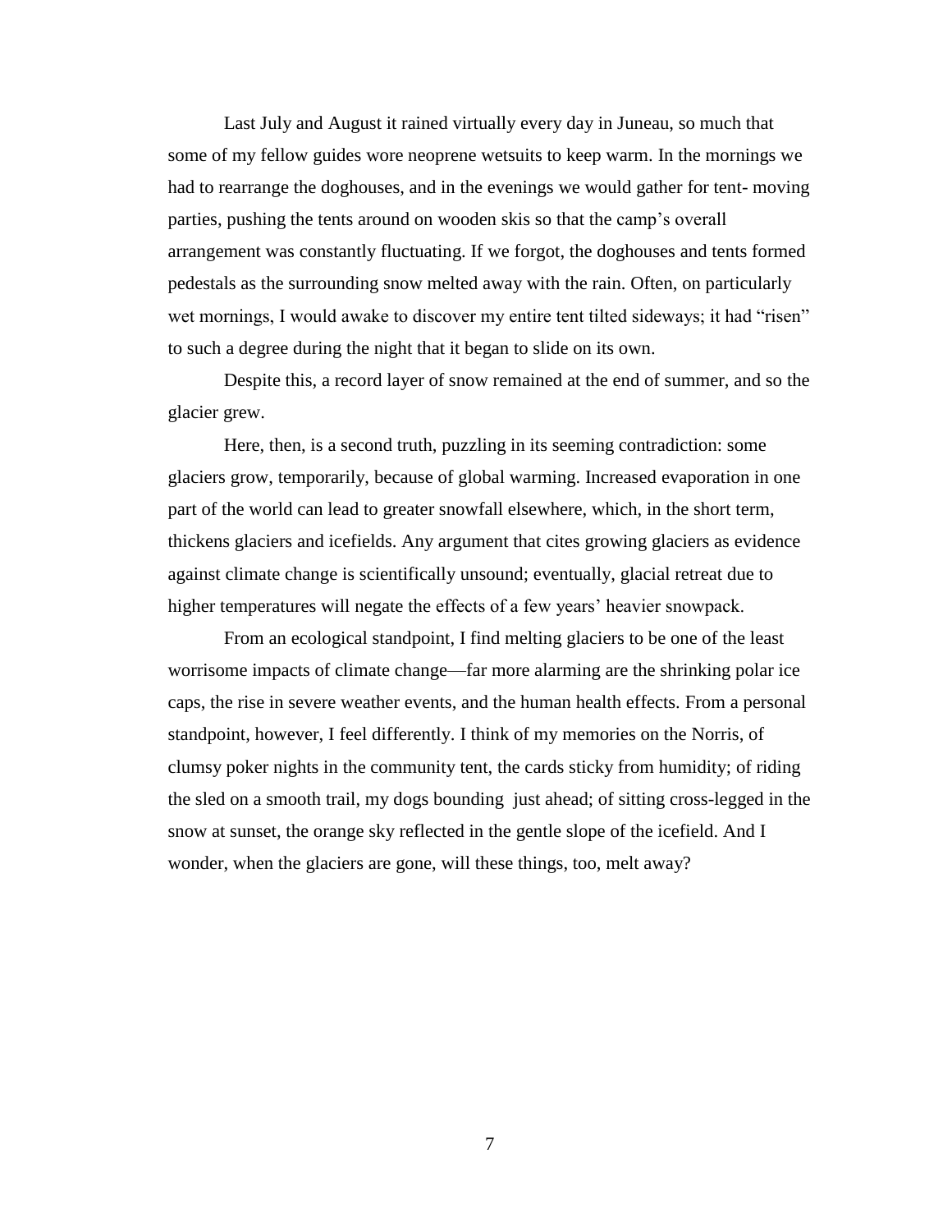Last July and August it rained virtually every day in Juneau, so much that some of my fellow guides wore neoprene wetsuits to keep warm. In the mornings we had to rearrange the doghouses, and in the evenings we would gather for tent- moving parties, pushing the tents around on wooden skis so that the camp's overall arrangement was constantly fluctuating. If we forgot, the doghouses and tents formed pedestals as the surrounding snow melted away with the rain. Often, on particularly wet mornings, I would awake to discover my entire tent tilted sideways; it had "risen" to such a degree during the night that it began to slide on its own.

Despite this, a record layer of snow remained at the end of summer, and so the glacier grew.

Here, then, is a second truth, puzzling in its seeming contradiction: some glaciers grow, temporarily, because of global warming. Increased evaporation in one part of the world can lead to greater snowfall elsewhere, which, in the short term, thickens glaciers and icefields. Any argument that cites growing glaciers as evidence against climate change is scientifically unsound; eventually, glacial retreat due to higher temperatures will negate the effects of a few years' heavier snowpack.

From an ecological standpoint, I find melting glaciers to be one of the least worrisome impacts of climate change—far more alarming are the shrinking polar ice caps, the rise in severe weather events, and the human health effects. From a personal standpoint, however, I feel differently. I think of my memories on the Norris, of clumsy poker nights in the community tent, the cards sticky from humidity; of riding the sled on a smooth trail, my dogs bounding just ahead; of sitting cross-legged in the snow at sunset, the orange sky reflected in the gentle slope of the icefield. And I wonder, when the glaciers are gone, will these things, too, melt away?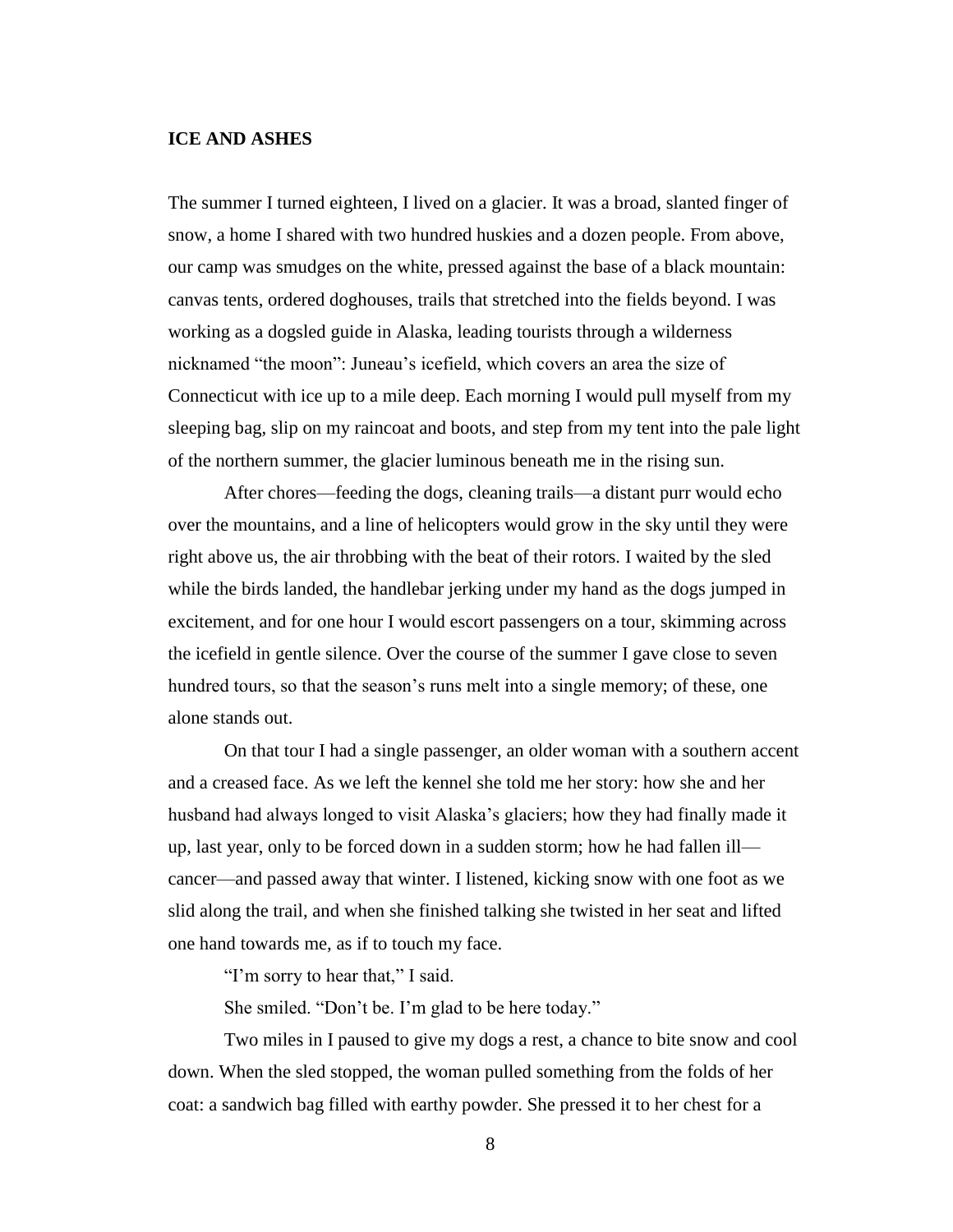## ICE AND ASHES

The summer I turned eighteen, I lived on a glacier. It was a broad, slanted finger of snow, a home I shared with two hundred huskies and a dozen people. From above, our camp was smudges on the white, pressed against the base of a black mountain: canvas tents, ordered doghouses, trails that stretched into the fields beyond. I was working as a dogsled guide in Alaska, leading tourists through a wilderness nicknamed "the moon": Juneau's icefield, which covers an area the size of Connecticut with ice up to a mile deep. Each morning I would pull myself from my sleeping bag, slip on my raincoat and boots, and step from my tent into the pale light of the northern summer, the glacier luminous beneath me in the rising sun.

After chores—feeding the dogs, cleaning trails—a distant purr would echo over the mountains, and a line of helicopters would grow in the sky until they were right above us, the air throbbing with the beat of their rotors. I waited by the sled while the birds landed, the handlebar jerking under my hand as the dogs jumped in excitement, and for one hour I would escort passengers on a tour, skimming across the icefield in gentle silence. Over the course of the summer I gave close to seven hundred tours, so that the season's runs melt into a single memory; of these, one alone stands out.

On that tour I had a single passenger, an older woman with a southern accent and a creased face. As we left the kennel she told me her story: how she and her husband had always longed to visit Alaska's glaciers; how they had finally made it up, last year, only to be forced down in a sudden storm; how he had fallen ill—cancer—and passed away that winter. I listened, kicking snow with one foot as we slid along the trail, and when she finished talking she twisted in her seat and lifted one hand towards me, as if to touch my face.

"I'm sorry to hear that," I said.

She smiled. "Don't be. I'm glad to be here today."

Two miles in I paused to give my dogs a rest, a chance to bite snow and cool down. When the sled stopped, the woman pulled something from the folds of her coat: a sandwich bag filled with earthy powder. She pressed it to her chest for a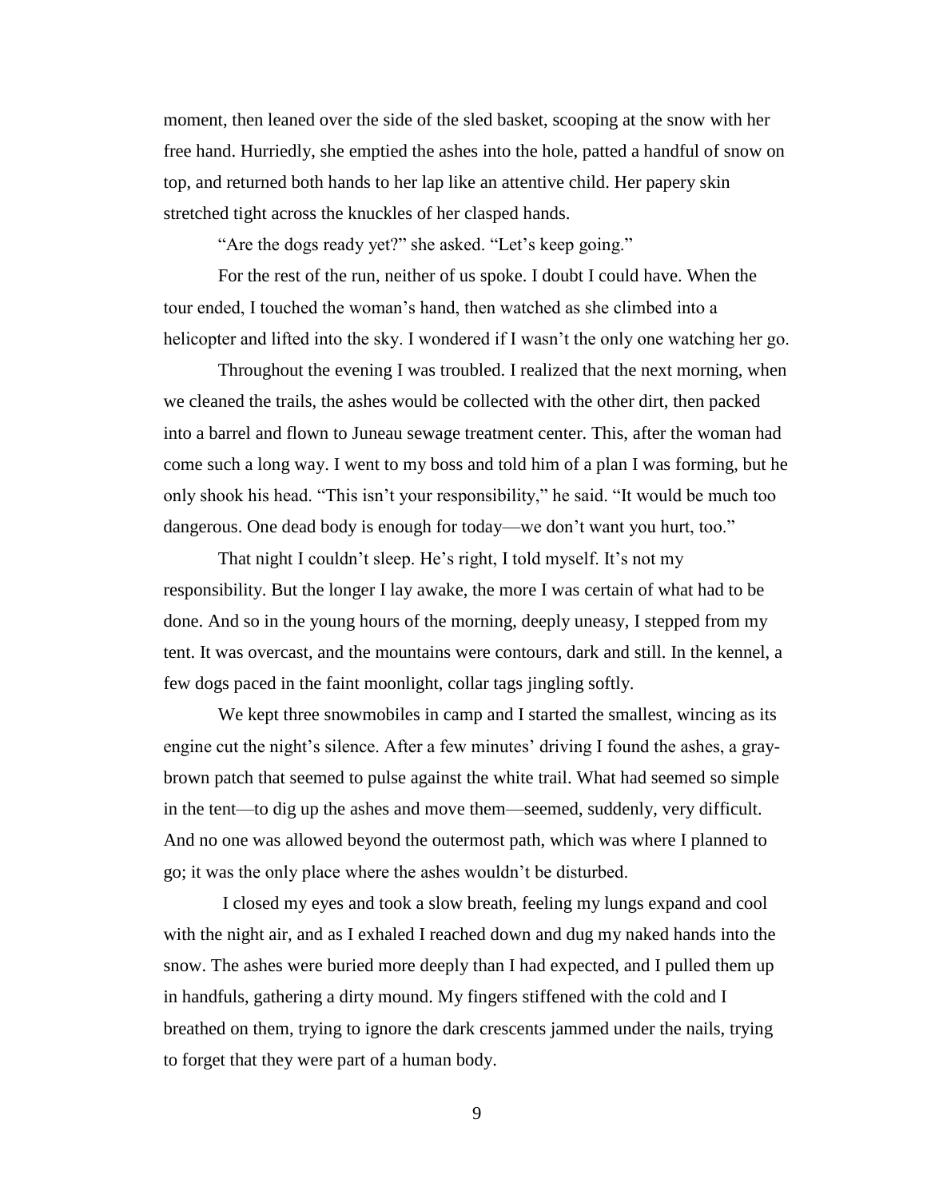moment, then leaned over the side of the sled basket, scooping at the snow with her free hand. Hurriedly, she emptied the ashes into the hole, patted a handful of snow on top, and returned both hands to her lap like an attentive child. Her papery skin stretched tight across the knuckles of her clasped hands.

"Are the dogs ready yet?" she asked. "Let's keep going."

For the rest of the run, neither of us spoke. I doubt I could have. When the tour ended, I touched the woman's hand, then watched as she climbed into a helicopter and lifted into the sky. I wondered if I wasn't the only one watching her go.

Throughout the evening I was troubled. I realized that the next morning, when we cleaned the trails, the ashes would be collected with the other dirt, then packed into a barrel and flown to Juneau sewage treatment center. This, after the woman had come such a long way. I went to my boss and told him of a plan I was forming, but he only shook his head. "This isn't your responsibility," he said. "It would be much too dangerous. One dead body is enough for today—we don't want you hurt, too."

That night I couldn't sleep. He's right, I told myself. It's not my responsibility. But the longer I lay awake, the more I was certain of what had to be done. And so in the young hours of the morning, deeply uneasy, I stepped from my tent. It was overcast, and the mountains were contours, dark and still. In the kennel, a few dogs paced in the faint moonlight, collar tags jingling softly.

We kept three snowmobiles in camp and I started the smallest, wincing as its engine cut the night's silence. After a few minutes' driving I found the ashes, a gray-brown patch that seemed to pulse against the white trail. What had seemed so simple in the tent—to dig up the ashes and move them—seemed, suddenly, very difficult. And no one was allowed beyond the outermost path, which was where I planned to go; it was the only place where the ashes wouldn't be disturbed.

I closed my eyes and took a slow breath, feeling my lungs expand and cool with the night air, and as I exhaled I reached down and dug my naked hands into the snow. The ashes were buried more deeply than I had expected, and I pulled them up in handfuls, gathering a dirty mound. My fingers stiffened with the cold and I breathed on them, trying to ignore the dark crescents jammed under the nails, trying to forget that they were part of a human body.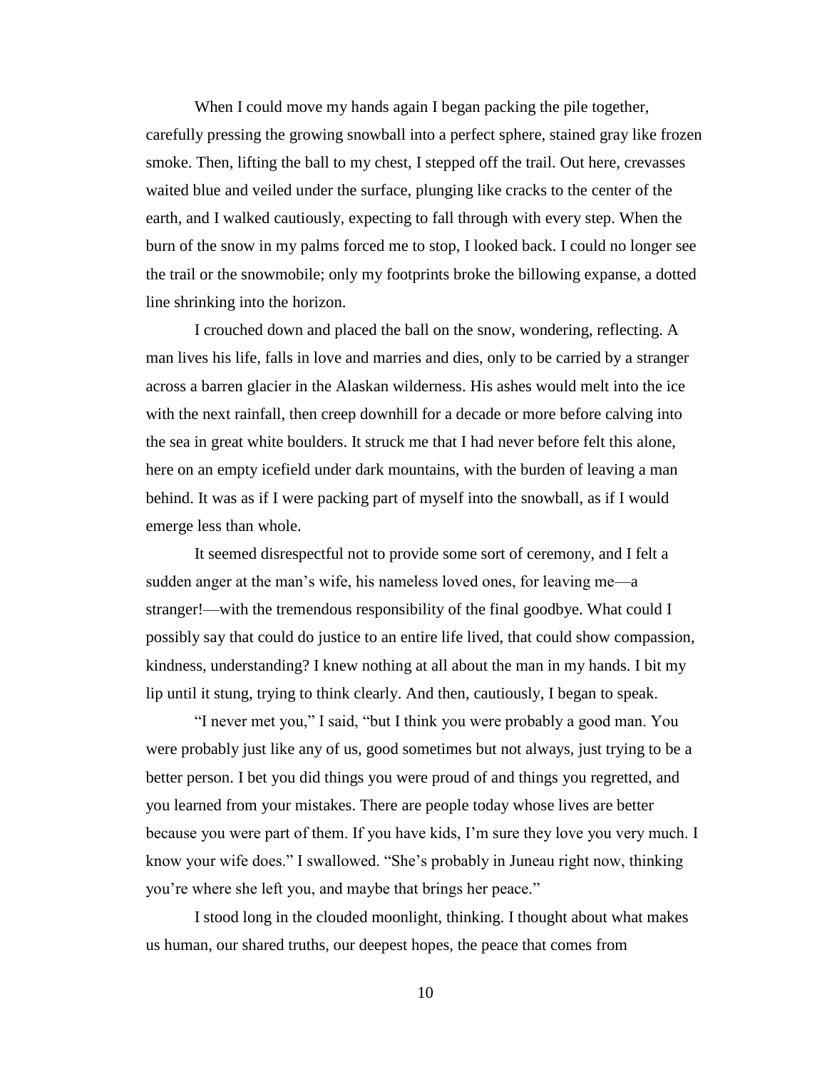When I could move my hands again I began packing the pile together, carefully pressing the growing snowball into a perfect sphere, stained gray like frozen smoke. Then, lifting the ball to my chest, I stepped off the trail. Out here, crevasses waited blue and veiled under the surface, plunging like cracks to the center of the earth, and I walked cautiously, expecting to fall through with every step. When the burn of the snow in my palms forced me to stop, I looked back. I could no longer see the trail or the snowmobile; only my footprints broke the billowing expanse, a dotted line shrinking into the horizon.

I crouched down and placed the ball on the snow, wondering, reflecting. A man lives his life, falls in love and marries and dies, only to be carried by a stranger across a barren glacier in the Alaskan wilderness. His ashes would melt into the ice with the next rainfall, then creep downhill for a decade or more before calving into the sea in great white boulders. It struck me that I had never before felt this alone, here on an empty icefield under dark mountains, with the burden of leaving a man behind. It was as if I were packing part of myself into the snowball, as if I would emerge less than whole.

It seemed disrespectful not to provide some sort of ceremony, and I felt a sudden anger at the man's wife, his nameless loved ones, for leaving me—a stranger!—with the tremendous responsibility of the final goodbye. What could I possibly say that could do justice to an entire life lived, that could show compassion, kindness, understanding? I knew nothing at all about the man in my hands. I bit my lip until it stung, trying to think clearly. And then, cautiously, I began to speak.

"I never met you," I said, "but I think you were probably a good man. You were probably just like any of us, good sometimes but not always, just trying to be a better person. I bet you did things you were proud of and things you regretted, and you learned from your mistakes. There are people today whose lives are better because you were part of them. If you have kids, I'm sure they love you very much. I know your wife does." I swallowed. "She's probably in Juneau right now, thinking you're where she left you, and maybe that brings her peace."

I stood long in the clouded moonlight, thinking. I thought about what makes us human, our shared truths, our deepest hopes, the peace that comes from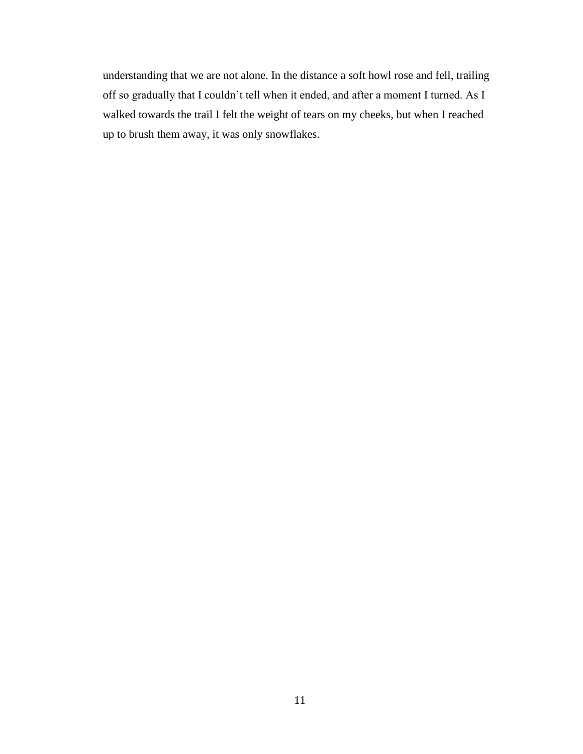understanding that we are not alone. In the distance a soft howl rose and fell, trailing off so gradually that I couldn't tell when it ended, and after a moment I turned. As I walked towards the trail I felt the weight of tears on my cheeks, but when I reached up to brush them away, it was only snowflakes.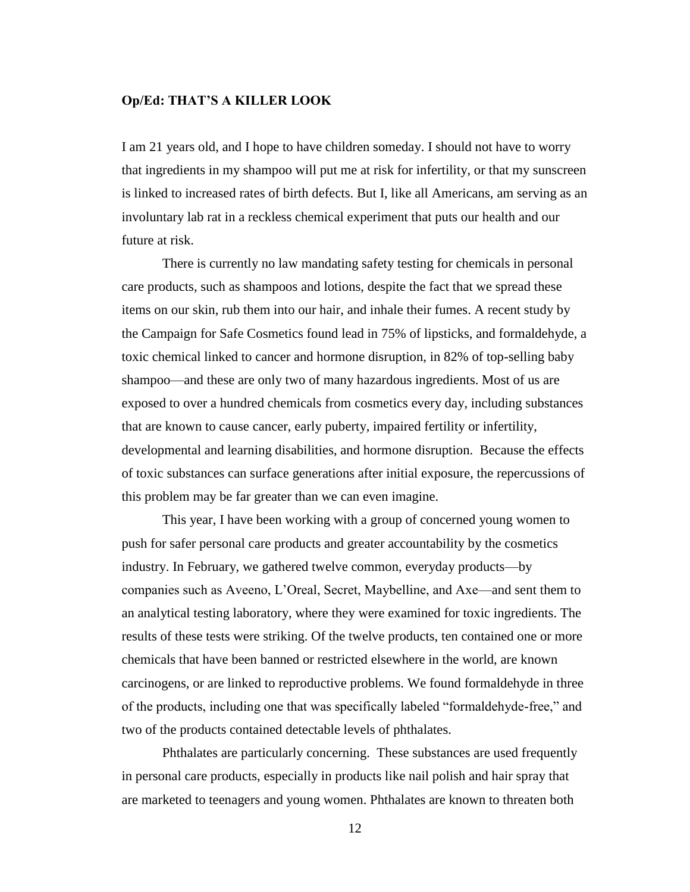**Op/Ed: THAT'S A KILLER LOOK**

I am 21 years old, and I hope to have children someday. I should not have to worry that ingredients in my shampoo will put me at risk for infertility, or that my sunscreen is linked to increased rates of birth defects. But I, like all Americans, am serving as an involuntary lab rat in a reckless chemical experiment that puts our health and our future at risk.

There is currently no law mandating safety testing for chemicals in personal care products, such as shampoos and lotions, despite the fact that we spread these items on our skin, rub them into our hair, and inhale their fumes. A recent study by the Campaign for Safe Cosmetics found lead in 75% of lipsticks, and formaldehyde, a toxic chemical linked to cancer and hormone disruption, in 82% of top-selling baby shampoo—and these are only two of many hazardous ingredients. Most of us are exposed to over a hundred chemicals from cosmetics every day, including substances that are known to cause cancer, early puberty, impaired fertility or infertility, developmental and learning disabilities, and hormone disruption. Because the effects of toxic substances can surface generations after initial exposure, the repercussions of this problem may be far greater than we can even imagine.

This year, I have been working with a group of concerned young women to push for safer personal care products and greater accountability by the cosmetics industry. In February, we gathered twelve common, everyday products—by companies such as Aveeno, L'Oreal, Secret, Maybelline, and Axe—and sent them to an analytical testing laboratory, where they were examined for toxic ingredients. The results of these tests were striking. Of the twelve products, ten contained one or more chemicals that have been banned or restricted elsewhere in the world, are known carcinogens, or are linked to reproductive problems. We found formaldehyde in three of the products, including one that was specifically labeled "formaldehyde-free," and two of the products contained detectable levels of phthalates.

Phthalates are particularly concerning. These substances are used frequently in personal care products, especially in products like nail polish and hair spray that are marketed to teenagers and young women. Phthalates are known to threaten both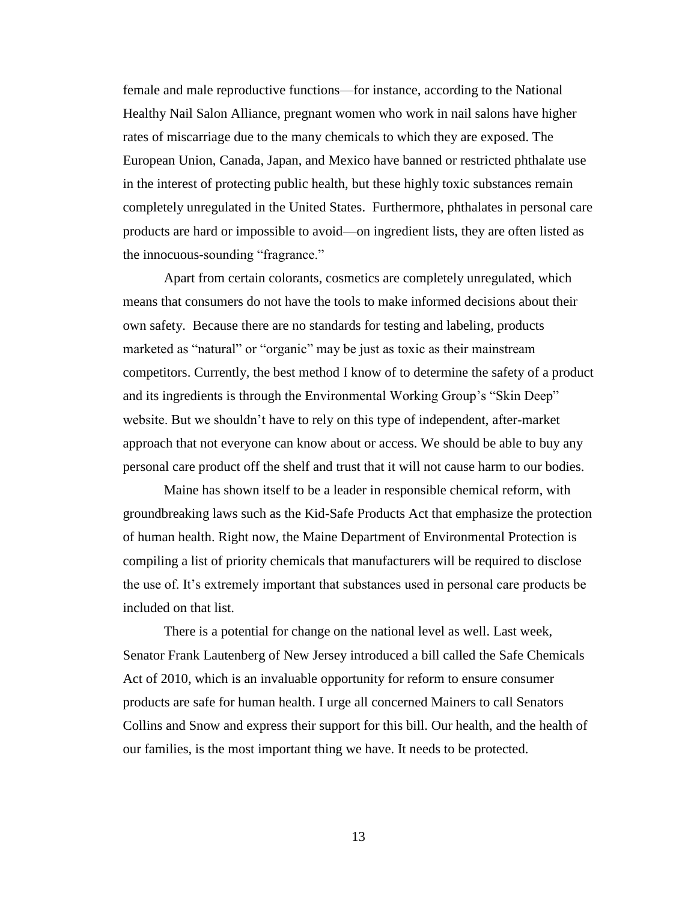female and male reproductive functions—for instance, according to the National Healthy Nail Salon Alliance, pregnant women who work in nail salons have higher rates of miscarriage due to the many chemicals to which they are exposed. The European Union, Canada, Japan, and Mexico have banned or restricted phthalate use in the interest of protecting public health, but these highly toxic substances remain completely unregulated in the United States. Furthermore, phthalates in personal care products are hard or impossible to avoid—on ingredient lists, they are often listed as the innocuous-sounding "fragrance."

Apart from certain colorants, cosmetics are completely unregulated, which means that consumers do not have the tools to make informed decisions about their own safety. Because there are no standards for testing and labeling, products marketed as "natural" or "organic" may be just as toxic as their mainstream competitors. Currently, the best method I know of to determine the safety of a product and its ingredients is through the Environmental Working Group's "Skin Deep" website. But we shouldn't have to rely on this type of independent, after-market approach that not everyone can know about or access. We should be able to buy any personal care product off the shelf and trust that it will not cause harm to our bodies.

Maine has shown itself to be a leader in responsible chemical reform, with groundbreaking laws such as the Kid-Safe Products Act that emphasize the protection of human health. Right now, the Maine Department of Environmental Protection is compiling a list of priority chemicals that manufacturers will be required to disclose the use of. It's extremely important that substances used in personal care products be included on that list.

There is a potential for change on the national level as well. Last week, Senator Frank Lautenberg of New Jersey introduced a bill called the Safe Chemicals Act of 2010, which is an invaluable opportunity for reform to ensure consumer products are safe for human health. I urge all concerned Mainers to call Senators Collins and Snow and express their support for this bill. Our health, and the health of our families, is the most important thing we have. It needs to be protected.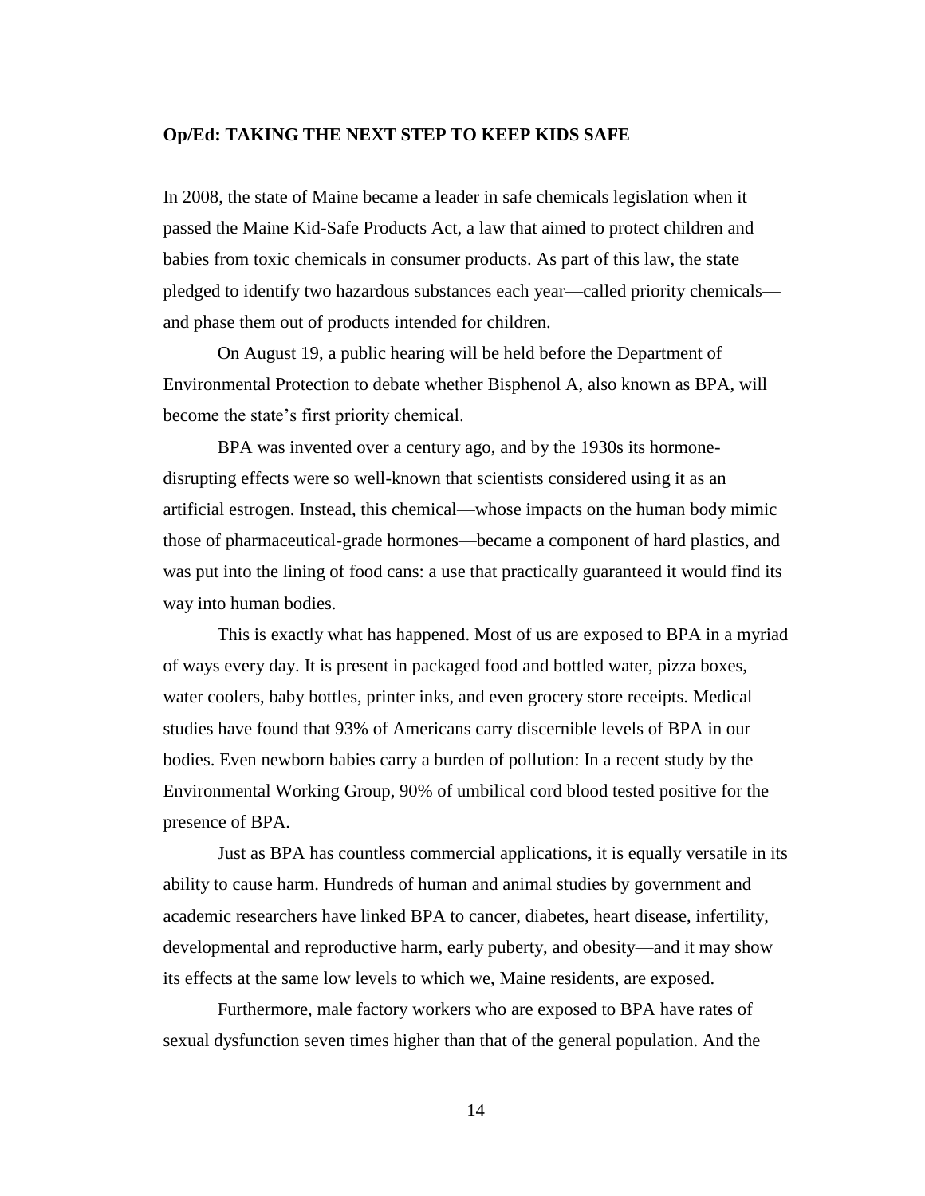**Op/Ed: TAKING THE NEXT STEP TO KEEP KIDS SAFE**

In 2008, the state of Maine became a leader in safe chemicals legislation when it passed the Maine Kid-Safe Products Act, a law that aimed to protect children and babies from toxic chemicals in consumer products. As part of this law, the state pledged to identify two hazardous substances each year—called priority chemicals—and phase them out of products intended for children.

On August 19, a public hearing will be held before the Department of Environmental Protection to debate whether Bisphenol A, also known as BPA, will become the state's first priority chemical.

BPA was invented over a century ago, and by the 1930s its hormone-disrupting effects were so well-known that scientists considered using it as an artificial estrogen. Instead, this chemical—whose impacts on the human body mimic those of pharmaceutical-grade hormones—became a component of hard plastics, and was put into the lining of food cans: a use that practically guaranteed it would find its way into human bodies.

This is exactly what has happened. Most of us are exposed to BPA in a myriad of ways every day. It is present in packaged food and bottled water, pizza boxes, water coolers, baby bottles, printer inks, and even grocery store receipts. Medical studies have found that 93% of Americans carry discernible levels of BPA in our bodies. Even newborn babies carry a burden of pollution: In a recent study by the Environmental Working Group, 90% of umbilical cord blood tested positive for the presence of BPA.

Just as BPA has countless commercial applications, it is equally versatile in its ability to cause harm. Hundreds of human and animal studies by government and academic researchers have linked BPA to cancer, diabetes, heart disease, infertility, developmental and reproductive harm, early puberty, and obesity—and it may show its effects at the same low levels to which we, Maine residents, are exposed.

Furthermore, male factory workers who are exposed to BPA have rates of sexual dysfunction seven times higher than that of the general population. And the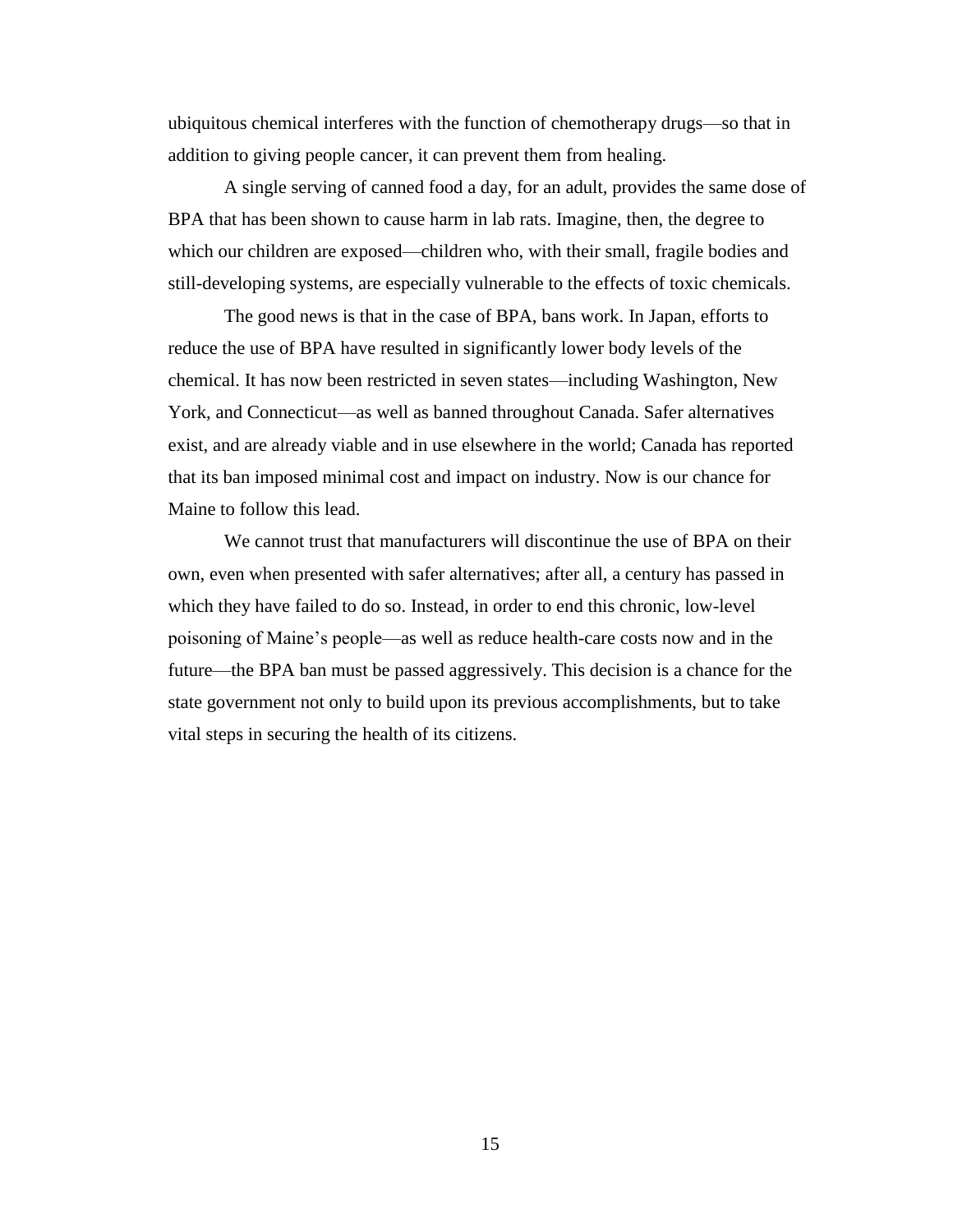ubiquitous chemical interferes with the function of chemotherapy drugs—so that in addition to giving people cancer, it can prevent them from healing.

A single serving of canned food a day, for an adult, provides the same dose of BPA that has been shown to cause harm in lab rats. Imagine, then, the degree to which our children are exposed—children who, with their small, fragile bodies and still-developing systems, are especially vulnerable to the effects of toxic chemicals.

The good news is that in the case of BPA, bans work. In Japan, efforts to reduce the use of BPA have resulted in significantly lower body levels of the chemical. It has now been restricted in seven states—including Washington, New York, and Connecticut—as well as banned throughout Canada. Safer alternatives exist, and are already viable and in use elsewhere in the world; Canada has reported that its ban imposed minimal cost and impact on industry. Now is our chance for Maine to follow this lead.

We cannot trust that manufacturers will discontinue the use of BPA on their own, even when presented with safer alternatives; after all, a century has passed in which they have failed to do so. Instead, in order to end this chronic, low-level poisoning of Maine's people—as well as reduce health-care costs now and in the future—the BPA ban must be passed aggressively. This decision is a chance for the state government not only to build upon its previous accomplishments, but to take vital steps in securing the health of its citizens.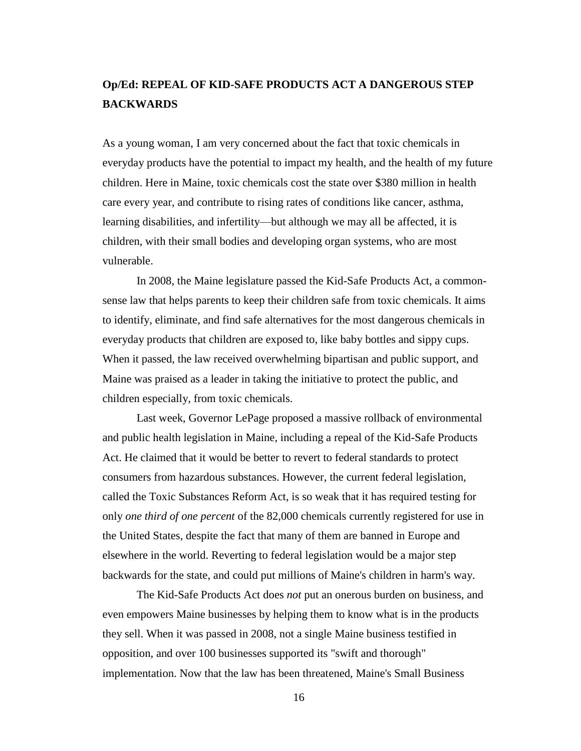## Op/Ed: REPEAL OF KID-SAFE PRODUCTS ACT A DANGEROUS STEP BACKWARDS

As a young woman, I am very concerned about the fact that toxic chemicals in everyday products have the potential to impact my health, and the health of my future children. Here in Maine, toxic chemicals cost the state over $380 million in health care every year, and contribute to rising rates of conditions like cancer, asthma, learning disabilities, and infertility—but although we may all be affected, it is children, with their small bodies and developing organ systems, who are most vulnerable.

In 2008, the Maine legislature passed the Kid-Safe Products Act, a common-sense law that helps parents to keep their children safe from toxic chemicals. It aims to identify, eliminate, and find safe alternatives for the most dangerous chemicals in everyday products that children are exposed to, like baby bottles and sippy cups. When it passed, the law received overwhelming bipartisan and public support, and Maine was praised as a leader in taking the initiative to protect the public, and children especially, from toxic chemicals.

Last week, Governor LePage proposed a massive rollback of environmental and public health legislation in Maine, including a repeal of the Kid-Safe Products Act. He claimed that it would be better to revert to federal standards to protect consumers from hazardous substances. However, the current federal legislation, called the Toxic Substances Reform Act, is so weak that it has required testing for only *one third of one percent* of the 82,000 chemicals currently registered for use in the United States, despite the fact that many of them are banned in Europe and elsewhere in the world. Reverting to federal legislation would be a major step backwards for the state, and could put millions of Maine's children in harm's way.

The Kid-Safe Products Act does *not* put an onerous burden on business, and even empowers Maine businesses by helping them to know what is in the products they sell. When it was passed in 2008, not a single Maine business testified in opposition, and over 100 businesses supported its "swift and thorough" implementation. Now that the law has been threatened, Maine's Small Business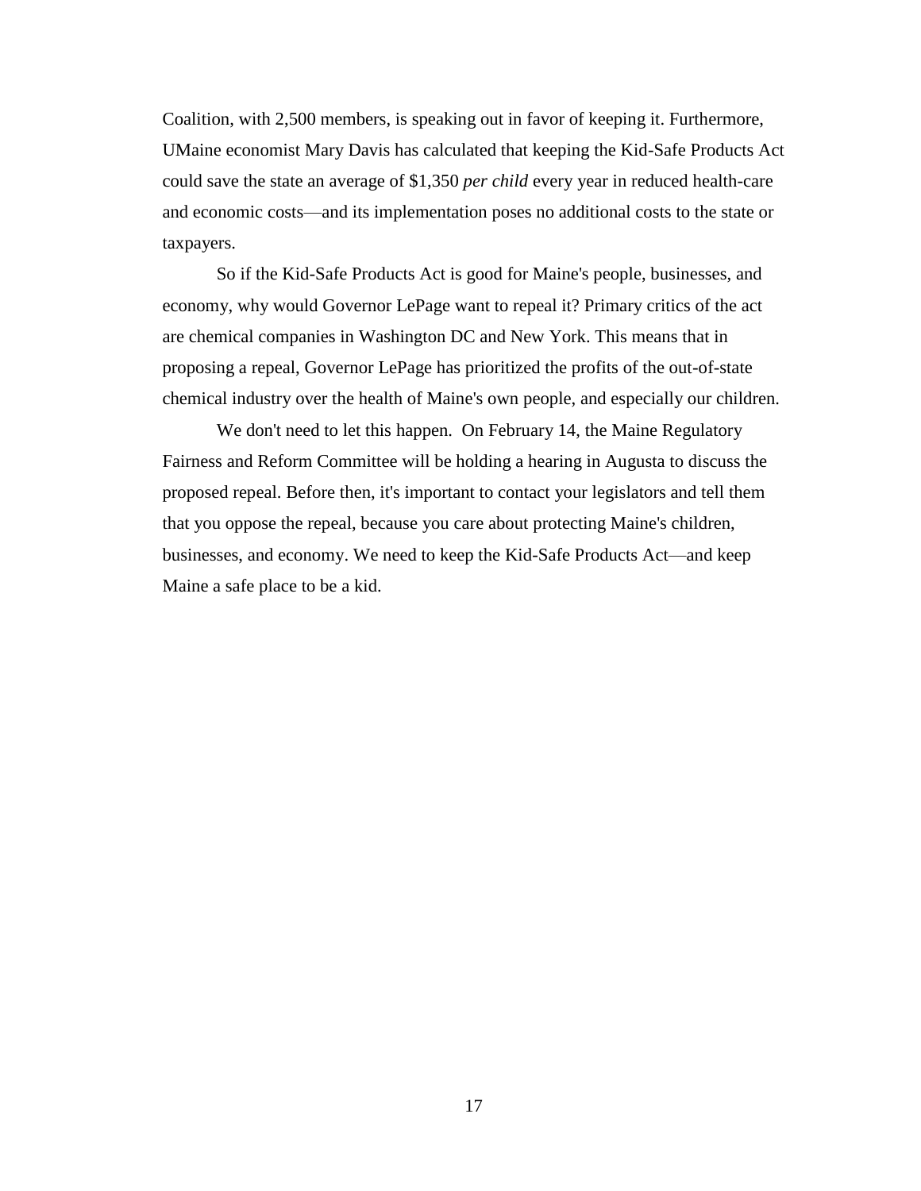Coalition, with 2,500 members, is speaking out in favor of keeping it. Furthermore, UMaine economist Mary Davis has calculated that keeping the Kid-Safe Products Act could save the state an average of $1,350 *per child* every year in reduced health-care and economic costs—and its implementation poses no additional costs to the state or taxpayers.

So if the Kid-Safe Products Act is good for Maine's people, businesses, and economy, why would Governor LePage want to repeal it? Primary critics of the act are chemical companies in Washington DC and New York. This means that in proposing a repeal, Governor LePage has prioritized the profits of the out-of-state chemical industry over the health of Maine's own people, and especially our children.

We don't need to let this happen. On February 14, the Maine Regulatory Fairness and Reform Committee will be holding a hearing in Augusta to discuss the proposed repeal. Before then, it's important to contact your legislators and tell them that you oppose the repeal, because you care about protecting Maine's children, businesses, and economy. We need to keep the Kid-Safe Products Act—and keep Maine a safe place to be a kid.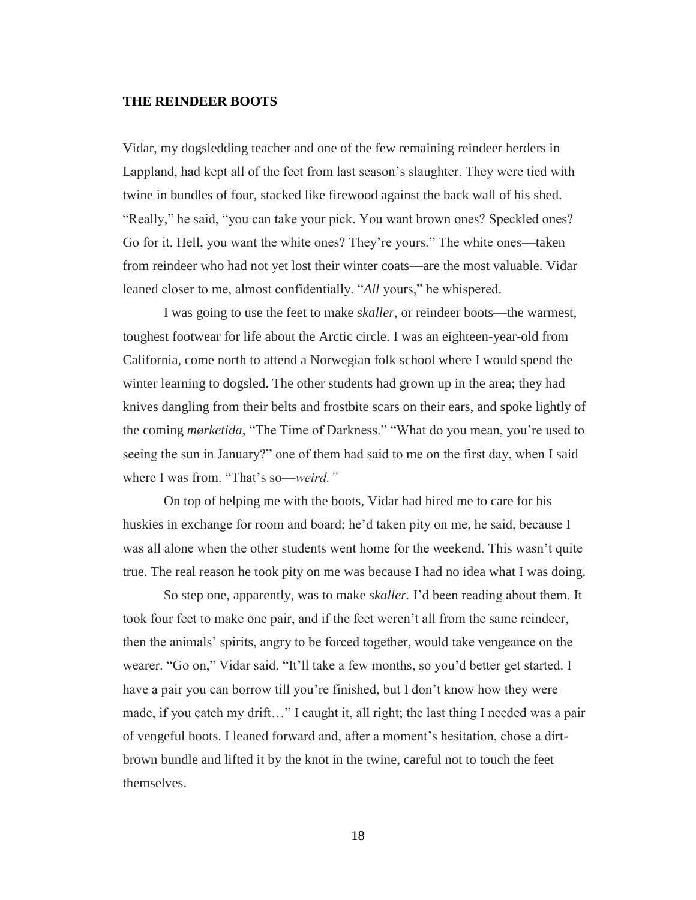**THE REINDEER BOOTS**

Vidar, my dogsledding teacher and one of the few remaining reindeer herders in Lappland, had kept all of the feet from last season's slaughter. They were tied with twine in bundles of four, stacked like firewood against the back wall of his shed. "Really," he said, "you can take your pick. You want brown ones? Speckled ones? Go for it. Hell, you want the white ones? They're yours." The white ones—taken from reindeer who had not yet lost their winter coats—are the most valuable. Vidar leaned closer to me, almost confidentially. "*All* yours," he whispered.

I was going to use the feet to make *skaller,* or reindeer boots—the warmest, toughest footwear for life about the Arctic circle. I was an eighteen-year-old from California, come north to attend a Norwegian folk school where I would spend the winter learning to dogsled. The other students had grown up in the area; they had knives dangling from their belts and frostbite scars on their ears, and spoke lightly of the coming *mørketida,* "The Time of Darkness." "What do you mean, you're used to seeing the sun in January?" one of them had said to me on the first day, when I said where I was from. "That's so—*weird."*

On top of helping me with the boots, Vidar had hired me to care for his huskies in exchange for room and board; he'd taken pity on me, he said, because I was all alone when the other students went home for the weekend. This wasn't quite true. The real reason he took pity on me was because I had no idea what I was doing.

So step one, apparently, was to make *skaller.* I'd been reading about them. It took four feet to make one pair, and if the feet weren't all from the same reindeer, then the animals' spirits, angry to be forced together, would take vengeance on the wearer. "Go on," Vidar said. "It'll take a few months, so you'd better get started. I have a pair you can borrow till you're finished, but I don't know how they were made, if you catch my drift…" I caught it, all right; the last thing I needed was a pair of vengeful boots. I leaned forward and, after a moment's hesitation, chose a dirt-brown bundle and lifted it by the knot in the twine, careful not to touch the feet themselves.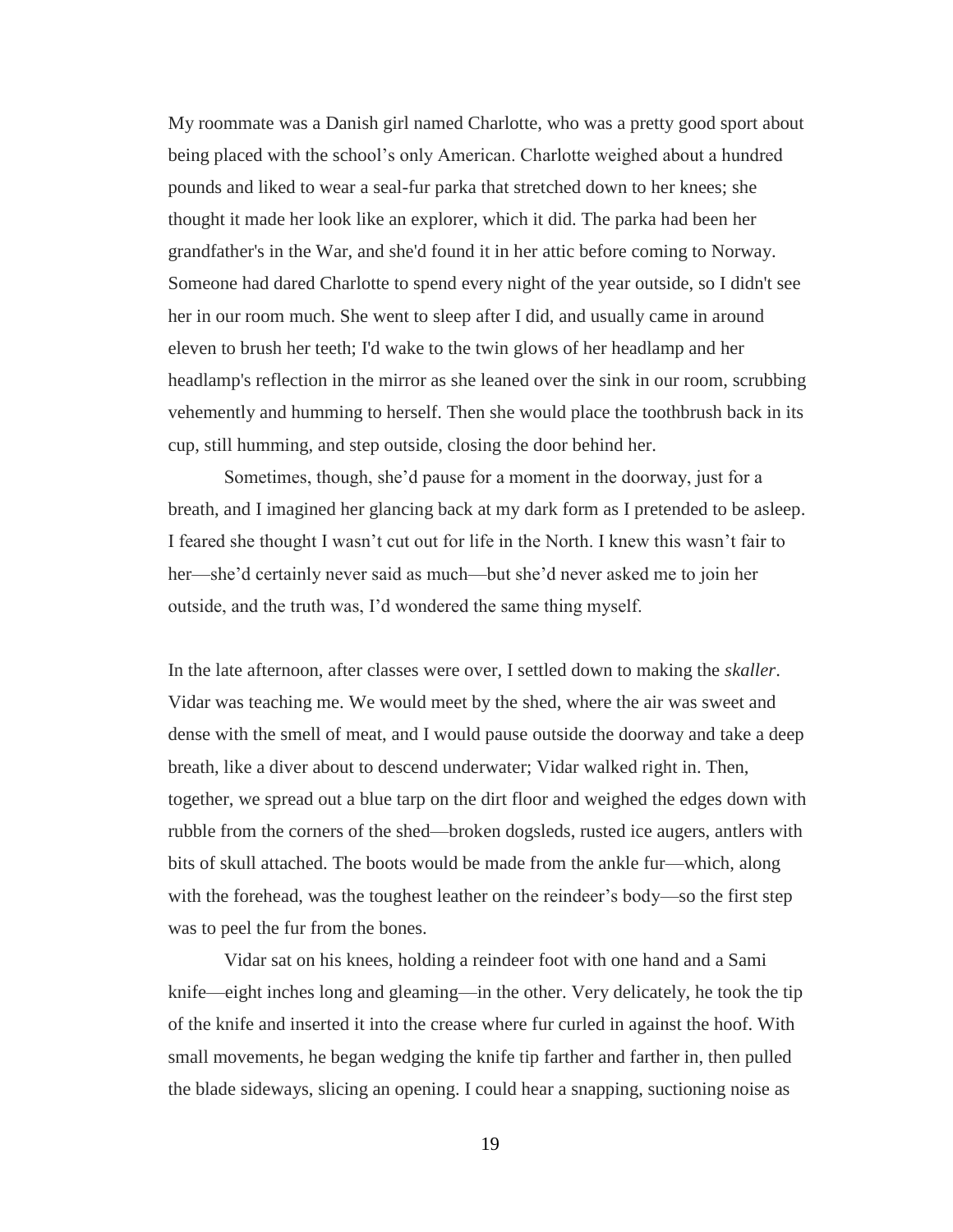My roommate was a Danish girl named Charlotte, who was a pretty good sport about being placed with the school's only American. Charlotte weighed about a hundred pounds and liked to wear a seal-fur parka that stretched down to her knees; she thought it made her look like an explorer, which it did. The parka had been her grandfather's in the War, and she'd found it in her attic before coming to Norway. Someone had dared Charlotte to spend every night of the year outside, so I didn't see her in our room much. She went to sleep after I did, and usually came in around eleven to brush her teeth; I'd wake to the twin glows of her headlamp and her headlamp's reflection in the mirror as she leaned over the sink in our room, scrubbing vehemently and humming to herself. Then she would place the toothbrush back in its cup, still humming, and step outside, closing the door behind her.

Sometimes, though, she'd pause for a moment in the doorway, just for a breath, and I imagined her glancing back at my dark form as I pretended to be asleep. I feared she thought I wasn't cut out for life in the North. I knew this wasn't fair to her—she'd certainly never said as much—but she'd never asked me to join her outside, and the truth was, I'd wondered the same thing myself.

In the late afternoon, after classes were over, I settled down to making the *skaller*. Vidar was teaching me. We would meet by the shed, where the air was sweet and dense with the smell of meat, and I would pause outside the doorway and take a deep breath, like a diver about to descend underwater; Vidar walked right in. Then, together, we spread out a blue tarp on the dirt floor and weighed the edges down with rubble from the corners of the shed—broken dogsleds, rusted ice augers, antlers with bits of skull attached. The boots would be made from the ankle fur—which, along with the forehead, was the toughest leather on the reindeer's body—so the first step was to peel the fur from the bones.

Vidar sat on his knees, holding a reindeer foot with one hand and a Sami knife—eight inches long and gleaming—in the other. Very delicately, he took the tip of the knife and inserted it into the crease where fur curled in against the hoof. With small movements, he began wedging the knife tip farther and farther in, then pulled the blade sideways, slicing an opening. I could hear a snapping, suctioning noise as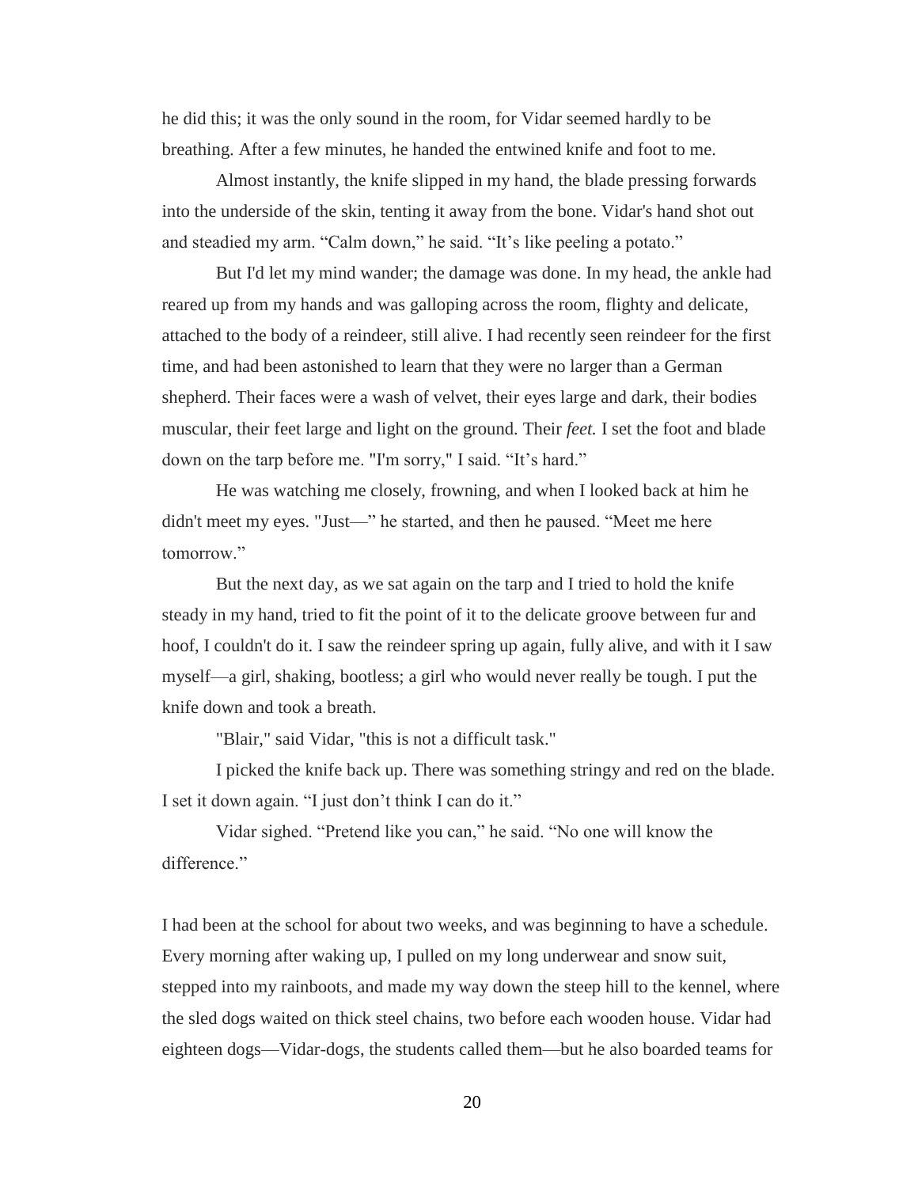he did this; it was the only sound in the room, for Vidar seemed hardly to be breathing. After a few minutes, he handed the entwined knife and foot to me.

Almost instantly, the knife slipped in my hand, the blade pressing forwards into the underside of the skin, tenting it away from the bone. Vidar's hand shot out and steadied my arm. "Calm down," he said. "It's like peeling a potato."

But I'd let my mind wander; the damage was done. In my head, the ankle had reared up from my hands and was galloping across the room, flighty and delicate, attached to the body of a reindeer, still alive. I had recently seen reindeer for the first time, and had been astonished to learn that they were no larger than a German shepherd. Their faces were a wash of velvet, their eyes large and dark, their bodies muscular, their feet large and light on the ground. Their *feet.* I set the foot and blade down on the tarp before me. "I'm sorry," I said. "It's hard."

He was watching me closely, frowning, and when I looked back at him he didn't meet my eyes. "Just—" he started, and then he paused. "Meet me here tomorrow."

But the next day, as we sat again on the tarp and I tried to hold the knife steady in my hand, tried to fit the point of it to the delicate groove between fur and hoof, I couldn't do it. I saw the reindeer spring up again, fully alive, and with it I saw myself—a girl, shaking, bootless; a girl who would never really be tough. I put the knife down and took a breath.

"Blair," said Vidar, "this is not a difficult task."

I picked the knife back up. There was something stringy and red on the blade. I set it down again. "I just don't think I can do it."

Vidar sighed. "Pretend like you can," he said. "No one will know the difference."

I had been at the school for about two weeks, and was beginning to have a schedule. Every morning after waking up, I pulled on my long underwear and snow suit, stepped into my rainboots, and made my way down the steep hill to the kennel, where the sled dogs waited on thick steel chains, two before each wooden house. Vidar had eighteen dogs—Vidar-dogs, the students called them—but he also boarded teams for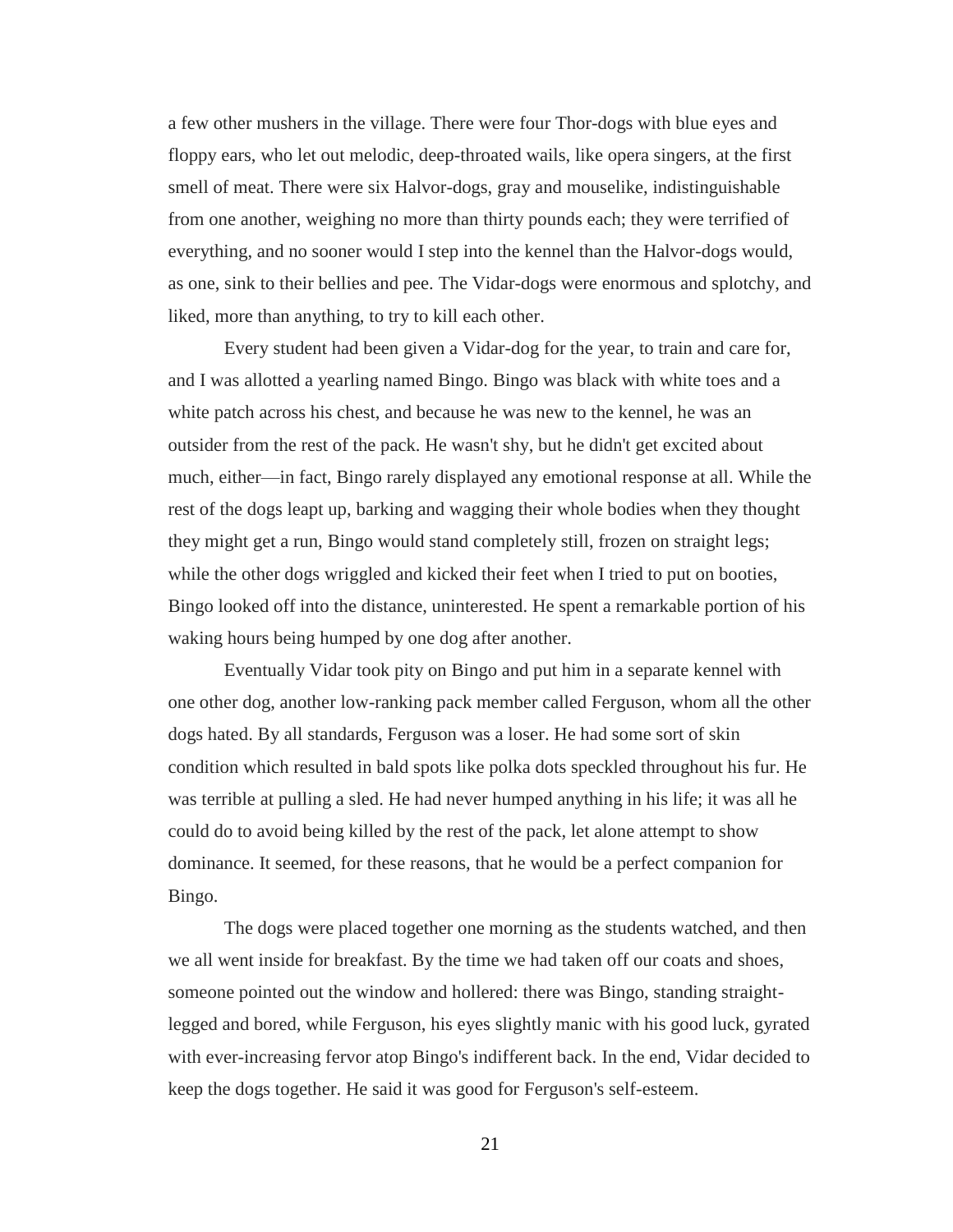a few other mushers in the village. There were four Thor-dogs with blue eyes and floppy ears, who let out melodic, deep-throated wails, like opera singers, at the first smell of meat. There were six Halvor-dogs, gray and mouselike, indistinguishable from one another, weighing no more than thirty pounds each; they were terrified of everything, and no sooner would I step into the kennel than the Halvor-dogs would, as one, sink to their bellies and pee. The Vidar-dogs were enormous and splotchy, and liked, more than anything, to try to kill each other.

Every student had been given a Vidar-dog for the year, to train and care for, and I was allotted a yearling named Bingo. Bingo was black with white toes and a white patch across his chest, and because he was new to the kennel, he was an outsider from the rest of the pack. He wasn't shy, but he didn't get excited about much, either—in fact, Bingo rarely displayed any emotional response at all. While the rest of the dogs leapt up, barking and wagging their whole bodies when they thought they might get a run, Bingo would stand completely still, frozen on straight legs; while the other dogs wriggled and kicked their feet when I tried to put on booties, Bingo looked off into the distance, uninterested. He spent a remarkable portion of his waking hours being humped by one dog after another.

Eventually Vidar took pity on Bingo and put him in a separate kennel with one other dog, another low-ranking pack member called Ferguson, whom all the other dogs hated. By all standards, Ferguson was a loser. He had some sort of skin condition which resulted in bald spots like polka dots speckled throughout his fur. He was terrible at pulling a sled. He had never humped anything in his life; it was all he could do to avoid being killed by the rest of the pack, let alone attempt to show dominance. It seemed, for these reasons, that he would be a perfect companion for Bingo.

The dogs were placed together one morning as the students watched, and then we all went inside for breakfast. By the time we had taken off our coats and shoes, someone pointed out the window and hollered: there was Bingo, standing straight-legged and bored, while Ferguson, his eyes slightly manic with his good luck, gyrated with ever-increasing fervor atop Bingo's indifferent back. In the end, Vidar decided to keep the dogs together. He said it was good for Ferguson's self-esteem.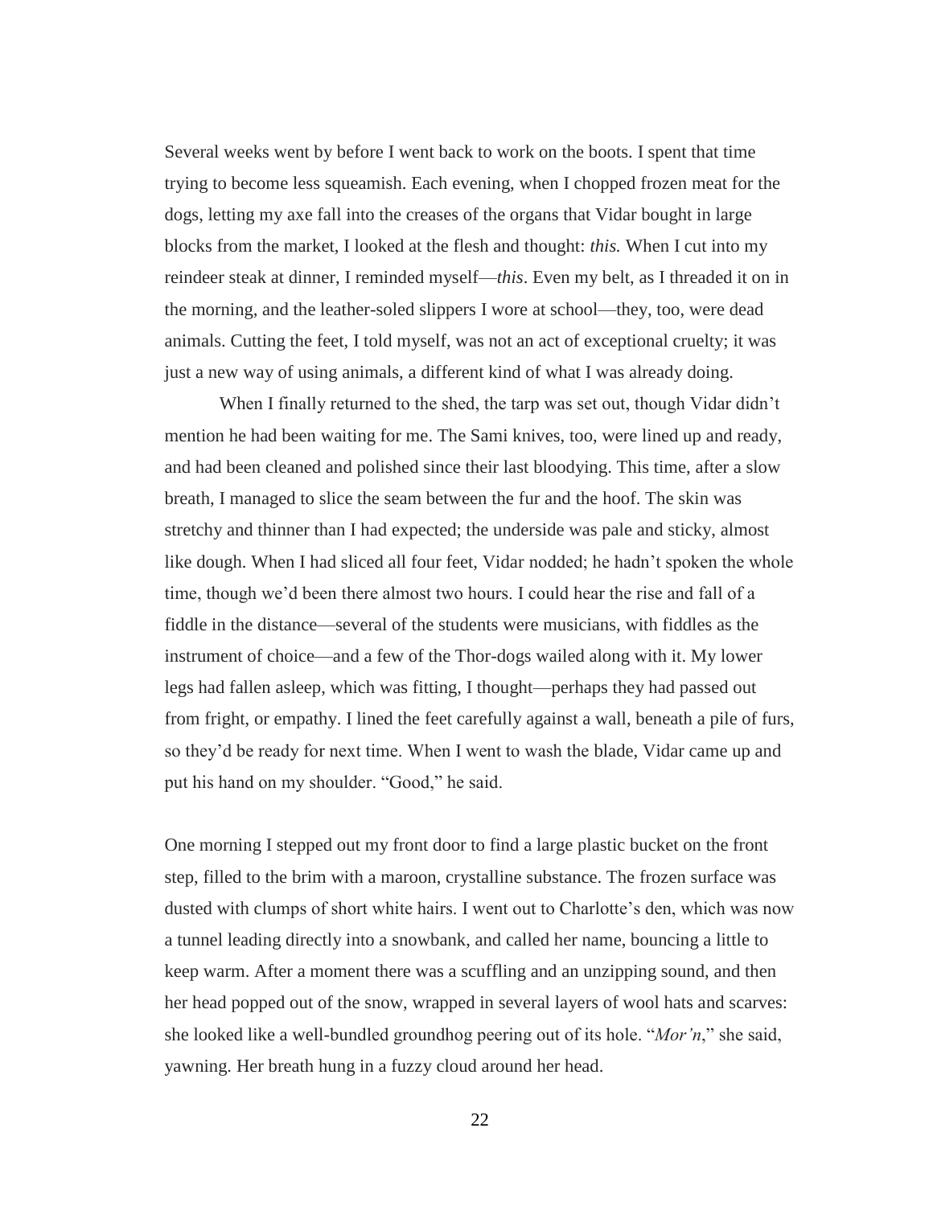Several weeks went by before I went back to work on the boots. I spent that time trying to become less squeamish. Each evening, when I chopped frozen meat for the dogs, letting my axe fall into the creases of the organs that Vidar bought in large blocks from the market, I looked at the flesh and thought: *this.* When I cut into my reindeer steak at dinner, I reminded myself—*this*. Even my belt, as I threaded it on in the morning, and the leather-soled slippers I wore at school—they, too, were dead animals. Cutting the feet, I told myself, was not an act of exceptional cruelty; it was just a new way of using animals, a different kind of what I was already doing.

When I finally returned to the shed, the tarp was set out, though Vidar didn't mention he had been waiting for me. The Sami knives, too, were lined up and ready, and had been cleaned and polished since their last bloodying. This time, after a slow breath, I managed to slice the seam between the fur and the hoof. The skin was stretchy and thinner than I had expected; the underside was pale and sticky, almost like dough. When I had sliced all four feet, Vidar nodded; he hadn't spoken the whole time, though we'd been there almost two hours. I could hear the rise and fall of a fiddle in the distance—several of the students were musicians, with fiddles as the instrument of choice—and a few of the Thor-dogs wailed along with it. My lower legs had fallen asleep, which was fitting, I thought—perhaps they had passed out from fright, or empathy. I lined the feet carefully against a wall, beneath a pile of furs, so they'd be ready for next time. When I went to wash the blade, Vidar came up and put his hand on my shoulder. "Good," he said.

One morning I stepped out my front door to find a large plastic bucket on the front step, filled to the brim with a maroon, crystalline substance. The frozen surface was dusted with clumps of short white hairs. I went out to Charlotte's den, which was now a tunnel leading directly into a snowbank, and called her name, bouncing a little to keep warm. After a moment there was a scuffling and an unzipping sound, and then her head popped out of the snow, wrapped in several layers of wool hats and scarves: she looked like a well-bundled groundhog peering out of its hole. "*Mor'n*," she said, yawning. Her breath hung in a fuzzy cloud around her head.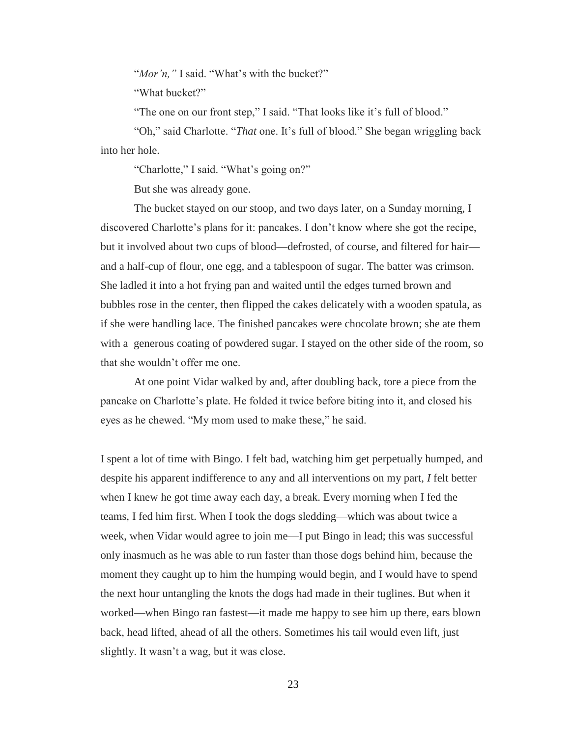"*Mor'n,"* I said. "What's with the bucket?"

"What bucket?"

"The one on our front step," I said. "That looks like it's full of blood."

"Oh," said Charlotte. "*That* one. It's full of blood." She began wriggling back into her hole.

"Charlotte," I said. "What's going on?"

But she was already gone.

The bucket stayed on our stoop, and two days later, on a Sunday morning, I discovered Charlotte's plans for it: pancakes. I don't know where she got the recipe, but it involved about two cups of blood—defrosted, of course, and filtered for hair—and a half-cup of flour, one egg, and a tablespoon of sugar. The batter was crimson. She ladled it into a hot frying pan and waited until the edges turned brown and bubbles rose in the center, then flipped the cakes delicately with a wooden spatula, as if she were handling lace. The finished pancakes were chocolate brown; she ate them with a generous coating of powdered sugar. I stayed on the other side of the room, so that she wouldn't offer me one.

At one point Vidar walked by and, after doubling back, tore a piece from the pancake on Charlotte's plate. He folded it twice before biting into it, and closed his eyes as he chewed. "My mom used to make these," he said.

I spent a lot of time with Bingo. I felt bad, watching him get perpetually humped, and despite his apparent indifference to any and all interventions on my part, *I* felt better when I knew he got time away each day, a break. Every morning when I fed the teams, I fed him first. When I took the dogs sledding—which was about twice a week, when Vidar would agree to join me—I put Bingo in lead; this was successful only inasmuch as he was able to run faster than those dogs behind him, because the moment they caught up to him the humping would begin, and I would have to spend the next hour untangling the knots the dogs had made in their tuglines. But when it worked—when Bingo ran fastest—it made me happy to see him up there, ears blown back, head lifted, ahead of all the others. Sometimes his tail would even lift, just slightly. It wasn't a wag, but it was close.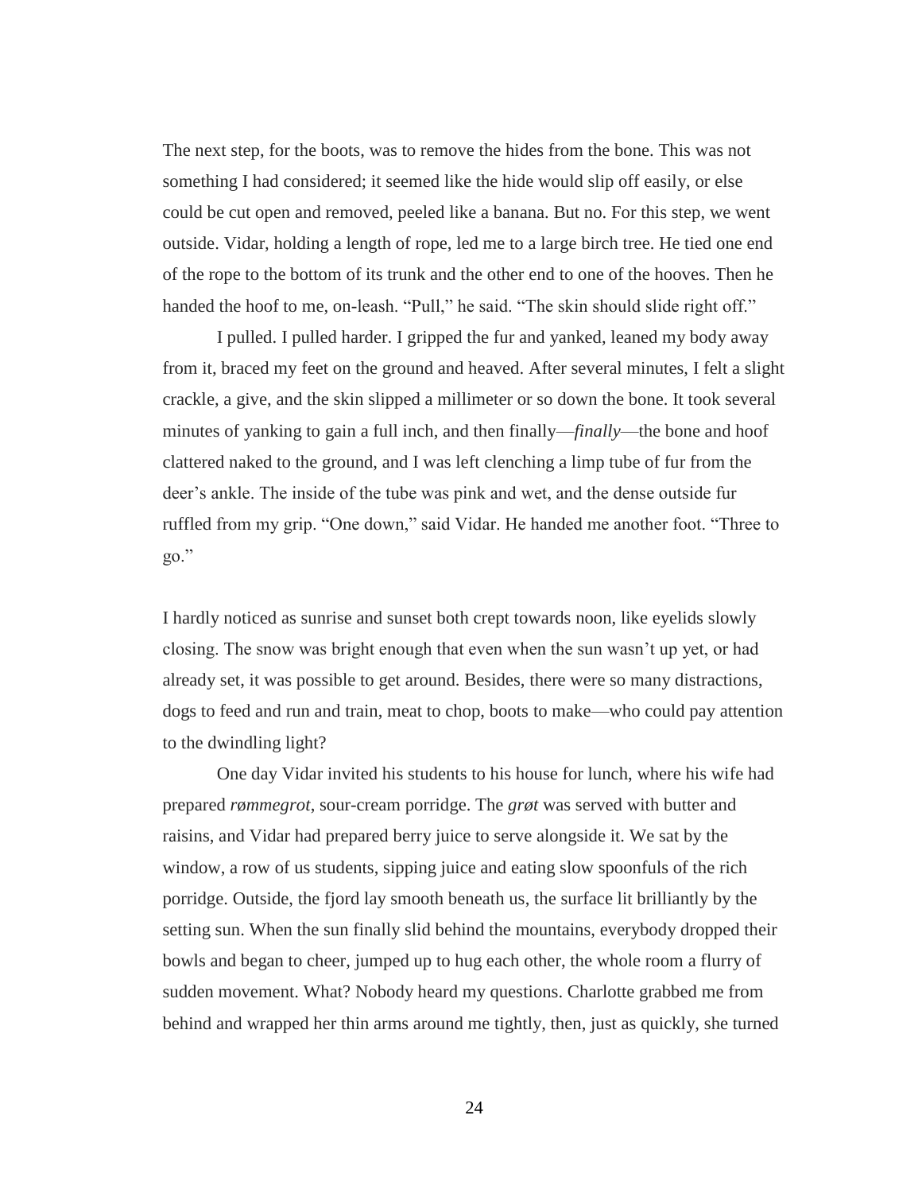The next step, for the boots, was to remove the hides from the bone. This was not something I had considered; it seemed like the hide would slip off easily, or else could be cut open and removed, peeled like a banana. But no. For this step, we went outside. Vidar, holding a length of rope, led me to a large birch tree. He tied one end of the rope to the bottom of its trunk and the other end to one of the hooves. Then he handed the hoof to me, on-leash. "Pull," he said. "The skin should slide right off."

I pulled. I pulled harder. I gripped the fur and yanked, leaned my body away from it, braced my feet on the ground and heaved. After several minutes, I felt a slight crackle, a give, and the skin slipped a millimeter or so down the bone. It took several minutes of yanking to gain a full inch, and then finally—*finally*—the bone and hoof clattered naked to the ground, and I was left clenching a limp tube of fur from the deer's ankle. The inside of the tube was pink and wet, and the dense outside fur ruffled from my grip. "One down," said Vidar. He handed me another foot. "Three to go."

I hardly noticed as sunrise and sunset both crept towards noon, like eyelids slowly closing. The snow was bright enough that even when the sun wasn't up yet, or had already set, it was possible to get around. Besides, there were so many distractions, dogs to feed and run and train, meat to chop, boots to make—who could pay attention to the dwindling light?

One day Vidar invited his students to his house for lunch, where his wife had prepared *rømmegrot*, sour-cream porridge. The *grøt* was served with butter and raisins, and Vidar had prepared berry juice to serve alongside it. We sat by the window, a row of us students, sipping juice and eating slow spoonfuls of the rich porridge. Outside, the fjord lay smooth beneath us, the surface lit brilliantly by the setting sun. When the sun finally slid behind the mountains, everybody dropped their bowls and began to cheer, jumped up to hug each other, the whole room a flurry of sudden movement. What? Nobody heard my questions. Charlotte grabbed me from behind and wrapped her thin arms around me tightly, then, just as quickly, she turned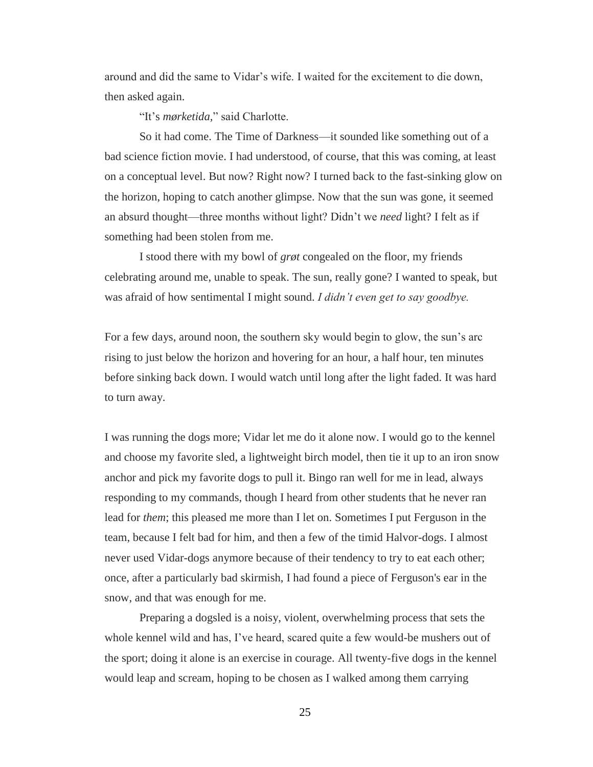around and did the same to Vidar's wife. I waited for the excitement to die down, then asked again.

"It's *mørketida,*" said Charlotte.

So it had come. The Time of Darkness—it sounded like something out of a bad science fiction movie. I had understood, of course, that this was coming, at least on a conceptual level. But now? Right now? I turned back to the fast-sinking glow on the horizon, hoping to catch another glimpse. Now that the sun was gone, it seemed an absurd thought—three months without light? Didn't we *need* light? I felt as if something had been stolen from me.

I stood there with my bowl of *grøt* congealed on the floor, my friends celebrating around me, unable to speak. The sun, really gone? I wanted to speak, but was afraid of how sentimental I might sound. *I didn't even get to say goodbye.*

For a few days, around noon, the southern sky would begin to glow, the sun's arc rising to just below the horizon and hovering for an hour, a half hour, ten minutes before sinking back down. I would watch until long after the light faded. It was hard to turn away.

I was running the dogs more; Vidar let me do it alone now. I would go to the kennel and choose my favorite sled, a lightweight birch model, then tie it up to an iron snow anchor and pick my favorite dogs to pull it. Bingo ran well for me in lead, always responding to my commands, though I heard from other students that he never ran lead for *them*; this pleased me more than I let on. Sometimes I put Ferguson in the team, because I felt bad for him, and then a few of the timid Halvor-dogs. I almost never used Vidar-dogs anymore because of their tendency to try to eat each other; once, after a particularly bad skirmish, I had found a piece of Ferguson's ear in the snow, and that was enough for me.

Preparing a dogsled is a noisy, violent, overwhelming process that sets the whole kennel wild and has, I've heard, scared quite a few would-be mushers out of the sport; doing it alone is an exercise in courage. All twenty-five dogs in the kennel would leap and scream, hoping to be chosen as I walked among them carrying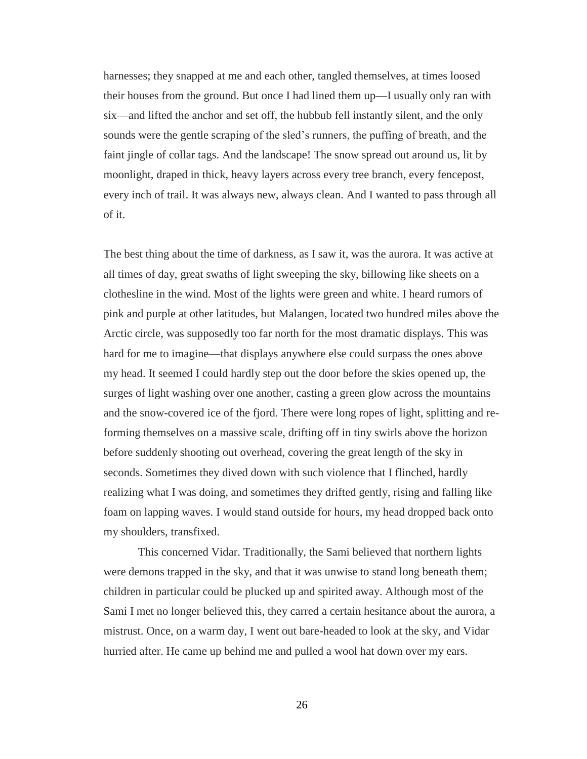harnesses; they snapped at me and each other, tangled themselves, at times loosed their houses from the ground. But once I had lined them up—I usually only ran with six—and lifted the anchor and set off, the hubbub fell instantly silent, and the only sounds were the gentle scraping of the sled's runners, the puffing of breath, and the faint jingle of collar tags. And the landscape! The snow spread out around us, lit by moonlight, draped in thick, heavy layers across every tree branch, every fencepost, every inch of trail. It was always new, always clean. And I wanted to pass through all of it.

The best thing about the time of darkness, as I saw it, was the aurora. It was active at all times of day, great swaths of light sweeping the sky, billowing like sheets on a clothesline in the wind. Most of the lights were green and white. I heard rumors of pink and purple at other latitudes, but Malangen, located two hundred miles above the Arctic circle, was supposedly too far north for the most dramatic displays. This was hard for me to imagine—that displays anywhere else could surpass the ones above my head. It seemed I could hardly step out the door before the skies opened up, the surges of light washing over one another, casting a green glow across the mountains and the snow-covered ice of the fjord. There were long ropes of light, splitting and re-forming themselves on a massive scale, drifting off in tiny swirls above the horizon before suddenly shooting out overhead, covering the great length of the sky in seconds. Sometimes they dived down with such violence that I flinched, hardly realizing what I was doing, and sometimes they drifted gently, rising and falling like foam on lapping waves. I would stand outside for hours, my head dropped back onto my shoulders, transfixed.

This concerned Vidar. Traditionally, the Sami believed that northern lights were demons trapped in the sky, and that it was unwise to stand long beneath them; children in particular could be plucked up and spirited away. Although most of the Sami I met no longer believed this, they carred a certain hesitance about the aurora, a mistrust. Once, on a warm day, I went out bare-headed to look at the sky, and Vidar hurried after. He came up behind me and pulled a wool hat down over my ears.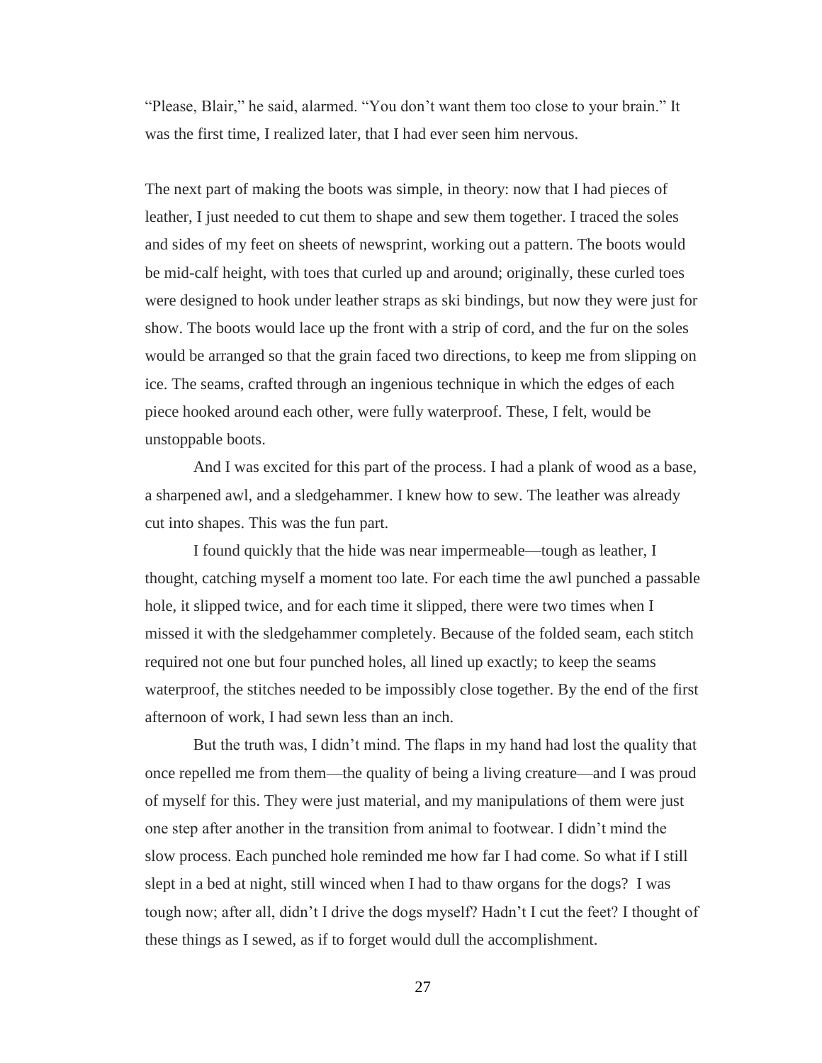"Please, Blair," he said, alarmed. "You don't want them too close to your brain." It was the first time, I realized later, that I had ever seen him nervous.

The next part of making the boots was simple, in theory: now that I had pieces of leather, I just needed to cut them to shape and sew them together. I traced the soles and sides of my feet on sheets of newsprint, working out a pattern. The boots would be mid-calf height, with toes that curled up and around; originally, these curled toes were designed to hook under leather straps as ski bindings, but now they were just for show. The boots would lace up the front with a strip of cord, and the fur on the soles would be arranged so that the grain faced two directions, to keep me from slipping on ice. The seams, crafted through an ingenious technique in which the edges of each piece hooked around each other, were fully waterproof. These, I felt, would be unstoppable boots.

And I was excited for this part of the process. I had a plank of wood as a base, a sharpened awl, and a sledgehammer. I knew how to sew. The leather was already cut into shapes. This was the fun part.

I found quickly that the hide was near impermeable—tough as leather, I thought, catching myself a moment too late. For each time the awl punched a passable hole, it slipped twice, and for each time it slipped, there were two times when I missed it with the sledgehammer completely. Because of the folded seam, each stitch required not one but four punched holes, all lined up exactly; to keep the seams waterproof, the stitches needed to be impossibly close together. By the end of the first afternoon of work, I had sewn less than an inch.

But the truth was, I didn't mind. The flaps in my hand had lost the quality that once repelled me from them—the quality of being a living creature—and I was proud of myself for this. They were just material, and my manipulations of them were just one step after another in the transition from animal to footwear. I didn't mind the slow process. Each punched hole reminded me how far I had come. So what if I still slept in a bed at night, still winced when I had to thaw organs for the dogs? I was tough now; after all, didn't I drive the dogs myself? Hadn't I cut the feet? I thought of these things as I sewed, as if to forget would dull the accomplishment.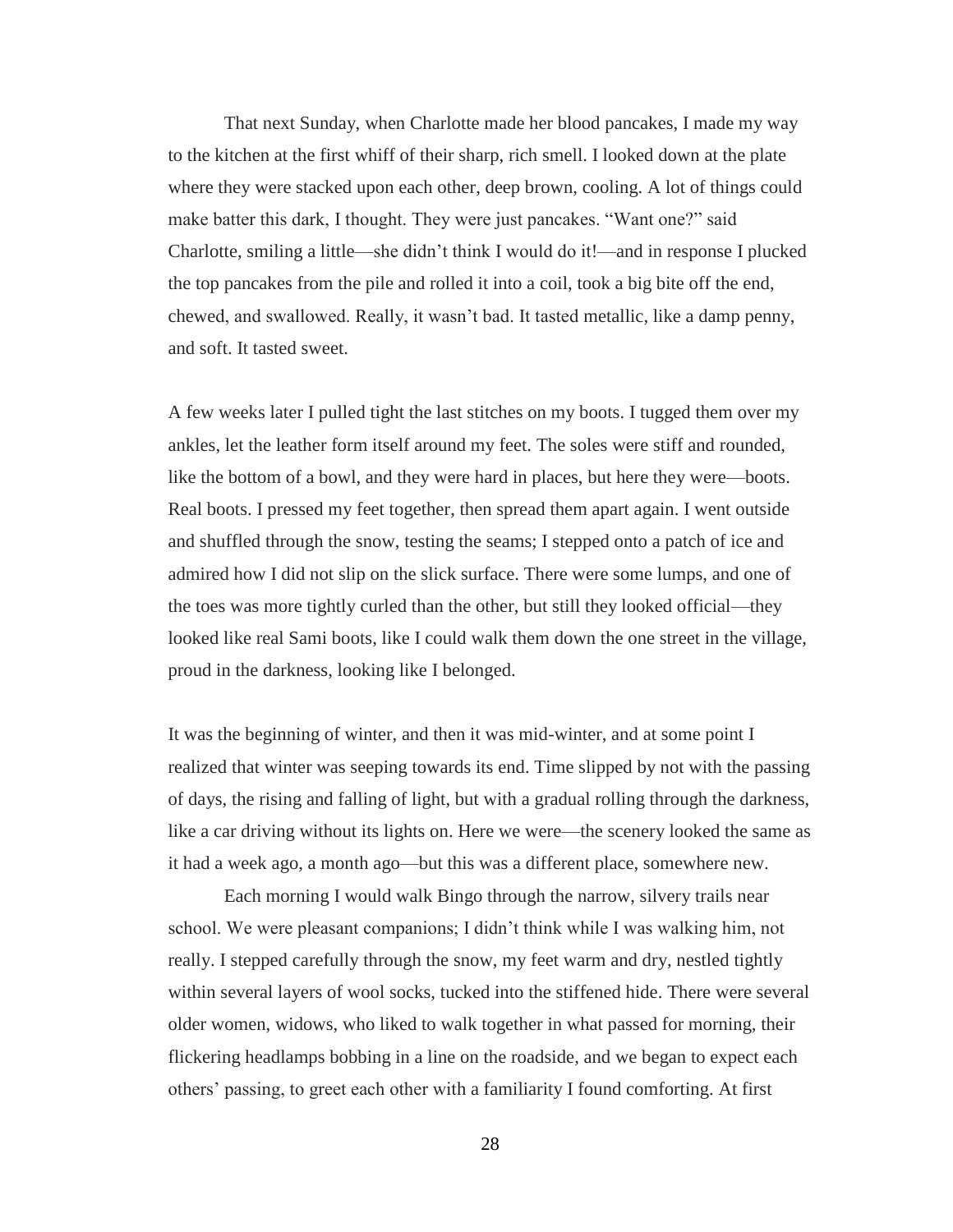That next Sunday, when Charlotte made her blood pancakes, I made my way to the kitchen at the first whiff of their sharp, rich smell. I looked down at the plate where they were stacked upon each other, deep brown, cooling. A lot of things could make batter this dark, I thought. They were just pancakes. "Want one?" said Charlotte, smiling a little—she didn't think I would do it!—and in response I plucked the top pancakes from the pile and rolled it into a coil, took a big bite off the end, chewed, and swallowed. Really, it wasn't bad. It tasted metallic, like a damp penny, and soft. It tasted sweet.

A few weeks later I pulled tight the last stitches on my boots. I tugged them over my ankles, let the leather form itself around my feet. The soles were stiff and rounded, like the bottom of a bowl, and they were hard in places, but here they were—boots. Real boots. I pressed my feet together, then spread them apart again. I went outside and shuffled through the snow, testing the seams; I stepped onto a patch of ice and admired how I did not slip on the slick surface. There were some lumps, and one of the toes was more tightly curled than the other, but still they looked official—they looked like real Sami boots, like I could walk them down the one street in the village, proud in the darkness, looking like I belonged.

It was the beginning of winter, and then it was mid-winter, and at some point I realized that winter was seeping towards its end. Time slipped by not with the passing of days, the rising and falling of light, but with a gradual rolling through the darkness, like a car driving without its lights on. Here we were—the scenery looked the same as it had a week ago, a month ago—but this was a different place, somewhere new.

Each morning I would walk Bingo through the narrow, silvery trails near school. We were pleasant companions; I didn't think while I was walking him, not really. I stepped carefully through the snow, my feet warm and dry, nestled tightly within several layers of wool socks, tucked into the stiffened hide. There were several older women, widows, who liked to walk together in what passed for morning, their flickering headlamps bobbing in a line on the roadside, and we began to expect each others' passing, to greet each other with a familiarity I found comforting. At first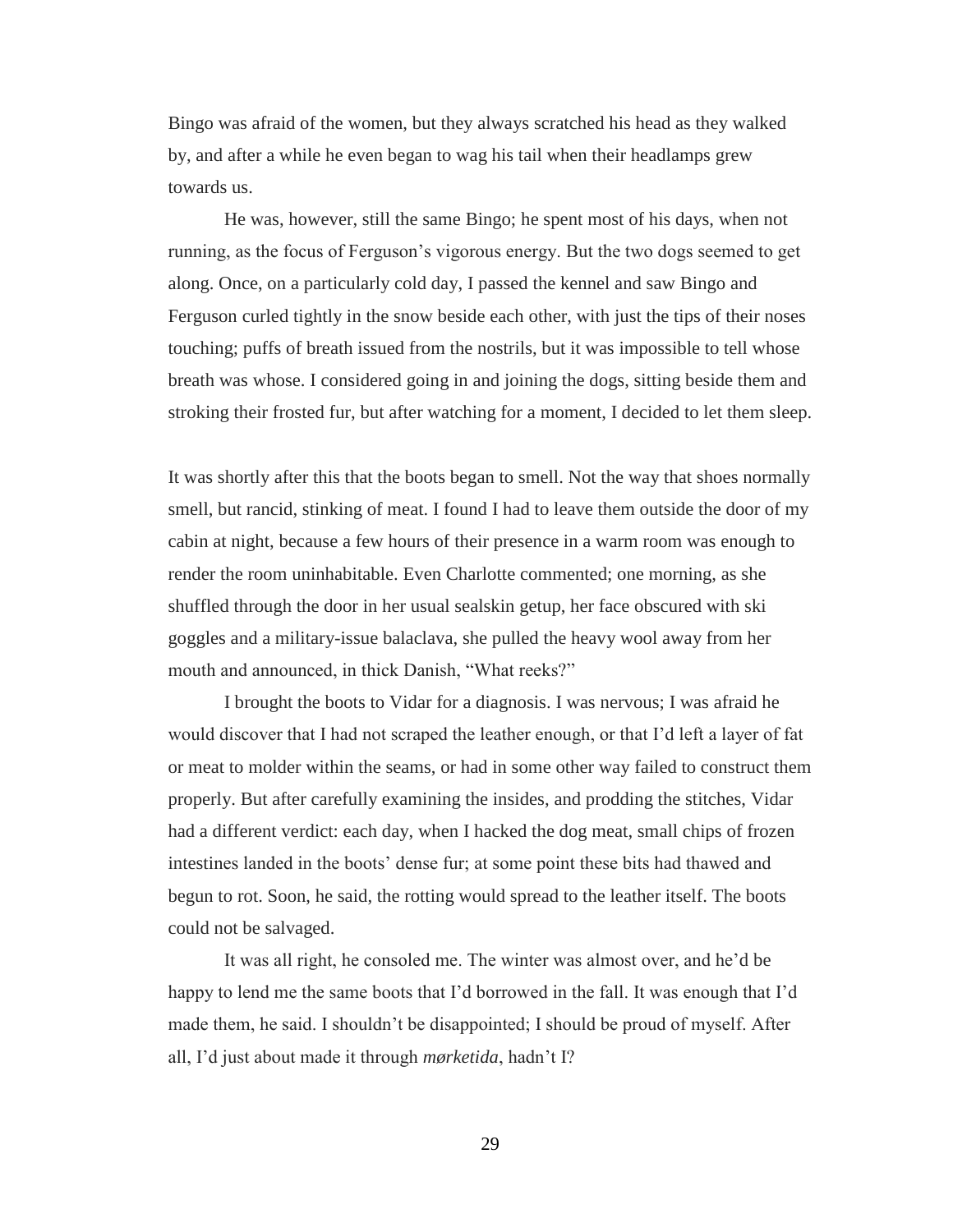Bingo was afraid of the women, but they always scratched his head as they walked by, and after a while he even began to wag his tail when their headlamps grew towards us.

He was, however, still the same Bingo; he spent most of his days, when not running, as the focus of Ferguson's vigorous energy. But the two dogs seemed to get along. Once, on a particularly cold day, I passed the kennel and saw Bingo and Ferguson curled tightly in the snow beside each other, with just the tips of their noses touching; puffs of breath issued from the nostrils, but it was impossible to tell whose breath was whose. I considered going in and joining the dogs, sitting beside them and stroking their frosted fur, but after watching for a moment, I decided to let them sleep.

It was shortly after this that the boots began to smell. Not the way that shoes normally smell, but rancid, stinking of meat. I found I had to leave them outside the door of my cabin at night, because a few hours of their presence in a warm room was enough to render the room uninhabitable. Even Charlotte commented; one morning, as she shuffled through the door in her usual sealskin getup, her face obscured with ski goggles and a military-issue balaclava, she pulled the heavy wool away from her mouth and announced, in thick Danish, "What reeks?"

I brought the boots to Vidar for a diagnosis. I was nervous; I was afraid he would discover that I had not scraped the leather enough, or that I'd left a layer of fat or meat to molder within the seams, or had in some other way failed to construct them properly. But after carefully examining the insides, and prodding the stitches, Vidar had a different verdict: each day, when I hacked the dog meat, small chips of frozen intestines landed in the boots' dense fur; at some point these bits had thawed and begun to rot. Soon, he said, the rotting would spread to the leather itself. The boots could not be salvaged.

It was all right, he consoled me. The winter was almost over, and he'd be happy to lend me the same boots that I'd borrowed in the fall. It was enough that I'd made them, he said. I shouldn't be disappointed; I should be proud of myself. After all, I'd just about made it through *mørketida*, hadn't I?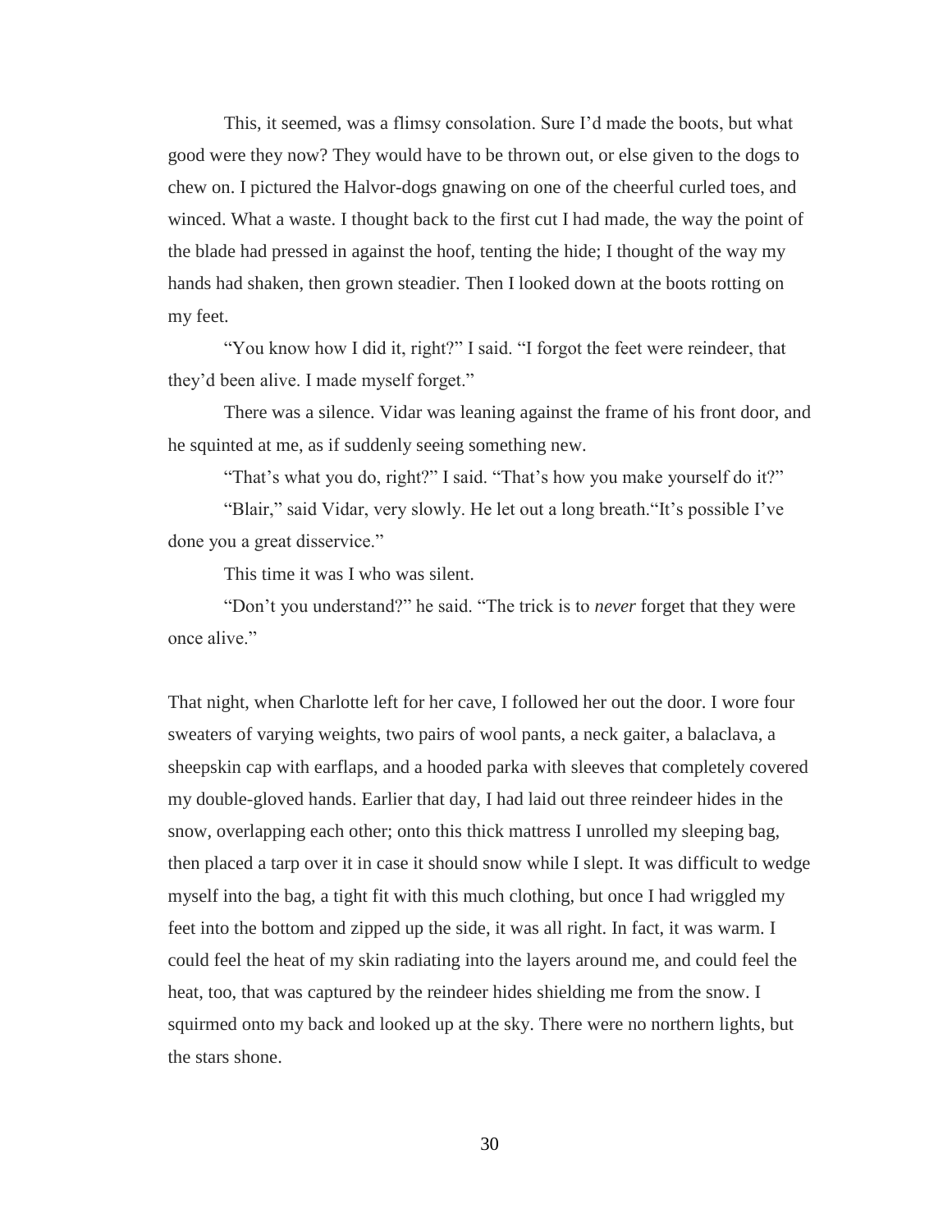This, it seemed, was a flimsy consolation. Sure I'd made the boots, but what good were they now? They would have to be thrown out, or else given to the dogs to chew on. I pictured the Halvor-dogs gnawing on one of the cheerful curled toes, and winced. What a waste. I thought back to the first cut I had made, the way the point of the blade had pressed in against the hoof, tenting the hide; I thought of the way my hands had shaken, then grown steadier. Then I looked down at the boots rotting on my feet.

"You know how I did it, right?" I said. "I forgot the feet were reindeer, that they'd been alive. I made myself forget."

There was a silence. Vidar was leaning against the frame of his front door, and he squinted at me, as if suddenly seeing something new.

"That's what you do, right?" I said. "That's how you make yourself do it?"

"Blair," said Vidar, very slowly. He let out a long breath."It's possible I've done you a great disservice."

This time it was I who was silent.

"Don't you understand?" he said. "The trick is to *never* forget that they were once alive."

That night, when Charlotte left for her cave, I followed her out the door. I wore four sweaters of varying weights, two pairs of wool pants, a neck gaiter, a balaclava, a sheepskin cap with earflaps, and a hooded parka with sleeves that completely covered my double-gloved hands. Earlier that day, I had laid out three reindeer hides in the snow, overlapping each other; onto this thick mattress I unrolled my sleeping bag, then placed a tarp over it in case it should snow while I slept. It was difficult to wedge myself into the bag, a tight fit with this much clothing, but once I had wriggled my feet into the bottom and zipped up the side, it was all right. In fact, it was warm. I could feel the heat of my skin radiating into the layers around me, and could feel the heat, too, that was captured by the reindeer hides shielding me from the snow. I squirmed onto my back and looked up at the sky. There were no northern lights, but the stars shone.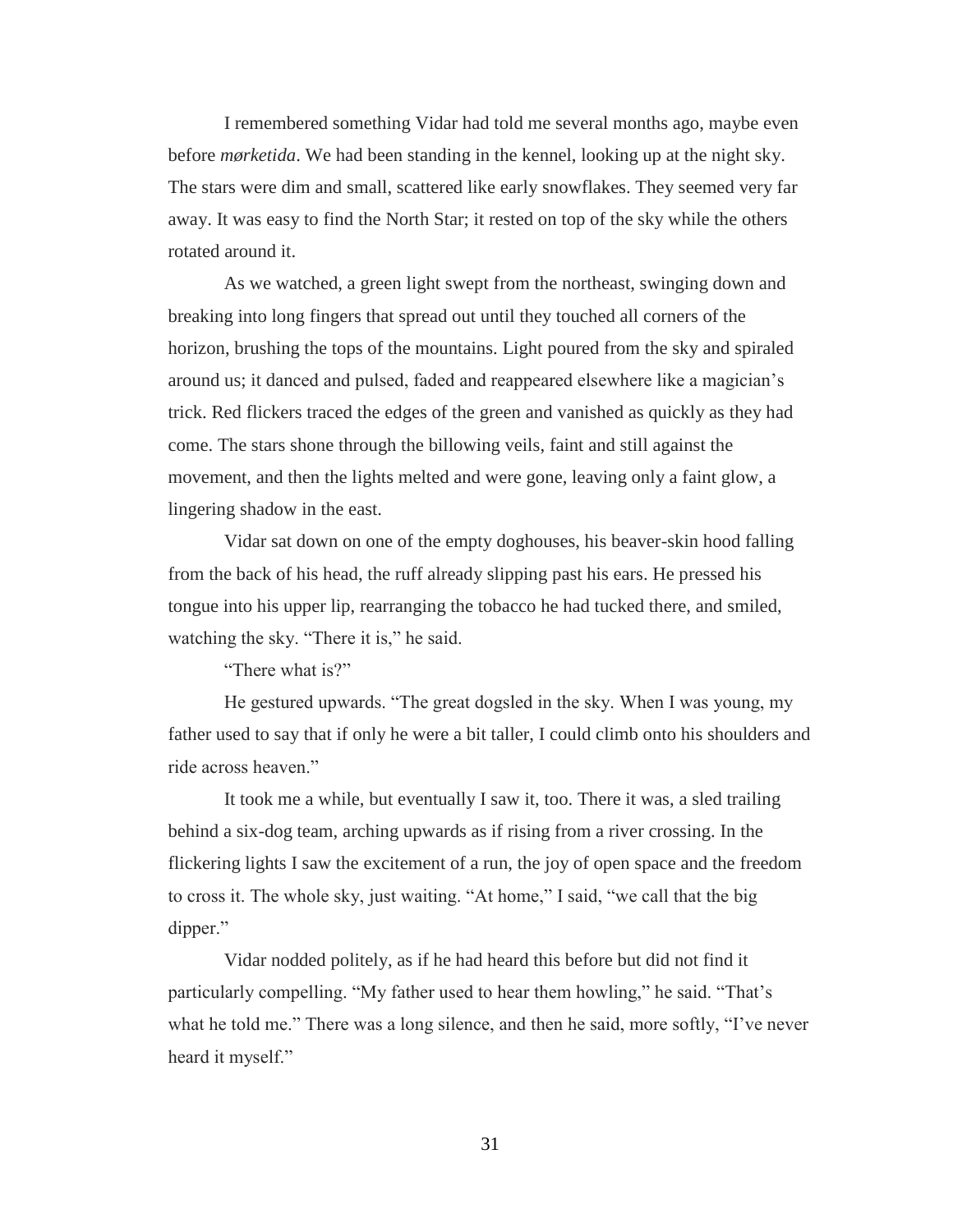I remembered something Vidar had told me several months ago, maybe even before *mørketida*. We had been standing in the kennel, looking up at the night sky. The stars were dim and small, scattered like early snowflakes. They seemed very far away. It was easy to find the North Star; it rested on top of the sky while the others rotated around it.

As we watched, a green light swept from the northeast, swinging down and breaking into long fingers that spread out until they touched all corners of the horizon, brushing the tops of the mountains. Light poured from the sky and spiraled around us; it danced and pulsed, faded and reappeared elsewhere like a magician's trick. Red flickers traced the edges of the green and vanished as quickly as they had come. The stars shone through the billowing veils, faint and still against the movement, and then the lights melted and were gone, leaving only a faint glow, a lingering shadow in the east.

Vidar sat down on one of the empty doghouses, his beaver-skin hood falling from the back of his head, the ruff already slipping past his ears. He pressed his tongue into his upper lip, rearranging the tobacco he had tucked there, and smiled, watching the sky. "There it is," he said.

"There what is?"

He gestured upwards. "The great dogsled in the sky. When I was young, my father used to say that if only he were a bit taller, I could climb onto his shoulders and ride across heaven."

It took me a while, but eventually I saw it, too. There it was, a sled trailing behind a six-dog team, arching upwards as if rising from a river crossing. In the flickering lights I saw the excitement of a run, the joy of open space and the freedom to cross it. The whole sky, just waiting. "At home," I said, "we call that the big dipper."

Vidar nodded politely, as if he had heard this before but did not find it particularly compelling. "My father used to hear them howling," he said. "That's what he told me." There was a long silence, and then he said, more softly, "I've never heard it myself."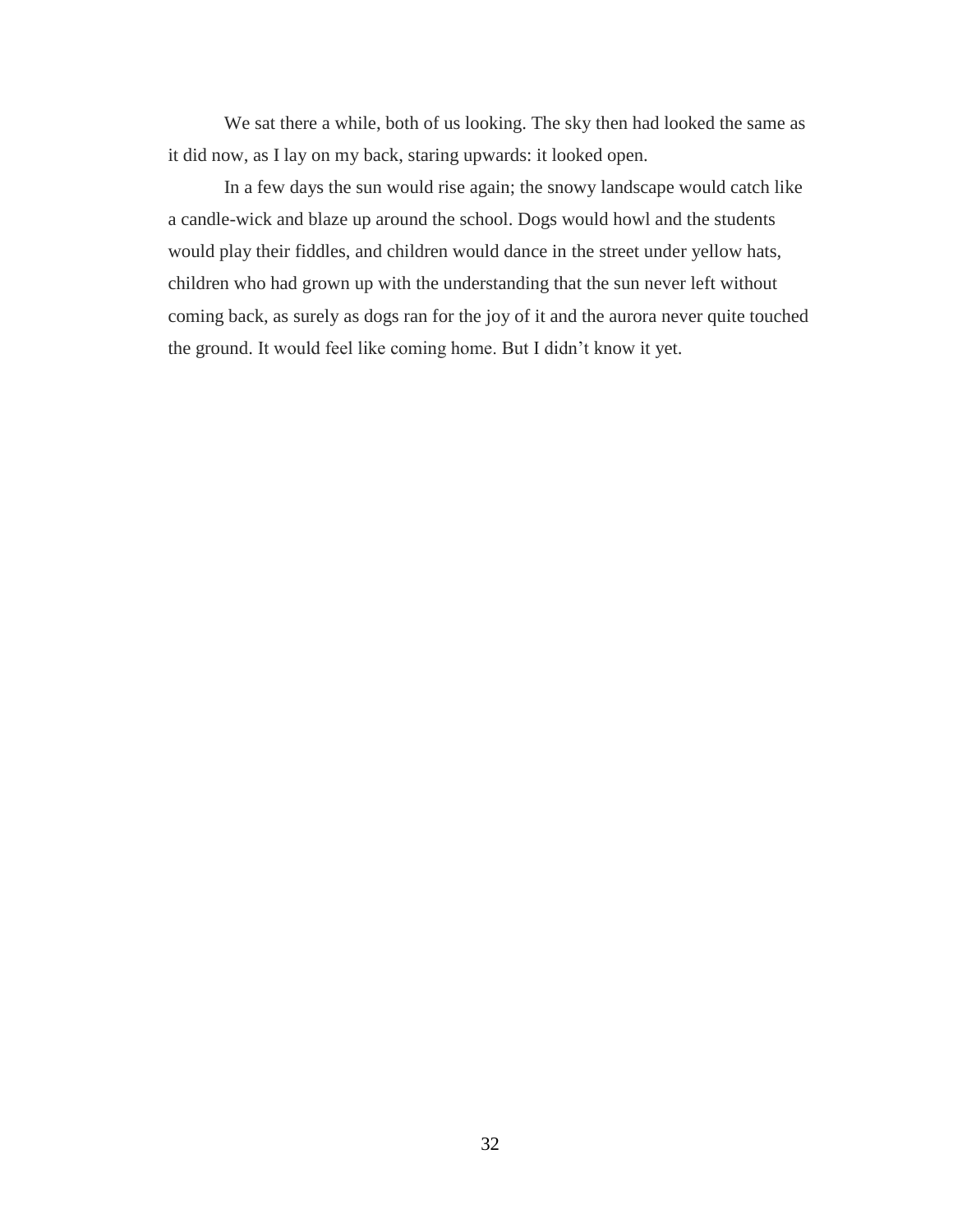We sat there a while, both of us looking. The sky then had looked the same as it did now, as I lay on my back, staring upwards: it looked open.

In a few days the sun would rise again; the snowy landscape would catch like a candle-wick and blaze up around the school. Dogs would howl and the students would play their fiddles, and children would dance in the street under yellow hats, children who had grown up with the understanding that the sun never left without coming back, as surely as dogs ran for the joy of it and the aurora never quite touched the ground. It would feel like coming home. But I didn't know it yet.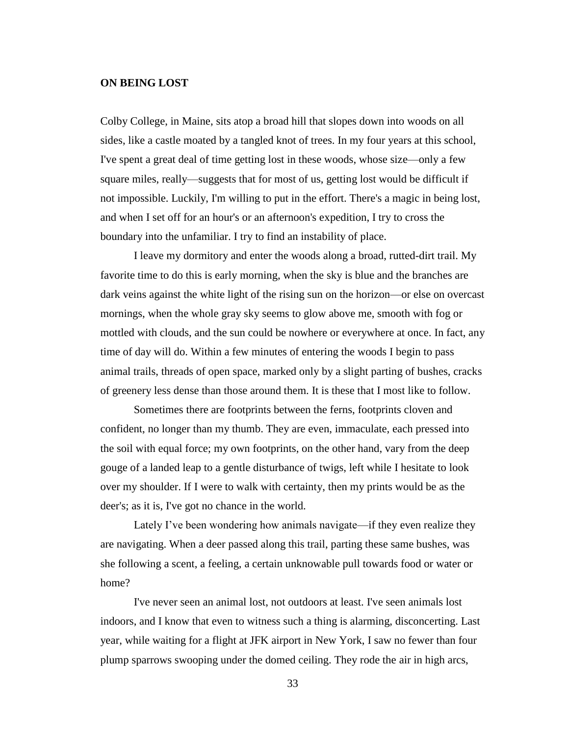**ON BEING LOST**

Colby College, in Maine, sits atop a broad hill that slopes down into woods on all sides, like a castle moated by a tangled knot of trees. In my four years at this school, I've spent a great deal of time getting lost in these woods, whose size—only a few square miles, really—suggests that for most of us, getting lost would be difficult if not impossible. Luckily, I'm willing to put in the effort. There's a magic in being lost, and when I set off for an hour's or an afternoon's expedition, I try to cross the boundary into the unfamiliar. I try to find an instability of place.

I leave my dormitory and enter the woods along a broad, rutted-dirt trail. My favorite time to do this is early morning, when the sky is blue and the branches are dark veins against the white light of the rising sun on the horizon—or else on overcast mornings, when the whole gray sky seems to glow above me, smooth with fog or mottled with clouds, and the sun could be nowhere or everywhere at once. In fact, any time of day will do. Within a few minutes of entering the woods I begin to pass animal trails, threads of open space, marked only by a slight parting of bushes, cracks of greenery less dense than those around them. It is these that I most like to follow.

Sometimes there are footprints between the ferns, footprints cloven and confident, no longer than my thumb. They are even, immaculate, each pressed into the soil with equal force; my own footprints, on the other hand, vary from the deep gouge of a landed leap to a gentle disturbance of twigs, left while I hesitate to look over my shoulder. If I were to walk with certainty, then my prints would be as the deer's; as it is, I've got no chance in the world.

Lately I've been wondering how animals navigate—if they even realize they are navigating. When a deer passed along this trail, parting these same bushes, was she following a scent, a feeling, a certain unknowable pull towards food or water or home?

I've never seen an animal lost, not outdoors at least. I've seen animals lost indoors, and I know that even to witness such a thing is alarming, disconcerting. Last year, while waiting for a flight at JFK airport in New York, I saw no fewer than four plump sparrows swooping under the domed ceiling. They rode the air in high arcs,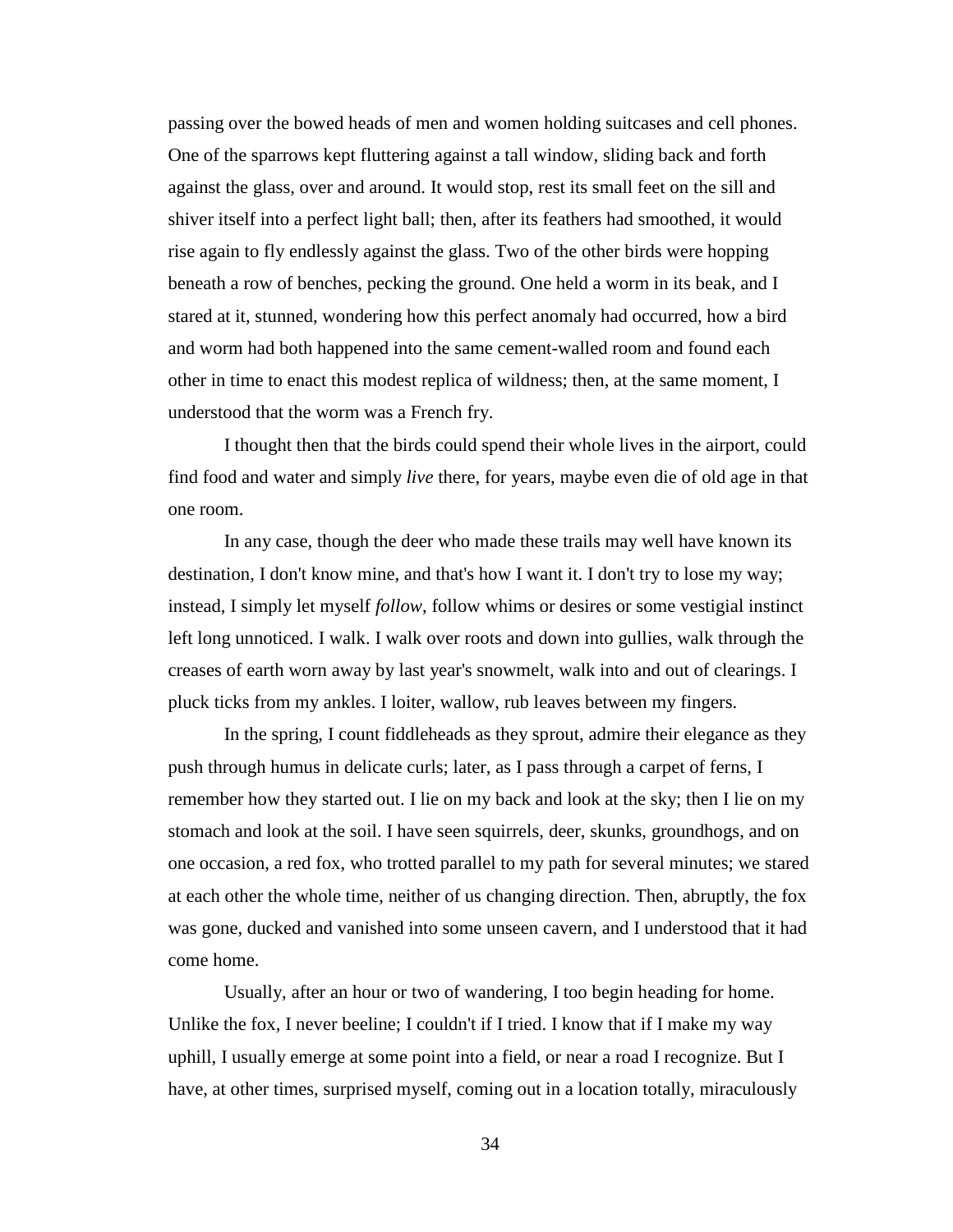passing over the bowed heads of men and women holding suitcases and cell phones. One of the sparrows kept fluttering against a tall window, sliding back and forth against the glass, over and around. It would stop, rest its small feet on the sill and shiver itself into a perfect light ball; then, after its feathers had smoothed, it would rise again to fly endlessly against the glass. Two of the other birds were hopping beneath a row of benches, pecking the ground. One held a worm in its beak, and I stared at it, stunned, wondering how this perfect anomaly had occurred, how a bird and worm had both happened into the same cement-walled room and found each other in time to enact this modest replica of wildness; then, at the same moment, I understood that the worm was a French fry.

I thought then that the birds could spend their whole lives in the airport, could find food and water and simply *live* there, for years, maybe even die of old age in that one room.

In any case, though the deer who made these trails may well have known its destination, I don't know mine, and that's how I want it. I don't try to lose my way; instead, I simply let myself *follow*, follow whims or desires or some vestigial instinct left long unnoticed. I walk. I walk over roots and down into gullies, walk through the creases of earth worn away by last year's snowmelt, walk into and out of clearings. I pluck ticks from my ankles. I loiter, wallow, rub leaves between my fingers.

In the spring, I count fiddleheads as they sprout, admire their elegance as they push through humus in delicate curls; later, as I pass through a carpet of ferns, I remember how they started out. I lie on my back and look at the sky; then I lie on my stomach and look at the soil. I have seen squirrels, deer, skunks, groundhogs, and on one occasion, a red fox, who trotted parallel to my path for several minutes; we stared at each other the whole time, neither of us changing direction. Then, abruptly, the fox was gone, ducked and vanished into some unseen cavern, and I understood that it had come home.

Usually, after an hour or two of wandering, I too begin heading for home. Unlike the fox, I never beeline; I couldn't if I tried. I know that if I make my way uphill, I usually emerge at some point into a field, or near a road I recognize. But I have, at other times, surprised myself, coming out in a location totally, miraculously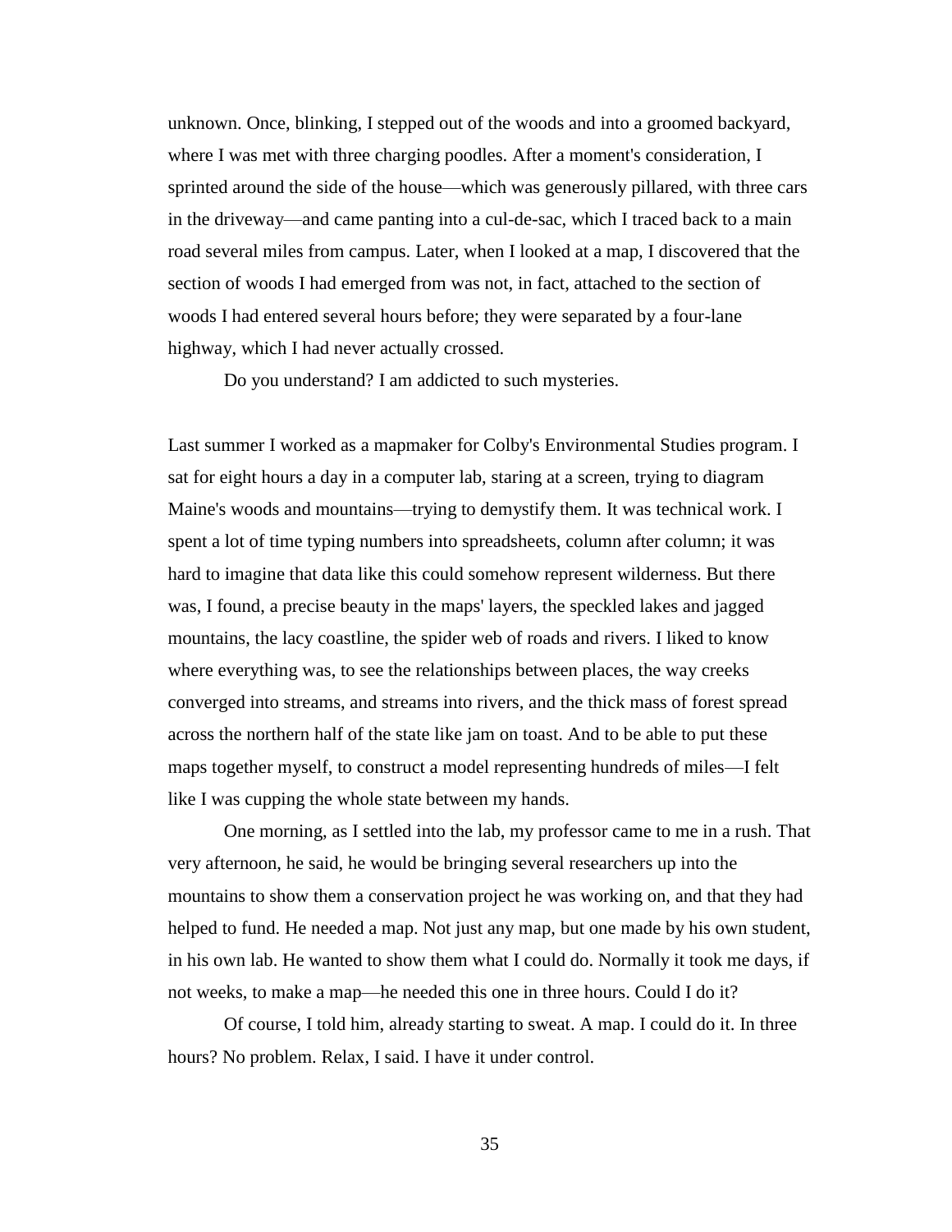unknown. Once, blinking, I stepped out of the woods and into a groomed backyard, where I was met with three charging poodles. After a moment's consideration, I sprinted around the side of the house—which was generously pillared, with three cars in the driveway—and came panting into a cul-de-sac, which I traced back to a main road several miles from campus. Later, when I looked at a map, I discovered that the section of woods I had emerged from was not, in fact, attached to the section of woods I had entered several hours before; they were separated by a four-lane highway, which I had never actually crossed.

Do you understand? I am addicted to such mysteries.

Last summer I worked as a mapmaker for Colby's Environmental Studies program. I sat for eight hours a day in a computer lab, staring at a screen, trying to diagram Maine's woods and mountains—trying to demystify them. It was technical work. I spent a lot of time typing numbers into spreadsheets, column after column; it was hard to imagine that data like this could somehow represent wilderness. But there was, I found, a precise beauty in the maps' layers, the speckled lakes and jagged mountains, the lacy coastline, the spider web of roads and rivers. I liked to know where everything was, to see the relationships between places, the way creeks converged into streams, and streams into rivers, and the thick mass of forest spread across the northern half of the state like jam on toast. And to be able to put these maps together myself, to construct a model representing hundreds of miles—I felt like I was cupping the whole state between my hands.

One morning, as I settled into the lab, my professor came to me in a rush. That very afternoon, he said, he would be bringing several researchers up into the mountains to show them a conservation project he was working on, and that they had helped to fund. He needed a map. Not just any map, but one made by his own student, in his own lab. He wanted to show them what I could do. Normally it took me days, if not weeks, to make a map—he needed this one in three hours. Could I do it?

Of course, I told him, already starting to sweat. A map. I could do it. In three hours? No problem. Relax, I said. I have it under control.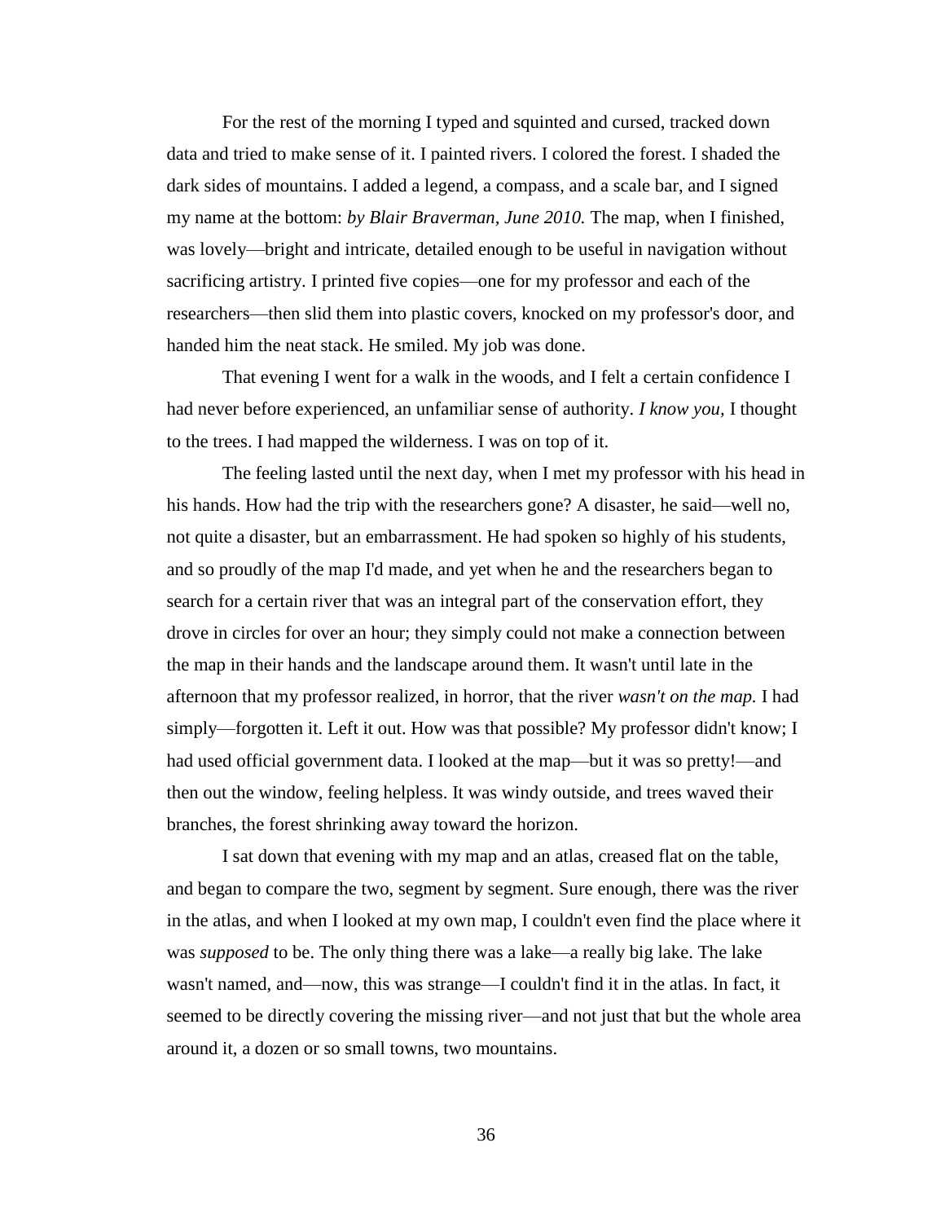For the rest of the morning I typed and squinted and cursed, tracked down data and tried to make sense of it. I painted rivers. I colored the forest. I shaded the dark sides of mountains. I added a legend, a compass, and a scale bar, and I signed my name at the bottom: *by Blair Braverman, June 2010.* The map, when I finished, was lovely—bright and intricate, detailed enough to be useful in navigation without sacrificing artistry. I printed five copies—one for my professor and each of the researchers—then slid them into plastic covers, knocked on my professor's door, and handed him the neat stack. He smiled. My job was done.

That evening I went for a walk in the woods, and I felt a certain confidence I had never before experienced, an unfamiliar sense of authority. *I know you,* I thought to the trees. I had mapped the wilderness. I was on top of it.

The feeling lasted until the next day, when I met my professor with his head in his hands. How had the trip with the researchers gone? A disaster, he said—well no, not quite a disaster, but an embarrassment. He had spoken so highly of his students, and so proudly of the map I'd made, and yet when he and the researchers began to search for a certain river that was an integral part of the conservation effort, they drove in circles for over an hour; they simply could not make a connection between the map in their hands and the landscape around them. It wasn't until late in the afternoon that my professor realized, in horror, that the river *wasn't on the map.* I had simply—forgotten it. Left it out. How was that possible? My professor didn't know; I had used official government data. I looked at the map—but it was so pretty!—and then out the window, feeling helpless. It was windy outside, and trees waved their branches, the forest shrinking away toward the horizon.

I sat down that evening with my map and an atlas, creased flat on the table, and began to compare the two, segment by segment. Sure enough, there was the river in the atlas, and when I looked at my own map, I couldn't even find the place where it was *supposed* to be. The only thing there was a lake—a really big lake. The lake wasn't named, and—now, this was strange—I couldn't find it in the atlas. In fact, it seemed to be directly covering the missing river—and not just that but the whole area around it, a dozen or so small towns, two mountains.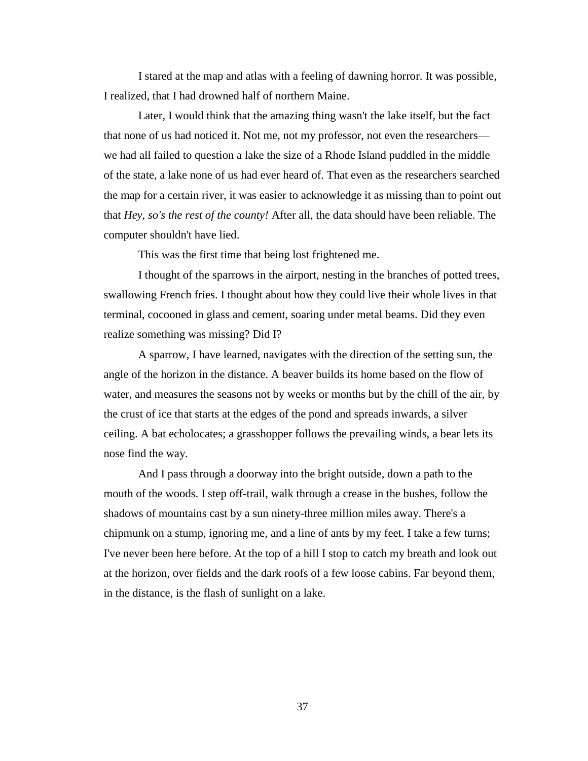I stared at the map and atlas with a feeling of dawning horror. It was possible, I realized, that I had drowned half of northern Maine.

Later, I would think that the amazing thing wasn't the lake itself, but the fact that none of us had noticed it. Not me, not my professor, not even the researchers—we had all failed to question a lake the size of a Rhode Island puddled in the middle of the state, a lake none of us had ever heard of. That even as the researchers searched the map for a certain river, it was easier to acknowledge it as missing than to point out that *Hey, so's the rest of the county!* After all, the data should have been reliable. The computer shouldn't have lied.

This was the first time that being lost frightened me.

I thought of the sparrows in the airport, nesting in the branches of potted trees, swallowing French fries. I thought about how they could live their whole lives in that terminal, cocooned in glass and cement, soaring under metal beams. Did they even realize something was missing? Did I?

A sparrow, I have learned, navigates with the direction of the setting sun, the angle of the horizon in the distance. A beaver builds its home based on the flow of water, and measures the seasons not by weeks or months but by the chill of the air, by the crust of ice that starts at the edges of the pond and spreads inwards, a silver ceiling. A bat echolocates; a grasshopper follows the prevailing winds, a bear lets its nose find the way.

And I pass through a doorway into the bright outside, down a path to the mouth of the woods. I step off-trail, walk through a crease in the bushes, follow the shadows of mountains cast by a sun ninety-three million miles away. There's a chipmunk on a stump, ignoring me, and a line of ants by my feet. I take a few turns; I've never been here before. At the top of a hill I stop to catch my breath and look out at the horizon, over fields and the dark roofs of a few loose cabins. Far beyond them, in the distance, is the flash of sunlight on a lake.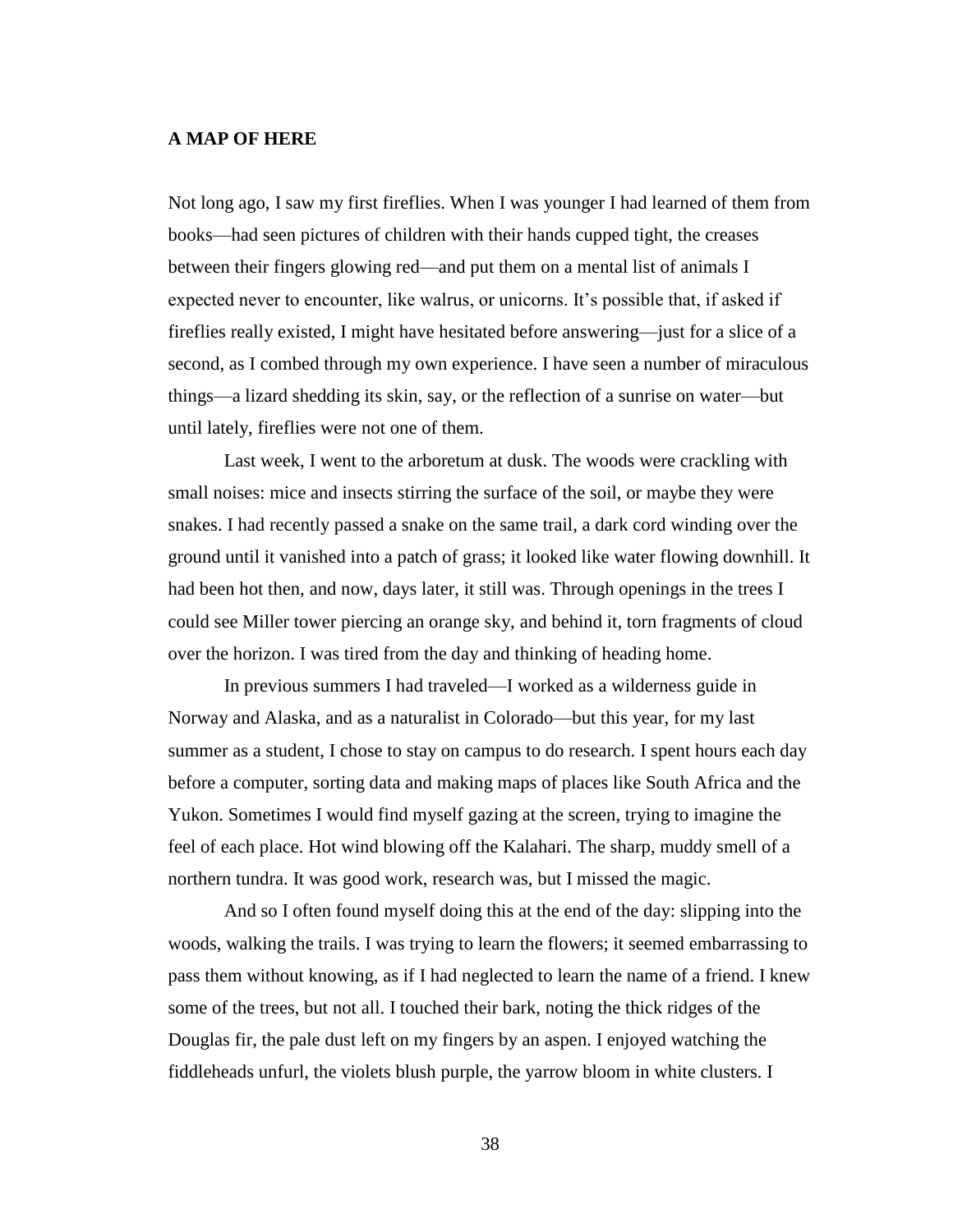## A MAP OF HERE

Not long ago, I saw my first fireflies. When I was younger I had learned of them from books—had seen pictures of children with their hands cupped tight, the creases between their fingers glowing red—and put them on a mental list of animals I expected never to encounter, like walrus, or unicorns. It's possible that, if asked if fireflies really existed, I might have hesitated before answering—just for a slice of a second, as I combed through my own experience. I have seen a number of miraculous things—a lizard shedding its skin, say, or the reflection of a sunrise on water—but until lately, fireflies were not one of them.

Last week, I went to the arboretum at dusk. The woods were crackling with small noises: mice and insects stirring the surface of the soil, or maybe they were snakes. I had recently passed a snake on the same trail, a dark cord winding over the ground until it vanished into a patch of grass; it looked like water flowing downhill. It had been hot then, and now, days later, it still was. Through openings in the trees I could see Miller tower piercing an orange sky, and behind it, torn fragments of cloud over the horizon. I was tired from the day and thinking of heading home.

In previous summers I had traveled—I worked as a wilderness guide in Norway and Alaska, and as a naturalist in Colorado—but this year, for my last summer as a student, I chose to stay on campus to do research. I spent hours each day before a computer, sorting data and making maps of places like South Africa and the Yukon. Sometimes I would find myself gazing at the screen, trying to imagine the feel of each place. Hot wind blowing off the Kalahari. The sharp, muddy smell of a northern tundra. It was good work, research was, but I missed the magic.

And so I often found myself doing this at the end of the day: slipping into the woods, walking the trails. I was trying to learn the flowers; it seemed embarrassing to pass them without knowing, as if I had neglected to learn the name of a friend. I knew some of the trees, but not all. I touched their bark, noting the thick ridges of the Douglas fir, the pale dust left on my fingers by an aspen. I enjoyed watching the fiddleheads unfurl, the violets blush purple, the yarrow bloom in white clusters. I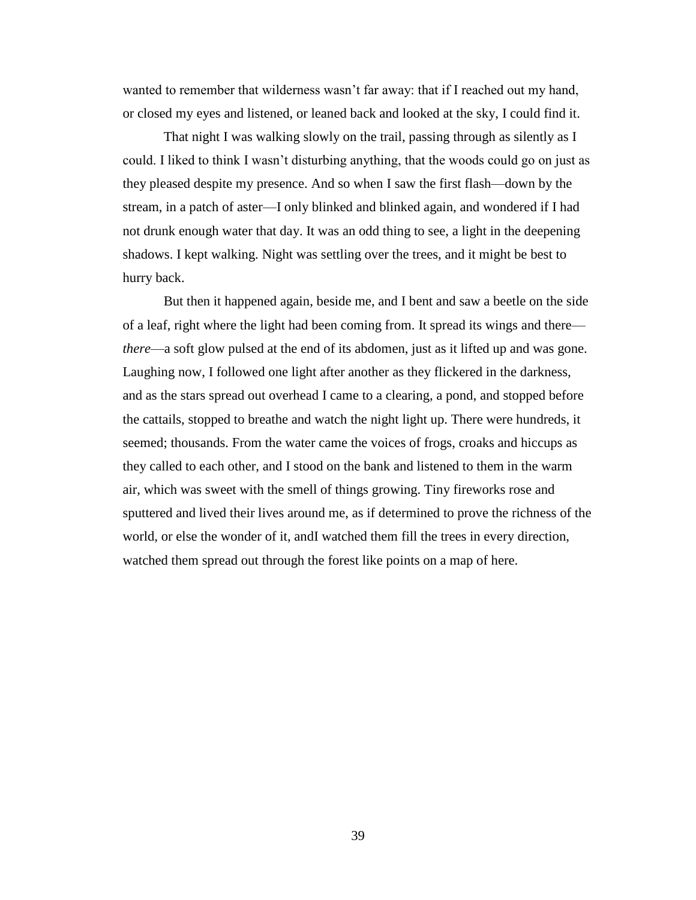wanted to remember that wilderness wasn't far away: that if I reached out my hand, or closed my eyes and listened, or leaned back and looked at the sky, I could find it.

That night I was walking slowly on the trail, passing through as silently as I could. I liked to think I wasn't disturbing anything, that the woods could go on just as they pleased despite my presence. And so when I saw the first flash—down by the stream, in a patch of aster—I only blinked and blinked again, and wondered if I had not drunk enough water that day. It was an odd thing to see, a light in the deepening shadows. I kept walking. Night was settling over the trees, and it might be best to hurry back.

But then it happened again, beside me, and I bent and saw a beetle on the side of a leaf, right where the light had been coming from. It spread its wings and there—*there*—a soft glow pulsed at the end of its abdomen, just as it lifted up and was gone. Laughing now, I followed one light after another as they flickered in the darkness, and as the stars spread out overhead I came to a clearing, a pond, and stopped before the cattails, stopped to breathe and watch the night light up. There were hundreds, it seemed; thousands. From the water came the voices of frogs, croaks and hiccups as they called to each other, and I stood on the bank and listened to them in the warm air, which was sweet with the smell of things growing. Tiny fireworks rose and sputtered and lived their lives around me, as if determined to prove the richness of the world, or else the wonder of it, andI watched them fill the trees in every direction, watched them spread out through the forest like points on a map of here.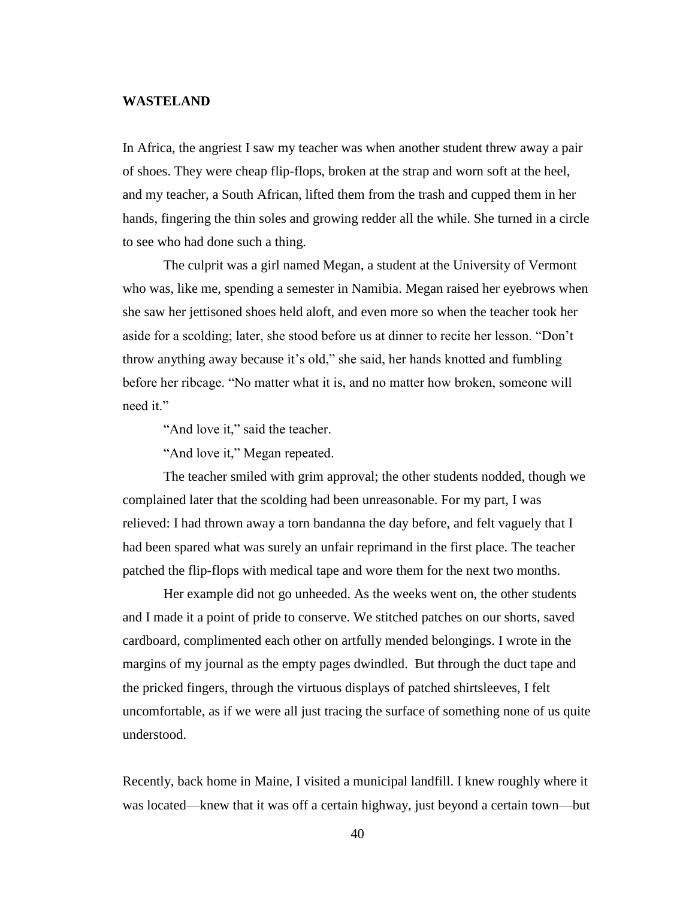## WASTELAND

In Africa, the angriest I saw my teacher was when another student threw away a pair of shoes. They were cheap flip-flops, broken at the strap and worn soft at the heel, and my teacher, a South African, lifted them from the trash and cupped them in her hands, fingering the thin soles and growing redder all the while. She turned in a circle to see who had done such a thing.

The culprit was a girl named Megan, a student at the University of Vermont who was, like me, spending a semester in Namibia. Megan raised her eyebrows when she saw her jettisoned shoes held aloft, and even more so when the teacher took her aside for a scolding; later, she stood before us at dinner to recite her lesson. "Don't throw anything away because it's old," she said, her hands knotted and fumbling before her ribcage. "No matter what it is, and no matter how broken, someone will need it."

"And love it," said the teacher.

"And love it," Megan repeated.

The teacher smiled with grim approval; the other students nodded, though we complained later that the scolding had been unreasonable. For my part, I was relieved: I had thrown away a torn bandanna the day before, and felt vaguely that I had been spared what was surely an unfair reprimand in the first place. The teacher patched the flip-flops with medical tape and wore them for the next two months.

Her example did not go unheeded. As the weeks went on, the other students and I made it a point of pride to conserve. We stitched patches on our shorts, saved cardboard, complimented each other on artfully mended belongings. I wrote in the margins of my journal as the empty pages dwindled. But through the duct tape and the pricked fingers, through the virtuous displays of patched shirtsleeves, I felt uncomfortable, as if we were all just tracing the surface of something none of us quite understood.

Recently, back home in Maine, I visited a municipal landfill. I knew roughly where it was located—knew that it was off a certain highway, just beyond a certain town—but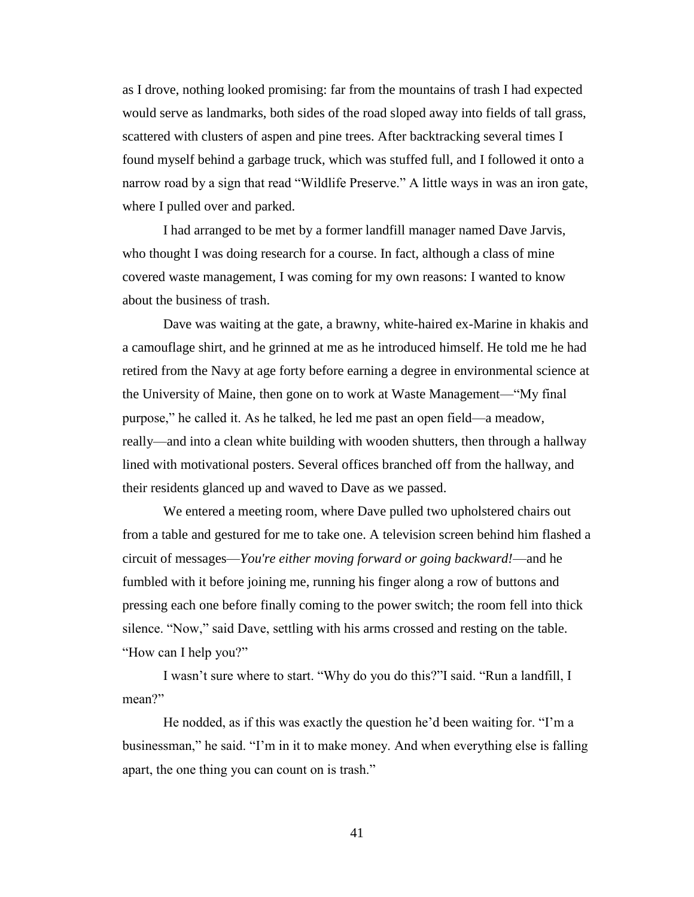as I drove, nothing looked promising: far from the mountains of trash I had expected would serve as landmarks, both sides of the road sloped away into fields of tall grass, scattered with clusters of aspen and pine trees. After backtracking several times I found myself behind a garbage truck, which was stuffed full, and I followed it onto a narrow road by a sign that read "Wildlife Preserve." A little ways in was an iron gate, where I pulled over and parked.

I had arranged to be met by a former landfill manager named Dave Jarvis, who thought I was doing research for a course. In fact, although a class of mine covered waste management, I was coming for my own reasons: I wanted to know about the business of trash.

Dave was waiting at the gate, a brawny, white-haired ex-Marine in khakis and a camouflage shirt, and he grinned at me as he introduced himself. He told me he had retired from the Navy at age forty before earning a degree in environmental science at the University of Maine, then gone on to work at Waste Management—"My final purpose," he called it. As he talked, he led me past an open field—a meadow, really—and into a clean white building with wooden shutters, then through a hallway lined with motivational posters. Several offices branched off from the hallway, and their residents glanced up and waved to Dave as we passed.

We entered a meeting room, where Dave pulled two upholstered chairs out from a table and gestured for me to take one. A television screen behind him flashed a circuit of messages—*You're either moving forward or going backward!*—and he fumbled with it before joining me, running his finger along a row of buttons and pressing each one before finally coming to the power switch; the room fell into thick silence. "Now," said Dave, settling with his arms crossed and resting on the table. "How can I help you?"

I wasn't sure where to start. "Why do you do this?"I said. "Run a landfill, I mean?"

He nodded, as if this was exactly the question he'd been waiting for. "I'm a businessman," he said. "I'm in it to make money. And when everything else is falling apart, the one thing you can count on is trash."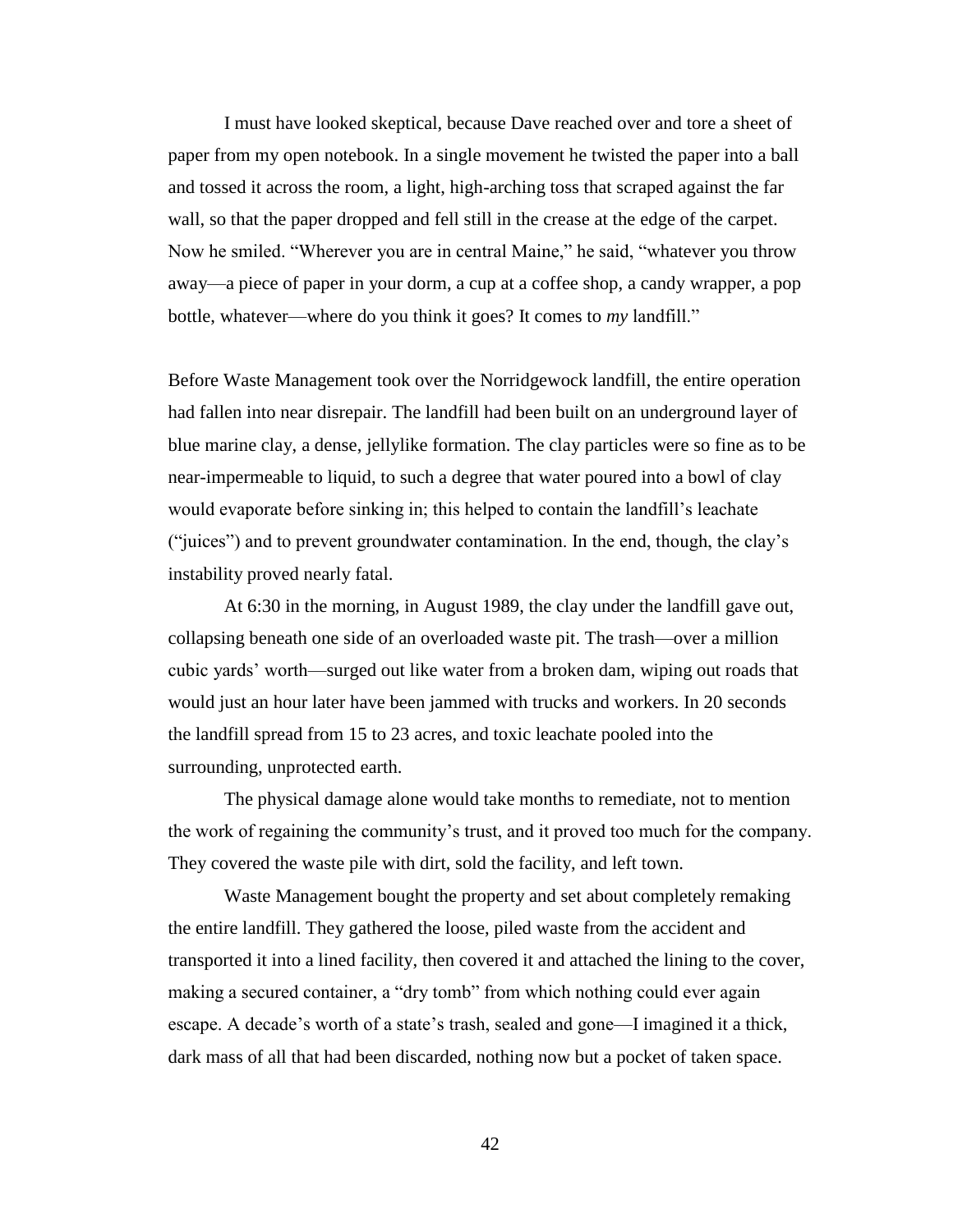I must have looked skeptical, because Dave reached over and tore a sheet of paper from my open notebook. In a single movement he twisted the paper into a ball and tossed it across the room, a light, high-arching toss that scraped against the far wall, so that the paper dropped and fell still in the crease at the edge of the carpet. Now he smiled. "Wherever you are in central Maine," he said, "whatever you throw away—a piece of paper in your dorm, a cup at a coffee shop, a candy wrapper, a pop bottle, whatever—where do you think it goes? It comes to *my* landfill."

Before Waste Management took over the Norridgewock landfill, the entire operation had fallen into near disrepair. The landfill had been built on an underground layer of blue marine clay, a dense, jellylike formation. The clay particles were so fine as to be near-impermeable to liquid, to such a degree that water poured into a bowl of clay would evaporate before sinking in; this helped to contain the landfill's leachate ("juices") and to prevent groundwater contamination. In the end, though, the clay's instability proved nearly fatal.

At 6:30 in the morning, in August 1989, the clay under the landfill gave out, collapsing beneath one side of an overloaded waste pit. The trash—over a million cubic yards' worth—surged out like water from a broken dam, wiping out roads that would just an hour later have been jammed with trucks and workers. In 20 seconds the landfill spread from 15 to 23 acres, and toxic leachate pooled into the surrounding, unprotected earth.

The physical damage alone would take months to remediate, not to mention the work of regaining the community's trust, and it proved too much for the company. They covered the waste pile with dirt, sold the facility, and left town.

Waste Management bought the property and set about completely remaking the entire landfill. They gathered the loose, piled waste from the accident and transported it into a lined facility, then covered it and attached the lining to the cover, making a secured container, a "dry tomb" from which nothing could ever again escape. A decade's worth of a state's trash, sealed and gone—I imagined it a thick, dark mass of all that had been discarded, nothing now but a pocket of taken space.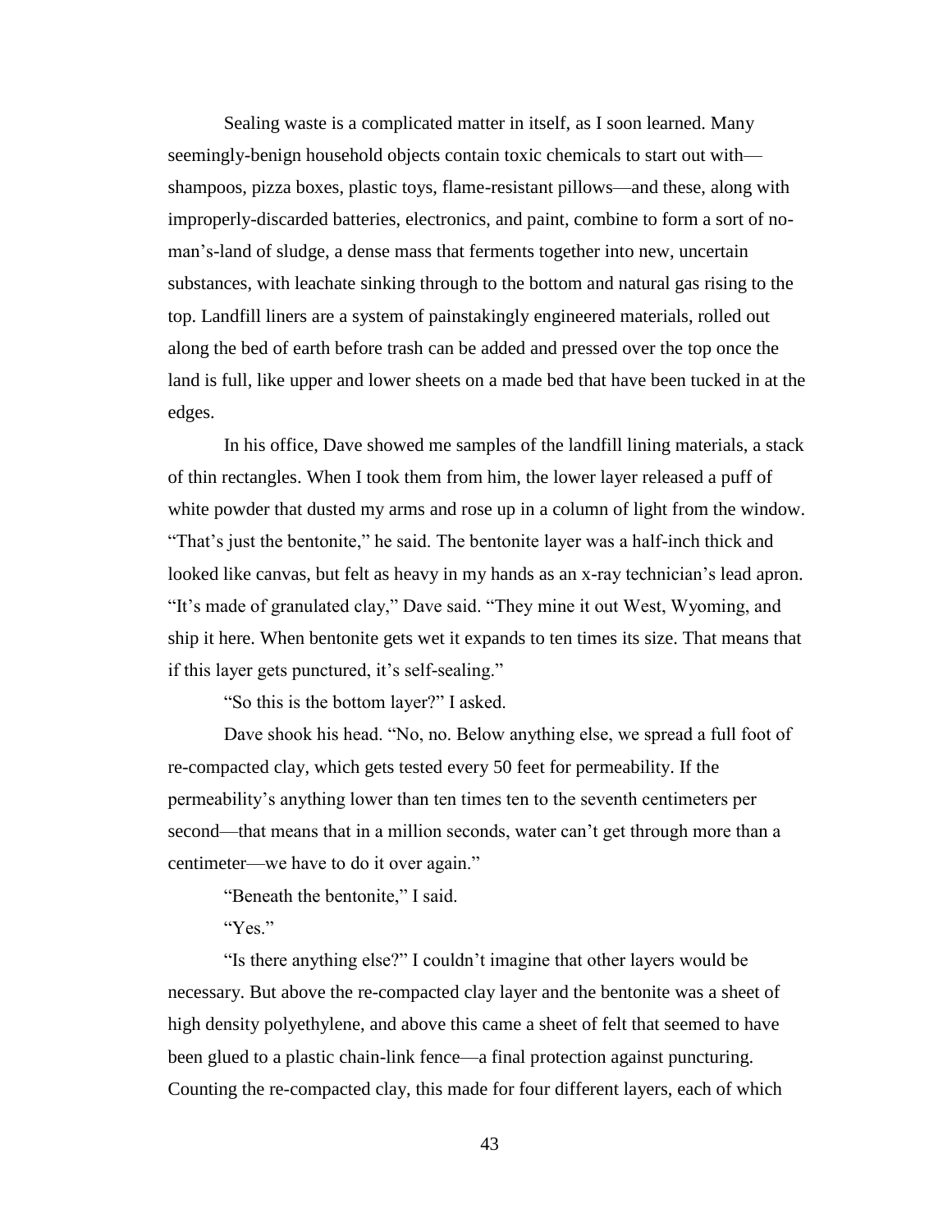Sealing waste is a complicated matter in itself, as I soon learned. Many seemingly-benign household objects contain toxic chemicals to start out with—shampoos, pizza boxes, plastic toys, flame-resistant pillows—and these, along with improperly-discarded batteries, electronics, and paint, combine to form a sort of no-man's-land of sludge, a dense mass that ferments together into new, uncertain substances, with leachate sinking through to the bottom and natural gas rising to the top. Landfill liners are a system of painstakingly engineered materials, rolled out along the bed of earth before trash can be added and pressed over the top once the land is full, like upper and lower sheets on a made bed that have been tucked in at the edges.

In his office, Dave showed me samples of the landfill lining materials, a stack of thin rectangles. When I took them from him, the lower layer released a puff of white powder that dusted my arms and rose up in a column of light from the window. "That's just the bentonite," he said. The bentonite layer was a half-inch thick and looked like canvas, but felt as heavy in my hands as an x-ray technician's lead apron. "It's made of granulated clay," Dave said. "They mine it out West, Wyoming, and ship it here. When bentonite gets wet it expands to ten times its size. That means that if this layer gets punctured, it's self-sealing."

"So this is the bottom layer?" I asked.

Dave shook his head. "No, no. Below anything else, we spread a full foot of re-compacted clay, which gets tested every 50 feet for permeability. If the permeability's anything lower than ten times ten to the seventh centimeters per second—that means that in a million seconds, water can't get through more than a centimeter—we have to do it over again."

"Beneath the bentonite," I said.

"Yes."

"Is there anything else?" I couldn't imagine that other layers would be necessary. But above the re-compacted clay layer and the bentonite was a sheet of high density polyethylene, and above this came a sheet of felt that seemed to have been glued to a plastic chain-link fence—a final protection against puncturing. Counting the re-compacted clay, this made for four different layers, each of which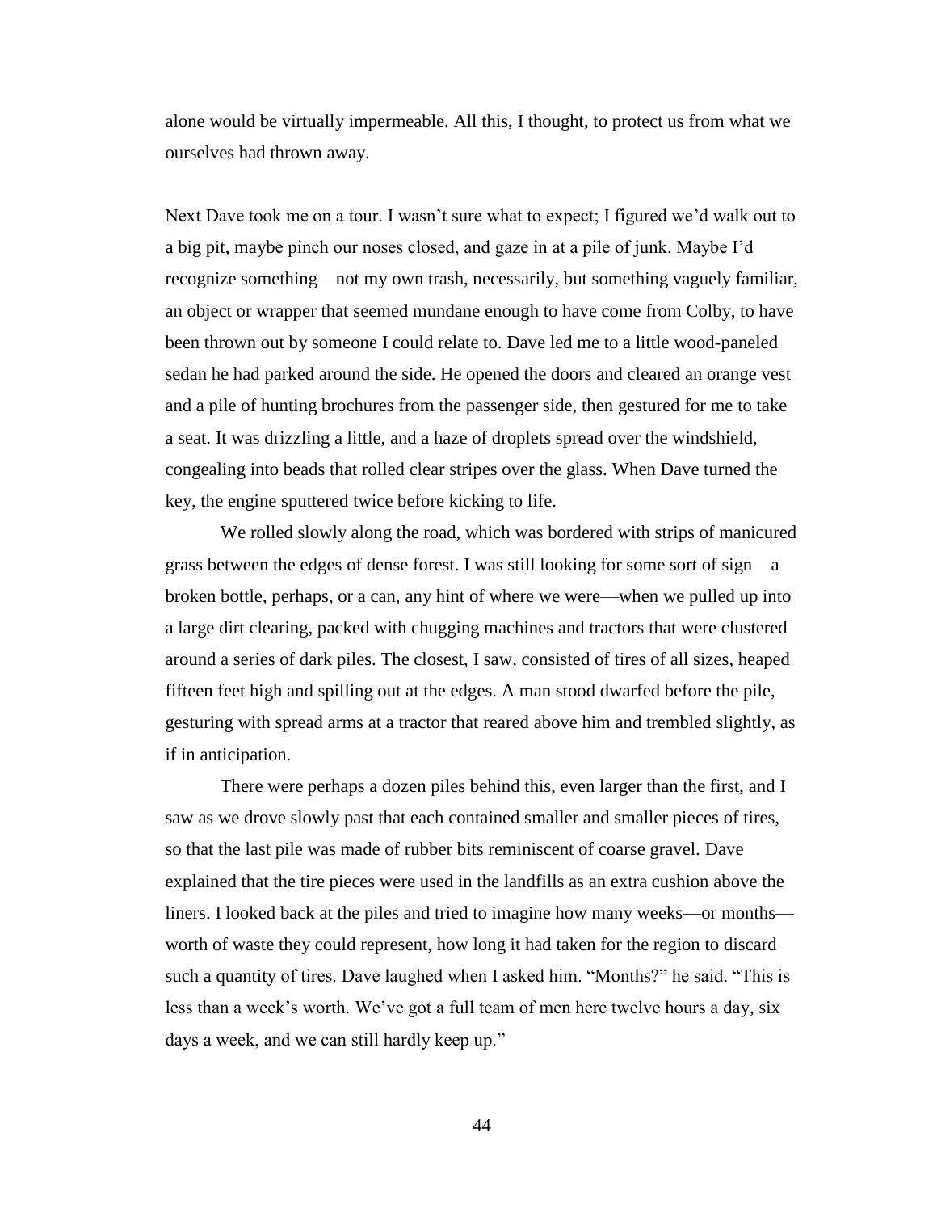alone would be virtually impermeable. All this, I thought, to protect us from what we ourselves had thrown away.

Next Dave took me on a tour. I wasn't sure what to expect; I figured we'd walk out to a big pit, maybe pinch our noses closed, and gaze in at a pile of junk. Maybe I'd recognize something—not my own trash, necessarily, but something vaguely familiar, an object or wrapper that seemed mundane enough to have come from Colby, to have been thrown out by someone I could relate to. Dave led me to a little wood-paneled sedan he had parked around the side. He opened the doors and cleared an orange vest and a pile of hunting brochures from the passenger side, then gestured for me to take a seat. It was drizzling a little, and a haze of droplets spread over the windshield, congealing into beads that rolled clear stripes over the glass. When Dave turned the key, the engine sputtered twice before kicking to life.

We rolled slowly along the road, which was bordered with strips of manicured grass between the edges of dense forest. I was still looking for some sort of sign—a broken bottle, perhaps, or a can, any hint of where we were—when we pulled up into a large dirt clearing, packed with chugging machines and tractors that were clustered around a series of dark piles. The closest, I saw, consisted of tires of all sizes, heaped fifteen feet high and spilling out at the edges. A man stood dwarfed before the pile, gesturing with spread arms at a tractor that reared above him and trembled slightly, as if in anticipation.

There were perhaps a dozen piles behind this, even larger than the first, and I saw as we drove slowly past that each contained smaller and smaller pieces of tires, so that the last pile was made of rubber bits reminiscent of coarse gravel. Dave explained that the tire pieces were used in the landfills as an extra cushion above the liners. I looked back at the piles and tried to imagine how many weeks—or months—worth of waste they could represent, how long it had taken for the region to discard such a quantity of tires. Dave laughed when I asked him. "Months?" he said. "This is less than a week's worth. We've got a full team of men here twelve hours a day, six days a week, and we can still hardly keep up."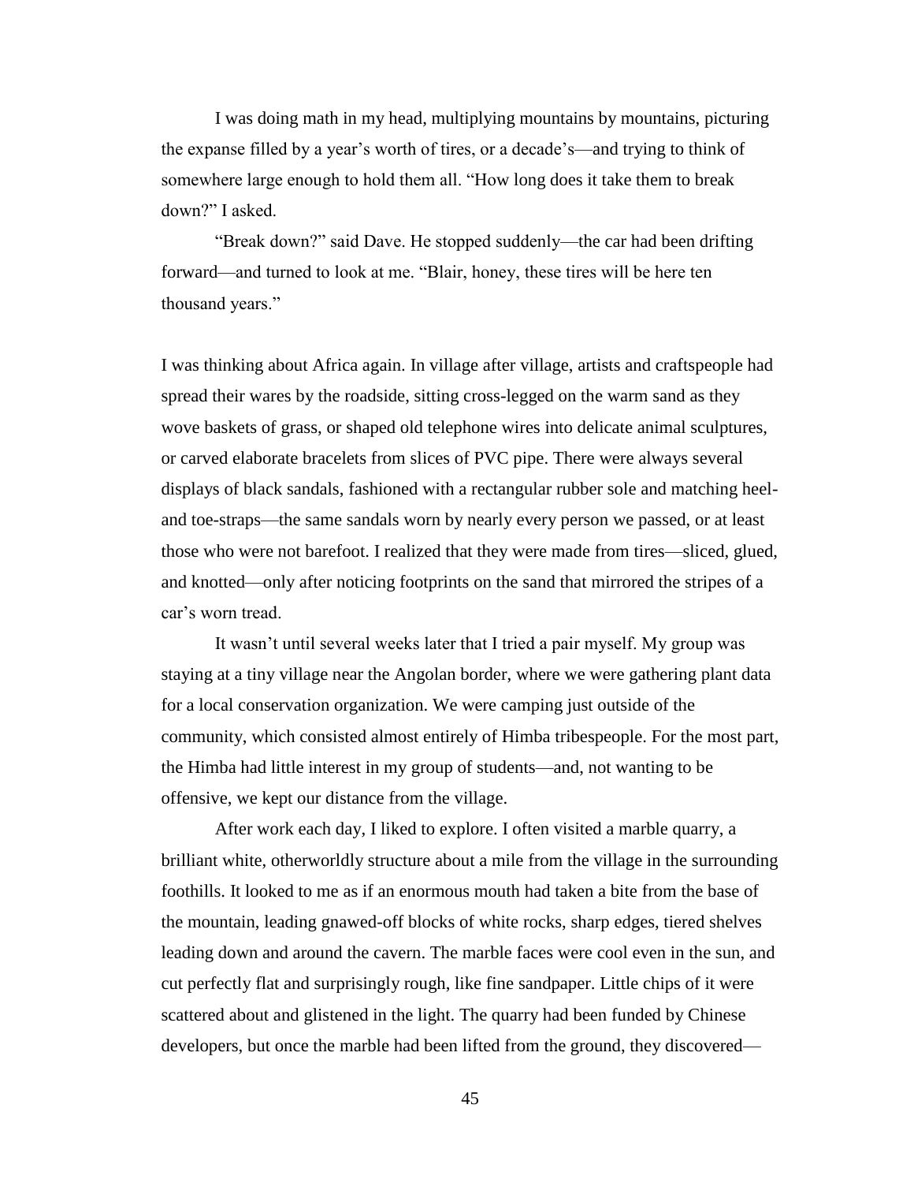I was doing math in my head, multiplying mountains by mountains, picturing the expanse filled by a year's worth of tires, or a decade's—and trying to think of somewhere large enough to hold them all. "How long does it take them to break down?" I asked.

"Break down?" said Dave. He stopped suddenly—the car had been drifting forward—and turned to look at me. "Blair, honey, these tires will be here ten thousand years."

I was thinking about Africa again. In village after village, artists and craftspeople had spread their wares by the roadside, sitting cross-legged on the warm sand as they wove baskets of grass, or shaped old telephone wires into delicate animal sculptures, or carved elaborate bracelets from slices of PVC pipe. There were always several displays of black sandals, fashioned with a rectangular rubber sole and matching heel- and toe-straps—the same sandals worn by nearly every person we passed, or at least those who were not barefoot. I realized that they were made from tires—sliced, glued, and knotted—only after noticing footprints on the sand that mirrored the stripes of a car's worn tread.

It wasn't until several weeks later that I tried a pair myself. My group was staying at a tiny village near the Angolan border, where we were gathering plant data for a local conservation organization. We were camping just outside of the community, which consisted almost entirely of Himba tribespeople. For the most part, the Himba had little interest in my group of students—and, not wanting to be offensive, we kept our distance from the village.

After work each day, I liked to explore. I often visited a marble quarry, a brilliant white, otherworldly structure about a mile from the village in the surrounding foothills. It looked to me as if an enormous mouth had taken a bite from the base of the mountain, leading gnawed-off blocks of white rocks, sharp edges, tiered shelves leading down and around the cavern. The marble faces were cool even in the sun, and cut perfectly flat and surprisingly rough, like fine sandpaper. Little chips of it were scattered about and glistened in the light. The quarry had been funded by Chinese developers, but once the marble had been lifted from the ground, they discovered—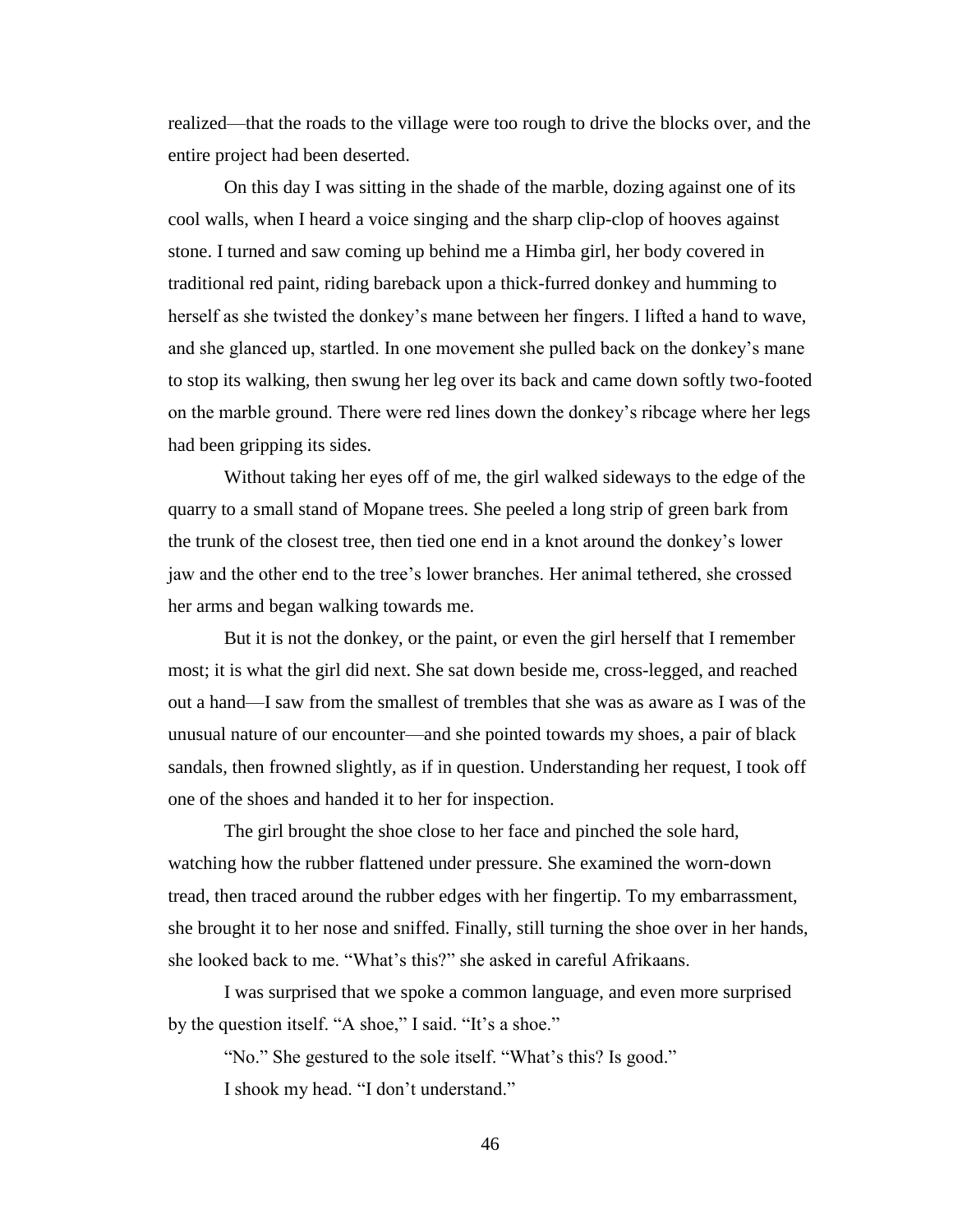realized—that the roads to the village were too rough to drive the blocks over, and the entire project had been deserted.

On this day I was sitting in the shade of the marble, dozing against one of its cool walls, when I heard a voice singing and the sharp clip-clop of hooves against stone. I turned and saw coming up behind me a Himba girl, her body covered in traditional red paint, riding bareback upon a thick-furred donkey and humming to herself as she twisted the donkey's mane between her fingers. I lifted a hand to wave, and she glanced up, startled. In one movement she pulled back on the donkey's mane to stop its walking, then swung her leg over its back and came down softly two-footed on the marble ground. There were red lines down the donkey's ribcage where her legs had been gripping its sides.

Without taking her eyes off of me, the girl walked sideways to the edge of the quarry to a small stand of Mopane trees. She peeled a long strip of green bark from the trunk of the closest tree, then tied one end in a knot around the donkey's lower jaw and the other end to the tree's lower branches. Her animal tethered, she crossed her arms and began walking towards me.

But it is not the donkey, or the paint, or even the girl herself that I remember most; it is what the girl did next. She sat down beside me, cross-legged, and reached out a hand—I saw from the smallest of trembles that she was as aware as I was of the unusual nature of our encounter—and she pointed towards my shoes, a pair of black sandals, then frowned slightly, as if in question. Understanding her request, I took off one of the shoes and handed it to her for inspection.

The girl brought the shoe close to her face and pinched the sole hard, watching how the rubber flattened under pressure. She examined the worn-down tread, then traced around the rubber edges with her fingertip. To my embarrassment, she brought it to her nose and sniffed. Finally, still turning the shoe over in her hands, she looked back to me. "What's this?" she asked in careful Afrikaans.

I was surprised that we spoke a common language, and even more surprised by the question itself. "A shoe," I said. "It's a shoe."

"No." She gestured to the sole itself. "What's this? Is good."

I shook my head. "I don't understand."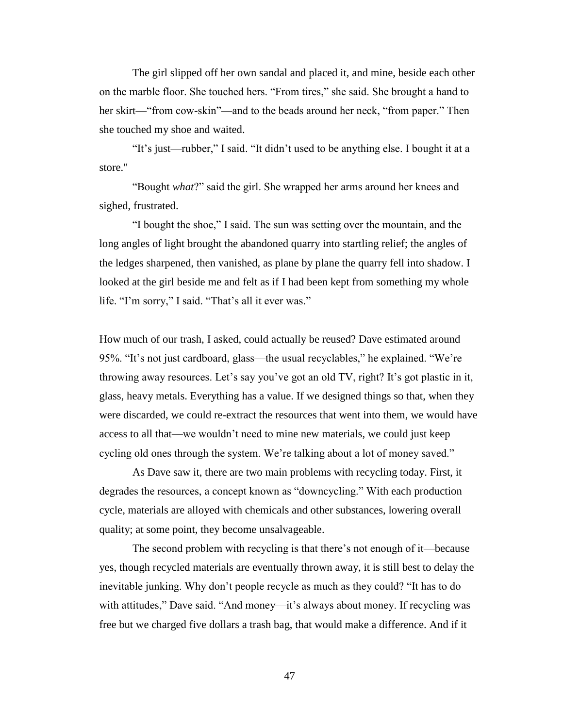The girl slipped off her own sandal and placed it, and mine, beside each other on the marble floor. She touched hers. "From tires," she said. She brought a hand to her skirt—"from cow-skin"—and to the beads around her neck, "from paper." Then she touched my shoe and waited.

"It's just—rubber," I said. "It didn't used to be anything else. I bought it at a store."

"Bought *what*?" said the girl. She wrapped her arms around her knees and sighed, frustrated.

"I bought the shoe," I said. The sun was setting over the mountain, and the long angles of light brought the abandoned quarry into startling relief; the angles of the ledges sharpened, then vanished, as plane by plane the quarry fell into shadow. I looked at the girl beside me and felt as if I had been kept from something my whole life. "I'm sorry," I said. "That's all it ever was."

How much of our trash, I asked, could actually be reused? Dave estimated around 95%. "It's not just cardboard, glass—the usual recyclables," he explained. "We're throwing away resources. Let's say you've got an old TV, right? It's got plastic in it, glass, heavy metals. Everything has a value. If we designed things so that, when they were discarded, we could re-extract the resources that went into them, we would have access to all that—we wouldn't need to mine new materials, we could just keep cycling old ones through the system. We're talking about a lot of money saved."

As Dave saw it, there are two main problems with recycling today. First, it degrades the resources, a concept known as "downcycling." With each production cycle, materials are alloyed with chemicals and other substances, lowering overall quality; at some point, they become unsalvageable.

The second problem with recycling is that there's not enough of it—because yes, though recycled materials are eventually thrown away, it is still best to delay the inevitable junking. Why don't people recycle as much as they could? "It has to do with attitudes," Dave said. "And money—it's always about money. If recycling was free but we charged five dollars a trash bag, that would make a difference. And if it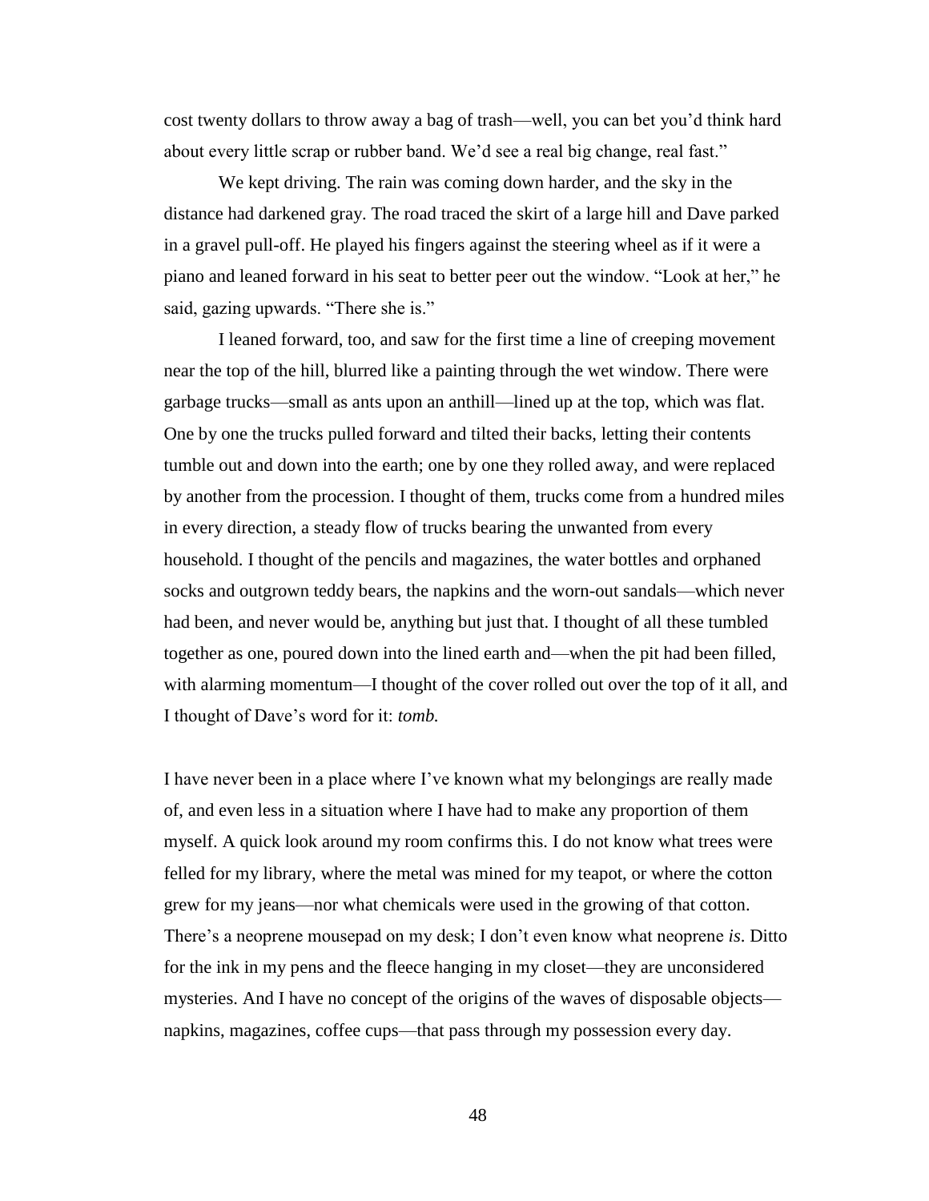cost twenty dollars to throw away a bag of trash—well, you can bet you'd think hard about every little scrap or rubber band. We'd see a real big change, real fast."

We kept driving. The rain was coming down harder, and the sky in the distance had darkened gray. The road traced the skirt of a large hill and Dave parked in a gravel pull-off. He played his fingers against the steering wheel as if it were a piano and leaned forward in his seat to better peer out the window. "Look at her," he said, gazing upwards. "There she is."

I leaned forward, too, and saw for the first time a line of creeping movement near the top of the hill, blurred like a painting through the wet window. There were garbage trucks—small as ants upon an anthill—lined up at the top, which was flat. One by one the trucks pulled forward and tilted their backs, letting their contents tumble out and down into the earth; one by one they rolled away, and were replaced by another from the procession. I thought of them, trucks come from a hundred miles in every direction, a steady flow of trucks bearing the unwanted from every household. I thought of the pencils and magazines, the water bottles and orphaned socks and outgrown teddy bears, the napkins and the worn-out sandals—which never had been, and never would be, anything but just that. I thought of all these tumbled together as one, poured down into the lined earth and—when the pit had been filled, with alarming momentum—I thought of the cover rolled out over the top of it all, and I thought of Dave's word for it: *tomb.*

I have never been in a place where I've known what my belongings are really made of, and even less in a situation where I have had to make any proportion of them myself. A quick look around my room confirms this. I do not know what trees were felled for my library, where the metal was mined for my teapot, or where the cotton grew for my jeans—nor what chemicals were used in the growing of that cotton. There's a neoprene mousepad on my desk; I don't even know what neoprene *is*. Ditto for the ink in my pens and the fleece hanging in my closet—they are unconsidered mysteries. And I have no concept of the origins of the waves of disposable objects—napkins, magazines, coffee cups—that pass through my possession every day.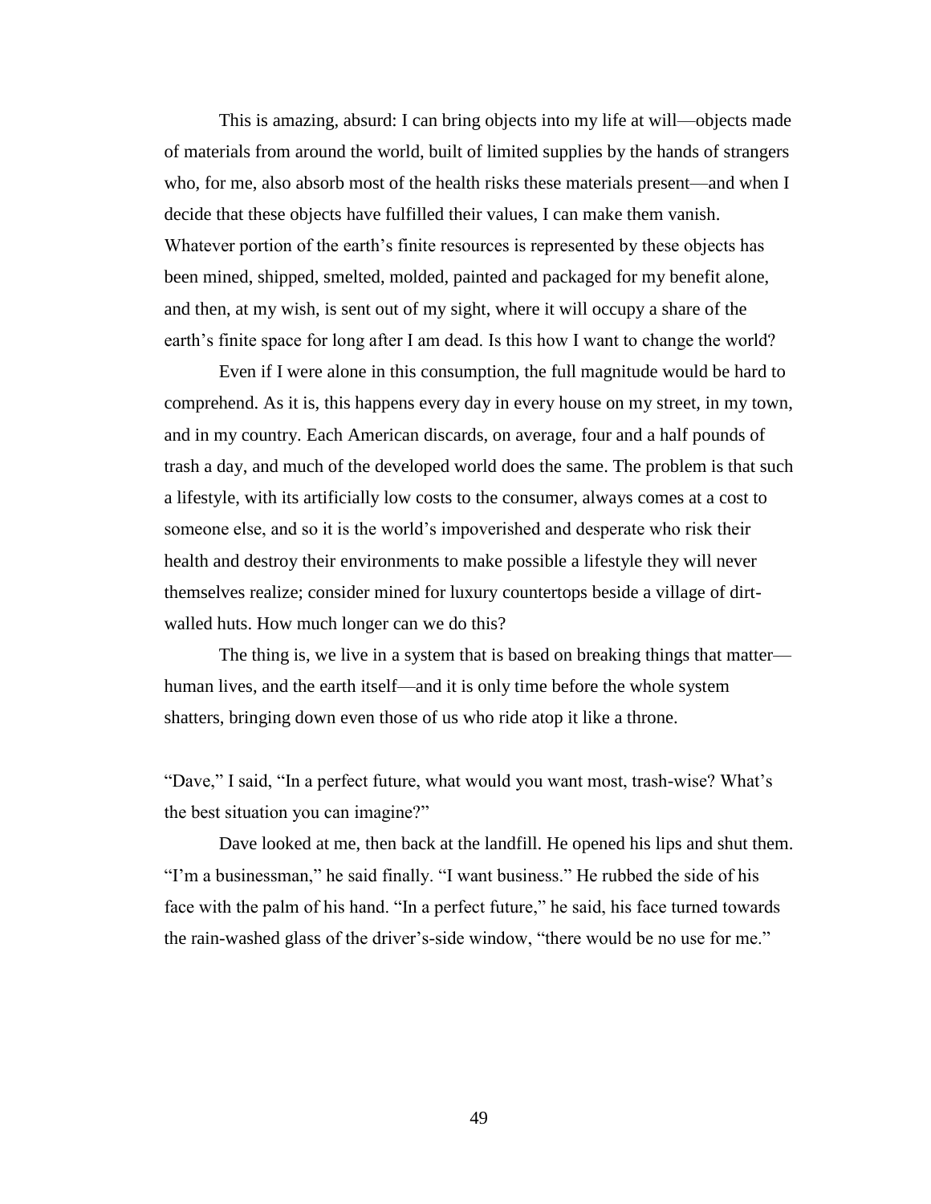This is amazing, absurd: I can bring objects into my life at will—objects made of materials from around the world, built of limited supplies by the hands of strangers who, for me, also absorb most of the health risks these materials present—and when I decide that these objects have fulfilled their values, I can make them vanish. Whatever portion of the earth's finite resources is represented by these objects has been mined, shipped, smelted, molded, painted and packaged for my benefit alone, and then, at my wish, is sent out of my sight, where it will occupy a share of the earth's finite space for long after I am dead. Is this how I want to change the world?

Even if I were alone in this consumption, the full magnitude would be hard to comprehend. As it is, this happens every day in every house on my street, in my town, and in my country. Each American discards, on average, four and a half pounds of trash a day, and much of the developed world does the same. The problem is that such a lifestyle, with its artificially low costs to the consumer, always comes at a cost to someone else, and so it is the world's impoverished and desperate who risk their health and destroy their environments to make possible a lifestyle they will never themselves realize; consider mined for luxury countertops beside a village of dirt-walled huts. How much longer can we do this?

The thing is, we live in a system that is based on breaking things that matter—human lives, and the earth itself—and it is only time before the whole system shatters, bringing down even those of us who ride atop it like a throne.

"Dave," I said, "In a perfect future, what would you want most, trash-wise? What's the best situation you can imagine?"

Dave looked at me, then back at the landfill. He opened his lips and shut them. "I'm a businessman," he said finally. "I want business." He rubbed the side of his face with the palm of his hand. "In a perfect future," he said, his face turned towards the rain-washed glass of the driver's-side window, "there would be no use for me."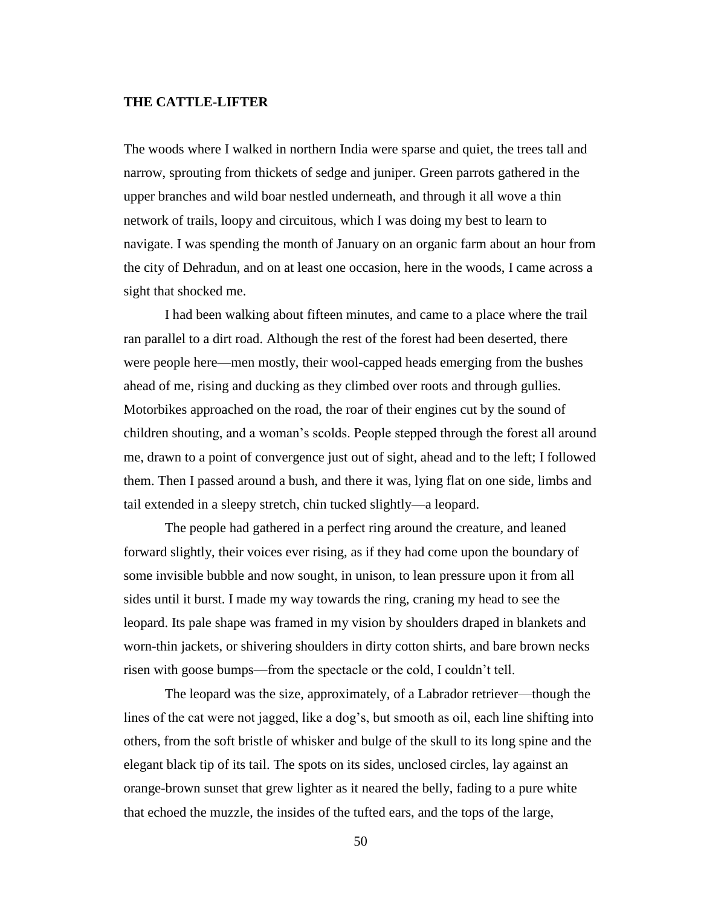## THE CATTLE-LIFTER

The woods where I walked in northern India were sparse and quiet, the trees tall and narrow, sprouting from thickets of sedge and juniper. Green parrots gathered in the upper branches and wild boar nestled underneath, and through it all wove a thin network of trails, loopy and circuitous, which I was doing my best to learn to navigate. I was spending the month of January on an organic farm about an hour from the city of Dehradun, and on at least one occasion, here in the woods, I came across a sight that shocked me.

I had been walking about fifteen minutes, and came to a place where the trail ran parallel to a dirt road. Although the rest of the forest had been deserted, there were people here—men mostly, their wool-capped heads emerging from the bushes ahead of me, rising and ducking as they climbed over roots and through gullies. Motorbikes approached on the road, the roar of their engines cut by the sound of children shouting, and a woman's scolds. People stepped through the forest all around me, drawn to a point of convergence just out of sight, ahead and to the left; I followed them. Then I passed around a bush, and there it was, lying flat on one side, limbs and tail extended in a sleepy stretch, chin tucked slightly—a leopard.

The people had gathered in a perfect ring around the creature, and leaned forward slightly, their voices ever rising, as if they had come upon the boundary of some invisible bubble and now sought, in unison, to lean pressure upon it from all sides until it burst. I made my way towards the ring, craning my head to see the leopard. Its pale shape was framed in my vision by shoulders draped in blankets and worn-thin jackets, or shivering shoulders in dirty cotton shirts, and bare brown necks risen with goose bumps—from the spectacle or the cold, I couldn't tell.

The leopard was the size, approximately, of a Labrador retriever—though the lines of the cat were not jagged, like a dog's, but smooth as oil, each line shifting into others, from the soft bristle of whisker and bulge of the skull to its long spine and the elegant black tip of its tail. The spots on its sides, unclosed circles, lay against an orange-brown sunset that grew lighter as it neared the belly, fading to a pure white that echoed the muzzle, the insides of the tufted ears, and the tops of the large,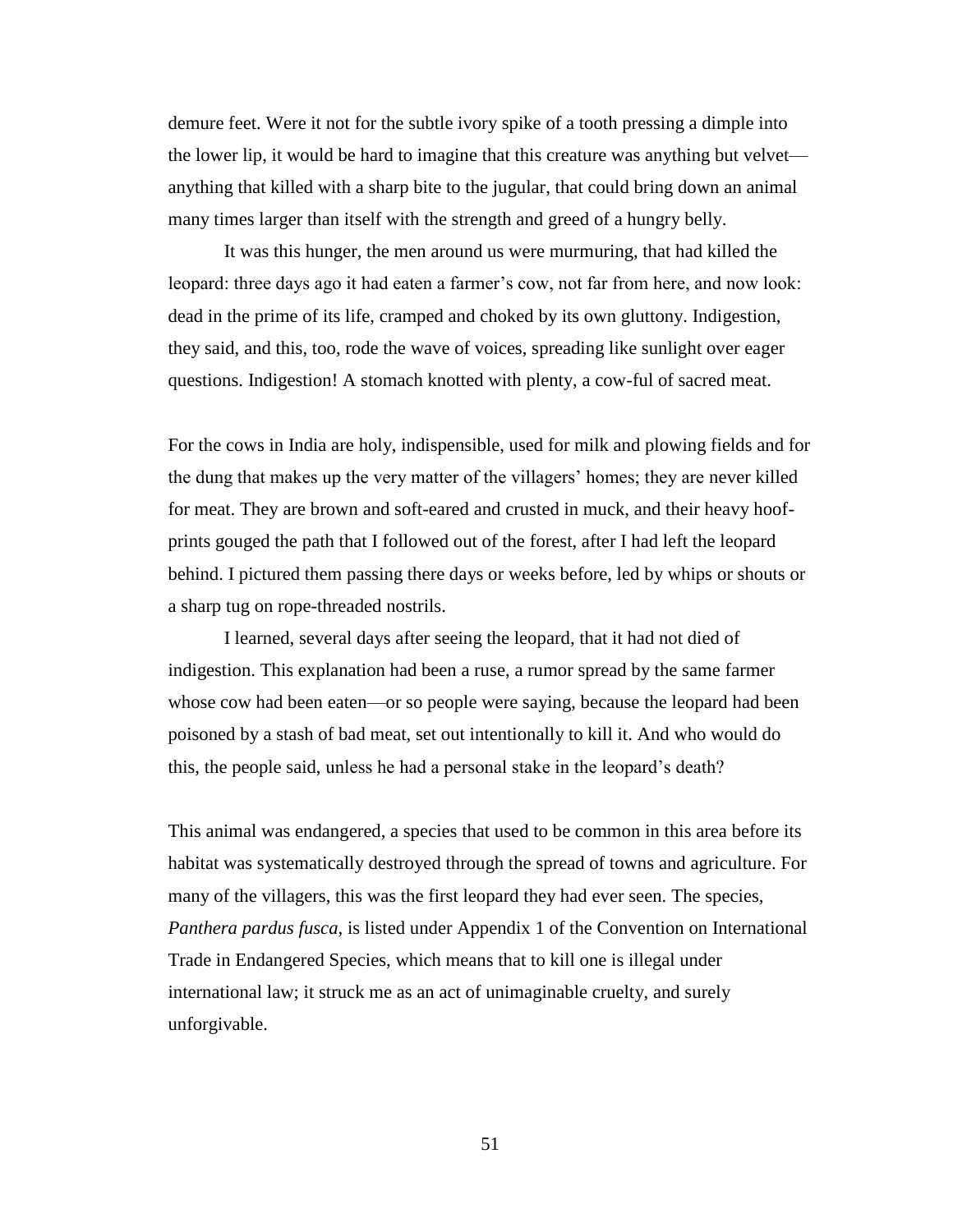demure feet. Were it not for the subtle ivory spike of a tooth pressing a dimple into the lower lip, it would be hard to imagine that this creature was anything but velvet—anything that killed with a sharp bite to the jugular, that could bring down an animal many times larger than itself with the strength and greed of a hungry belly.

It was this hunger, the men around us were murmuring, that had killed the leopard: three days ago it had eaten a farmer's cow, not far from here, and now look: dead in the prime of its life, cramped and choked by its own gluttony. Indigestion, they said, and this, too, rode the wave of voices, spreading like sunlight over eager questions. Indigestion! A stomach knotted with plenty, a cow-ful of sacred meat.

For the cows in India are holy, indispensible, used for milk and plowing fields and for the dung that makes up the very matter of the villagers' homes; they are never killed for meat. They are brown and soft-eared and crusted in muck, and their heavy hoof-prints gouged the path that I followed out of the forest, after I had left the leopard behind. I pictured them passing there days or weeks before, led by whips or shouts or a sharp tug on rope-threaded nostrils.

I learned, several days after seeing the leopard, that it had not died of indigestion. This explanation had been a ruse, a rumor spread by the same farmer whose cow had been eaten—or so people were saying, because the leopard had been poisoned by a stash of bad meat, set out intentionally to kill it. And who would do this, the people said, unless he had a personal stake in the leopard's death?

This animal was endangered, a species that used to be common in this area before its habitat was systematically destroyed through the spread of towns and agriculture. For many of the villagers, this was the first leopard they had ever seen. The species, *Panthera pardus fusca,* is listed under Appendix 1 of the Convention on International Trade in Endangered Species, which means that to kill one is illegal under international law; it struck me as an act of unimaginable cruelty, and surely unforgivable.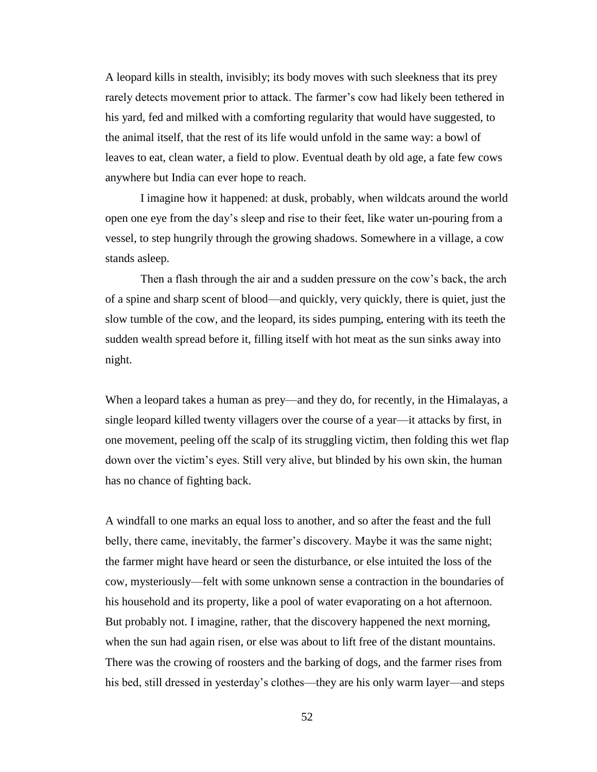A leopard kills in stealth, invisibly; its body moves with such sleekness that its prey rarely detects movement prior to attack. The farmer's cow had likely been tethered in his yard, fed and milked with a comforting regularity that would have suggested, to the animal itself, that the rest of its life would unfold in the same way: a bowl of leaves to eat, clean water, a field to plow. Eventual death by old age, a fate few cows anywhere but India can ever hope to reach.

I imagine how it happened: at dusk, probably, when wildcats around the world open one eye from the day's sleep and rise to their feet, like water un-pouring from a vessel, to step hungrily through the growing shadows. Somewhere in a village, a cow stands asleep.

Then a flash through the air and a sudden pressure on the cow's back, the arch of a spine and sharp scent of blood—and quickly, very quickly, there is quiet, just the slow tumble of the cow, and the leopard, its sides pumping, entering with its teeth the sudden wealth spread before it, filling itself with hot meat as the sun sinks away into night.

When a leopard takes a human as prey—and they do, for recently, in the Himalayas, a single leopard killed twenty villagers over the course of a year—it attacks by first, in one movement, peeling off the scalp of its struggling victim, then folding this wet flap down over the victim's eyes. Still very alive, but blinded by his own skin, the human has no chance of fighting back.

A windfall to one marks an equal loss to another, and so after the feast and the full belly, there came, inevitably, the farmer's discovery. Maybe it was the same night; the farmer might have heard or seen the disturbance, or else intuited the loss of the cow, mysteriously—felt with some unknown sense a contraction in the boundaries of his household and its property, like a pool of water evaporating on a hot afternoon. But probably not. I imagine, rather, that the discovery happened the next morning, when the sun had again risen, or else was about to lift free of the distant mountains. There was the crowing of roosters and the barking of dogs, and the farmer rises from his bed, still dressed in yesterday's clothes—they are his only warm layer—and steps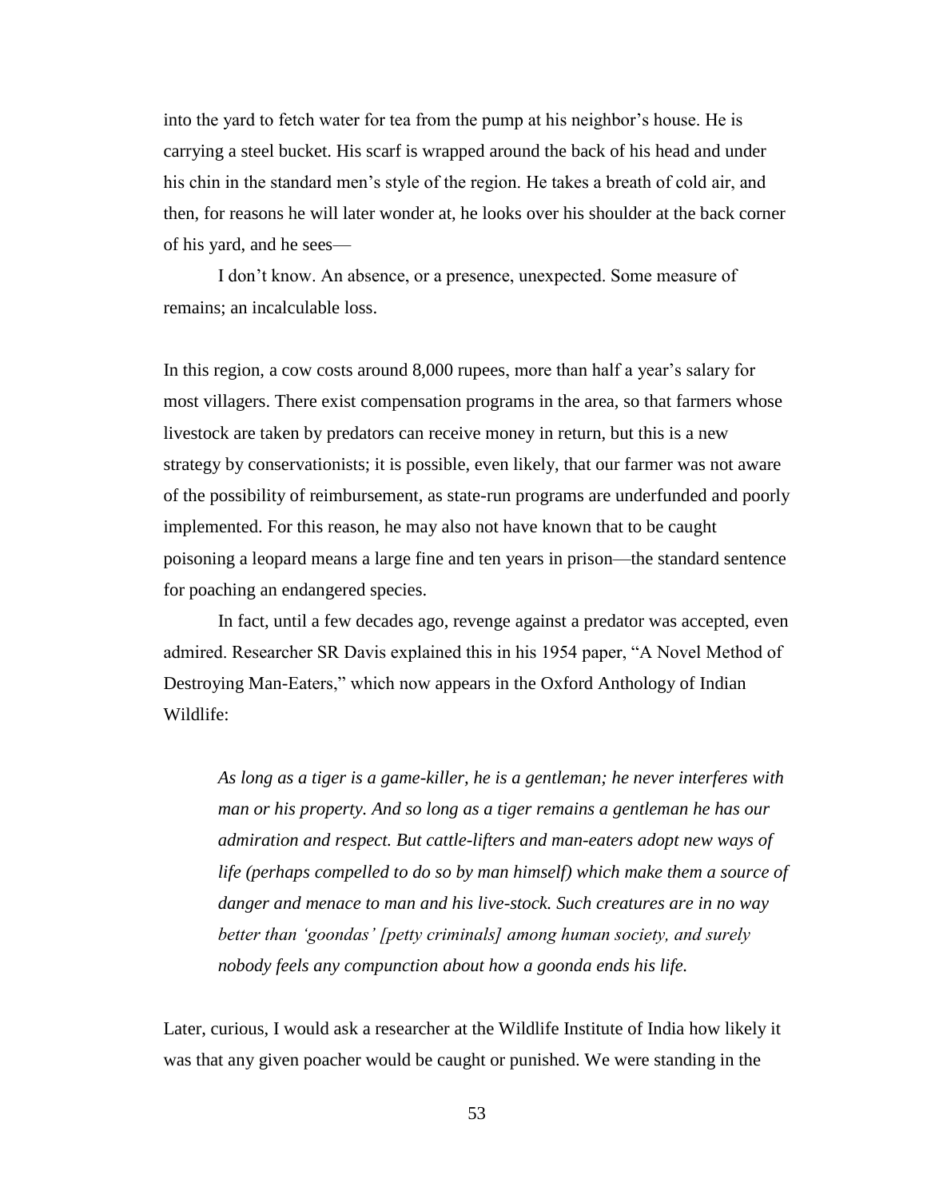into the yard to fetch water for tea from the pump at his neighbor's house. He is carrying a steel bucket. His scarf is wrapped around the back of his head and under his chin in the standard men's style of the region. He takes a breath of cold air, and then, for reasons he will later wonder at, he looks over his shoulder at the back corner of his yard, and he sees—

I don't know. An absence, or a presence, unexpected. Some measure of remains; an incalculable loss.

In this region, a cow costs around 8,000 rupees, more than half a year's salary for most villagers. There exist compensation programs in the area, so that farmers whose livestock are taken by predators can receive money in return, but this is a new strategy by conservationists; it is possible, even likely, that our farmer was not aware of the possibility of reimbursement, as state-run programs are underfunded and poorly implemented. For this reason, he may also not have known that to be caught poisoning a leopard means a large fine and ten years in prison—the standard sentence for poaching an endangered species.

In fact, until a few decades ago, revenge against a predator was accepted, even admired. Researcher SR Davis explained this in his 1954 paper, "A Novel Method of Destroying Man-Eaters," which now appears in the Oxford Anthology of Indian Wildlife:

> *As long as a tiger is a game-killer, he is a gentleman; he never interferes with man or his property. And so long as a tiger remains a gentleman he has our admiration and respect. But cattle-lifters and man-eaters adopt new ways of life (perhaps compelled to do so by man himself) which make them a source of danger and menace to man and his live-stock. Such creatures are in no way better than 'goondas' [petty criminals] among human society, and surely nobody feels any compunction about how a goonda ends his life.*

Later, curious, I would ask a researcher at the Wildlife Institute of India how likely it was that any given poacher would be caught or punished. We were standing in the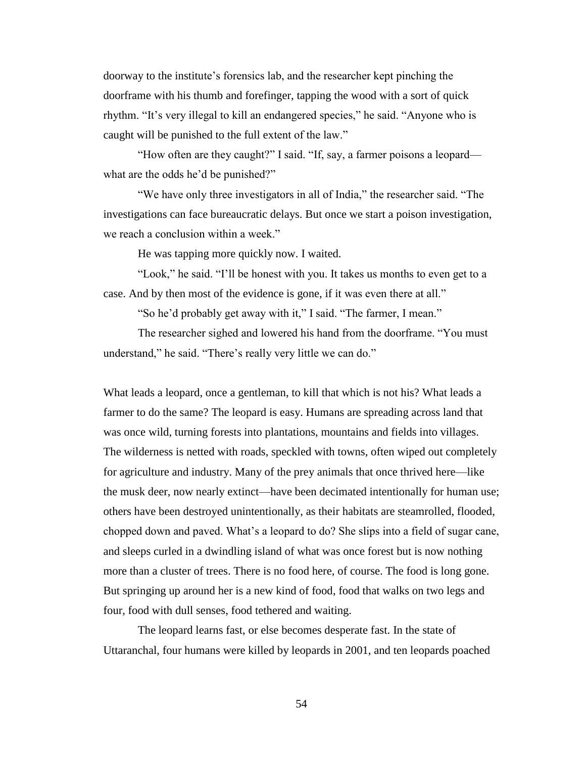doorway to the institute's forensics lab, and the researcher kept pinching the doorframe with his thumb and forefinger, tapping the wood with a sort of quick rhythm. "It's very illegal to kill an endangered species," he said. "Anyone who is caught will be punished to the full extent of the law."

"How often are they caught?" I said. "If, say, a farmer poisons a leopard—what are the odds he'd be punished?"

"We have only three investigators in all of India," the researcher said. "The investigations can face bureaucratic delays. But once we start a poison investigation, we reach a conclusion within a week."

He was tapping more quickly now. I waited.

"Look," he said. "I'll be honest with you. It takes us months to even get to a case. And by then most of the evidence is gone, if it was even there at all."

"So he'd probably get away with it," I said. "The farmer, I mean."

The researcher sighed and lowered his hand from the doorframe. "You must understand," he said. "There's really very little we can do."

What leads a leopard, once a gentleman, to kill that which is not his? What leads a farmer to do the same? The leopard is easy. Humans are spreading across land that was once wild, turning forests into plantations, mountains and fields into villages. The wilderness is netted with roads, speckled with towns, often wiped out completely for agriculture and industry. Many of the prey animals that once thrived here—like the musk deer, now nearly extinct—have been decimated intentionally for human use; others have been destroyed unintentionally, as their habitats are steamrolled, flooded, chopped down and paved. What's a leopard to do? She slips into a field of sugar cane, and sleeps curled in a dwindling island of what was once forest but is now nothing more than a cluster of trees. There is no food here, of course. The food is long gone. But springing up around her is a new kind of food, food that walks on two legs and four, food with dull senses, food tethered and waiting.

The leopard learns fast, or else becomes desperate fast. In the state of Uttaranchal, four humans were killed by leopards in 2001, and ten leopards poached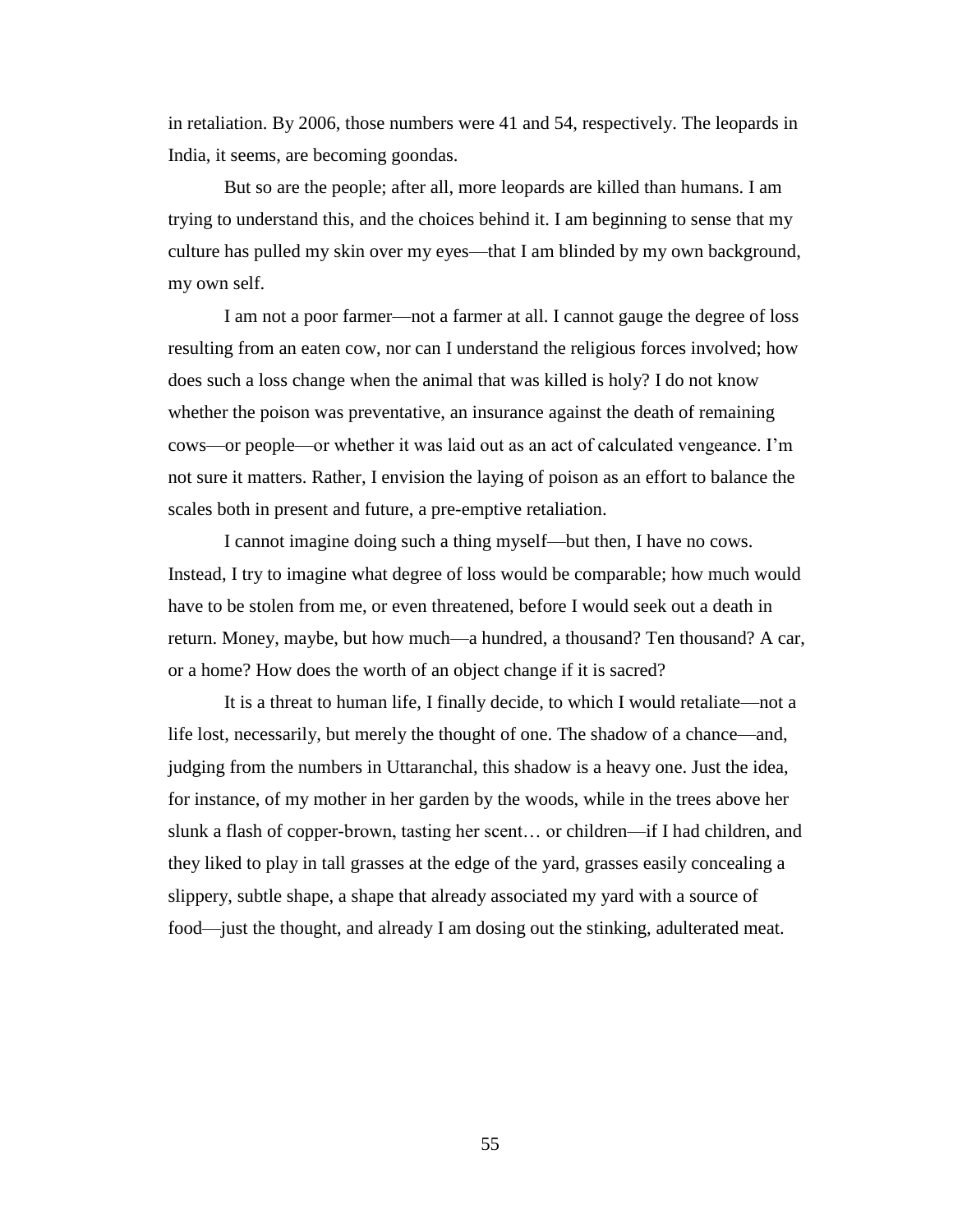in retaliation. By 2006, those numbers were 41 and 54, respectively. The leopards in India, it seems, are becoming goondas.

But so are the people; after all, more leopards are killed than humans. I am trying to understand this, and the choices behind it. I am beginning to sense that my culture has pulled my skin over my eyes—that I am blinded by my own background, my own self.

I am not a poor farmer—not a farmer at all. I cannot gauge the degree of loss resulting from an eaten cow, nor can I understand the religious forces involved; how does such a loss change when the animal that was killed is holy? I do not know whether the poison was preventative, an insurance against the death of remaining cows—or people—or whether it was laid out as an act of calculated vengeance. I'm not sure it matters. Rather, I envision the laying of poison as an effort to balance the scales both in present and future, a pre-emptive retaliation.

I cannot imagine doing such a thing myself—but then, I have no cows. Instead, I try to imagine what degree of loss would be comparable; how much would have to be stolen from me, or even threatened, before I would seek out a death in return. Money, maybe, but how much—a hundred, a thousand? Ten thousand? A car, or a home? How does the worth of an object change if it is sacred?

It is a threat to human life, I finally decide, to which I would retaliate—not a life lost, necessarily, but merely the thought of one. The shadow of a chance—and, judging from the numbers in Uttaranchal, this shadow is a heavy one. Just the idea, for instance, of my mother in her garden by the woods, while in the trees above her slunk a flash of copper-brown, tasting her scent… or children—if I had children, and they liked to play in tall grasses at the edge of the yard, grasses easily concealing a slippery, subtle shape, a shape that already associated my yard with a source of food—just the thought, and already I am dosing out the stinking, adulterated meat.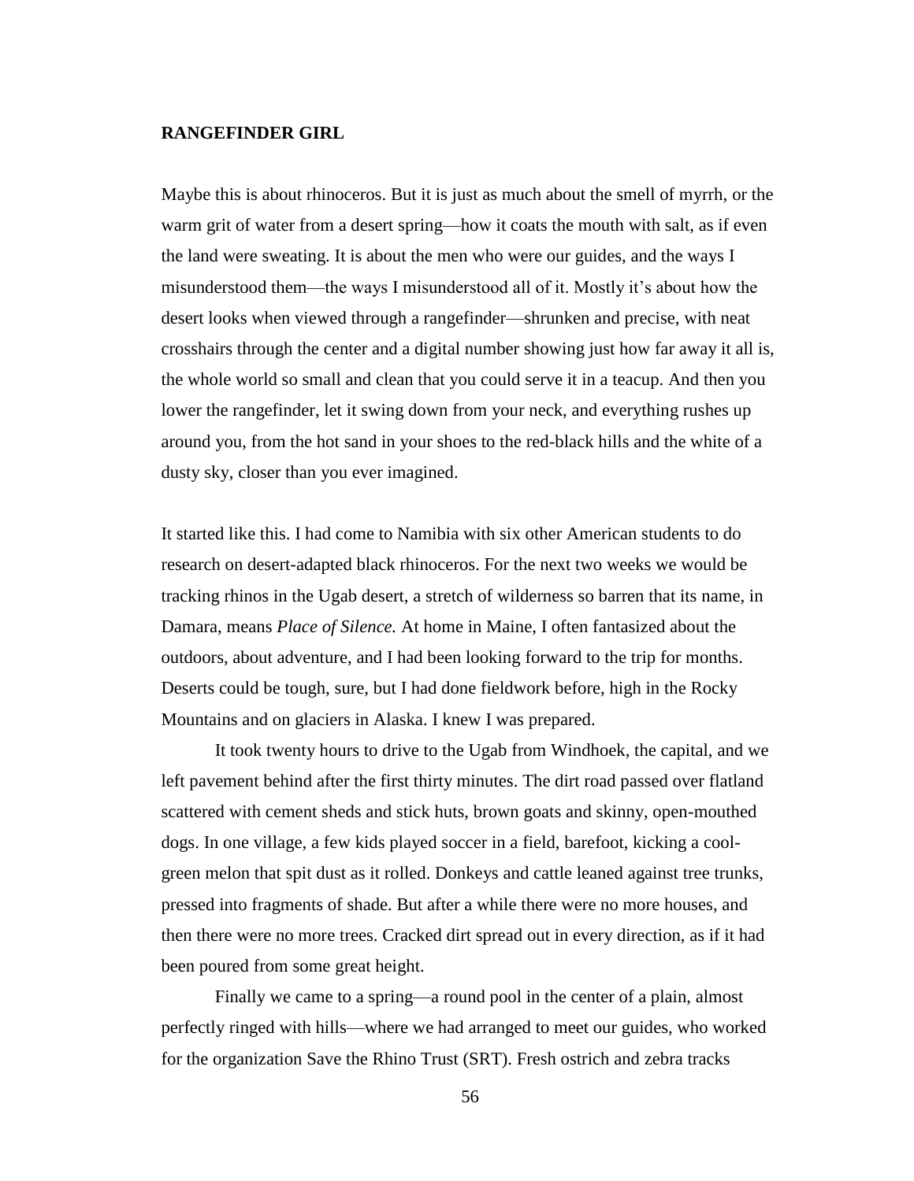**RANGEFINDER GIRL**

Maybe this is about rhinoceros. But it is just as much about the smell of myrrh, or the warm grit of water from a desert spring—how it coats the mouth with salt, as if even the land were sweating. It is about the men who were our guides, and the ways I misunderstood them—the ways I misunderstood all of it. Mostly it's about how the desert looks when viewed through a rangefinder—shrunken and precise, with neat crosshairs through the center and a digital number showing just how far away it all is, the whole world so small and clean that you could serve it in a teacup. And then you lower the rangefinder, let it swing down from your neck, and everything rushes up around you, from the hot sand in your shoes to the red-black hills and the white of a dusty sky, closer than you ever imagined.

It started like this. I had come to Namibia with six other American students to do research on desert-adapted black rhinoceros. For the next two weeks we would be tracking rhinos in the Ugab desert, a stretch of wilderness so barren that its name, in Damara, means *Place of Silence.* At home in Maine, I often fantasized about the outdoors, about adventure, and I had been looking forward to the trip for months. Deserts could be tough, sure, but I had done fieldwork before, high in the Rocky Mountains and on glaciers in Alaska. I knew I was prepared.

It took twenty hours to drive to the Ugab from Windhoek, the capital, and we left pavement behind after the first thirty minutes. The dirt road passed over flatland scattered with cement sheds and stick huts, brown goats and skinny, open-mouthed dogs. In one village, a few kids played soccer in a field, barefoot, kicking a cool-green melon that spit dust as it rolled. Donkeys and cattle leaned against tree trunks, pressed into fragments of shade. But after a while there were no more houses, and then there were no more trees. Cracked dirt spread out in every direction, as if it had been poured from some great height.

Finally we came to a spring—a round pool in the center of a plain, almost perfectly ringed with hills—where we had arranged to meet our guides, who worked for the organization Save the Rhino Trust (SRT). Fresh ostrich and zebra tracks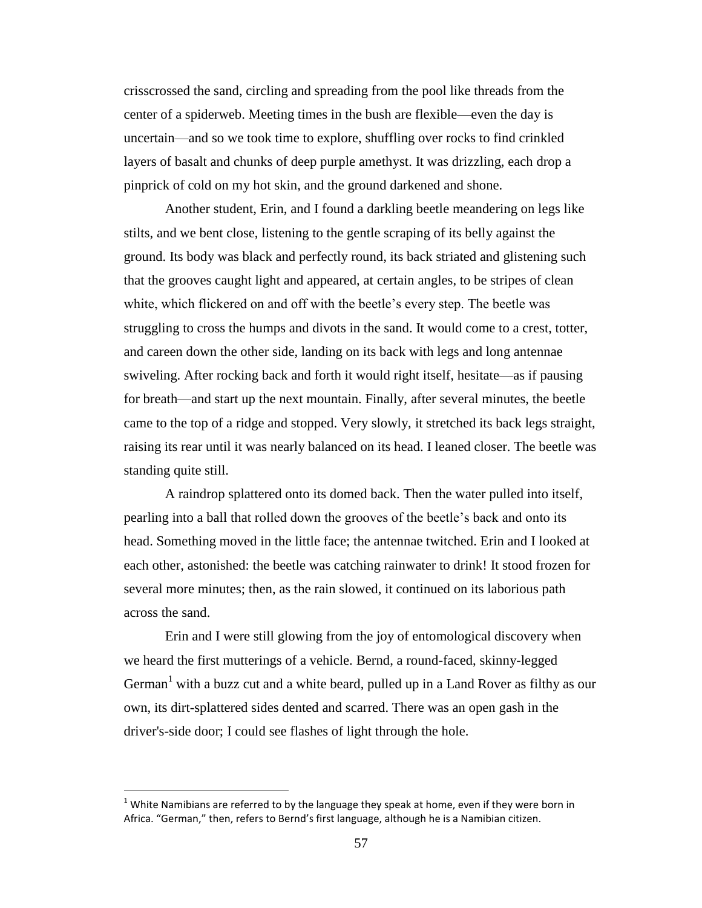crisscrossed the sand, circling and spreading from the pool like threads from the center of a spiderweb. Meeting times in the bush are flexible—even the day is uncertain—and so we took time to explore, shuffling over rocks to find crinkled layers of basalt and chunks of deep purple amethyst. It was drizzling, each drop a pinprick of cold on my hot skin, and the ground darkened and shone.

Another student, Erin, and I found a darkling beetle meandering on legs like stilts, and we bent close, listening to the gentle scraping of its belly against the ground. Its body was black and perfectly round, its back striated and glistening such that the grooves caught light and appeared, at certain angles, to be stripes of clean white, which flickered on and off with the beetle's every step. The beetle was struggling to cross the humps and divots in the sand. It would come to a crest, totter, and careen down the other side, landing on its back with legs and long antennae swiveling. After rocking back and forth it would right itself, hesitate—as if pausing for breath—and start up the next mountain. Finally, after several minutes, the beetle came to the top of a ridge and stopped. Very slowly, it stretched its back legs straight, raising its rear until it was nearly balanced on its head. I leaned closer. The beetle was standing quite still.

A raindrop splattered onto its domed back. Then the water pulled into itself, pearling into a ball that rolled down the grooves of the beetle's back and onto its head. Something moved in the little face; the antennae twitched. Erin and I looked at each other, astonished: the beetle was catching rainwater to drink! It stood frozen for several more minutes; then, as the rain slowed, it continued on its laborious path across the sand.

Erin and I were still glowing from the joy of entomological discovery when we heard the first mutterings of a vehicle. Bernd, a round-faced, skinny-legged German[1] with a buzz cut and a white beard, pulled up in a Land Rover as filthy as our own, its dirt-splattered sides dented and scarred. There was an open gash in the driver's-side door; I could see flashes of light through the hole.

---

[1] White Namibians are referred to by the language they speak at home, even if they were born in Africa. "German," then, refers to Bernd's first language, although he is a Namibian citizen.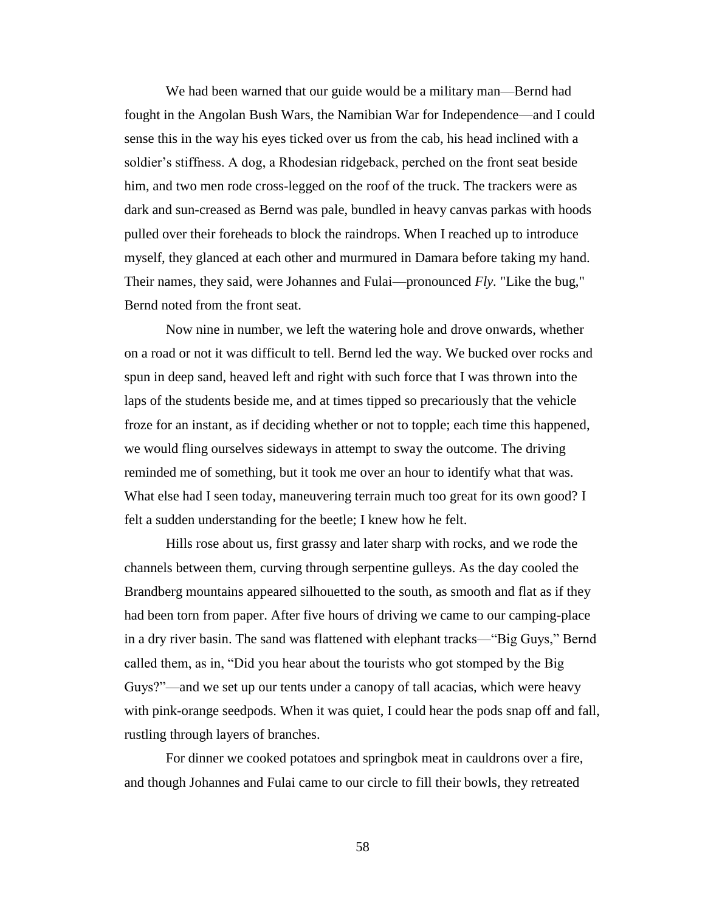We had been warned that our guide would be a military man—Bernd had fought in the Angolan Bush Wars, the Namibian War for Independence—and I could sense this in the way his eyes ticked over us from the cab, his head inclined with a soldier's stiffness. A dog, a Rhodesian ridgeback, perched on the front seat beside him, and two men rode cross-legged on the roof of the truck. The trackers were as dark and sun-creased as Bernd was pale, bundled in heavy canvas parkas with hoods pulled over their foreheads to block the raindrops. When I reached up to introduce myself, they glanced at each other and murmured in Damara before taking my hand. Their names, they said, were Johannes and Fulai—pronounced *Fly.* "Like the bug," Bernd noted from the front seat.

Now nine in number, we left the watering hole and drove onwards, whether on a road or not it was difficult to tell. Bernd led the way. We bucked over rocks and spun in deep sand, heaved left and right with such force that I was thrown into the laps of the students beside me, and at times tipped so precariously that the vehicle froze for an instant, as if deciding whether or not to topple; each time this happened, we would fling ourselves sideways in attempt to sway the outcome. The driving reminded me of something, but it took me over an hour to identify what that was. What else had I seen today, maneuvering terrain much too great for its own good? I felt a sudden understanding for the beetle; I knew how he felt.

Hills rose about us, first grassy and later sharp with rocks, and we rode the channels between them, curving through serpentine gulleys. As the day cooled the Brandberg mountains appeared silhouetted to the south, as smooth and flat as if they had been torn from paper. After five hours of driving we came to our camping-place in a dry river basin. The sand was flattened with elephant tracks—"Big Guys," Bernd called them, as in, "Did you hear about the tourists who got stomped by the Big Guys?"—and we set up our tents under a canopy of tall acacias, which were heavy with pink-orange seedpods. When it was quiet, I could hear the pods snap off and fall, rustling through layers of branches.

For dinner we cooked potatoes and springbok meat in cauldrons over a fire, and though Johannes and Fulai came to our circle to fill their bowls, they retreated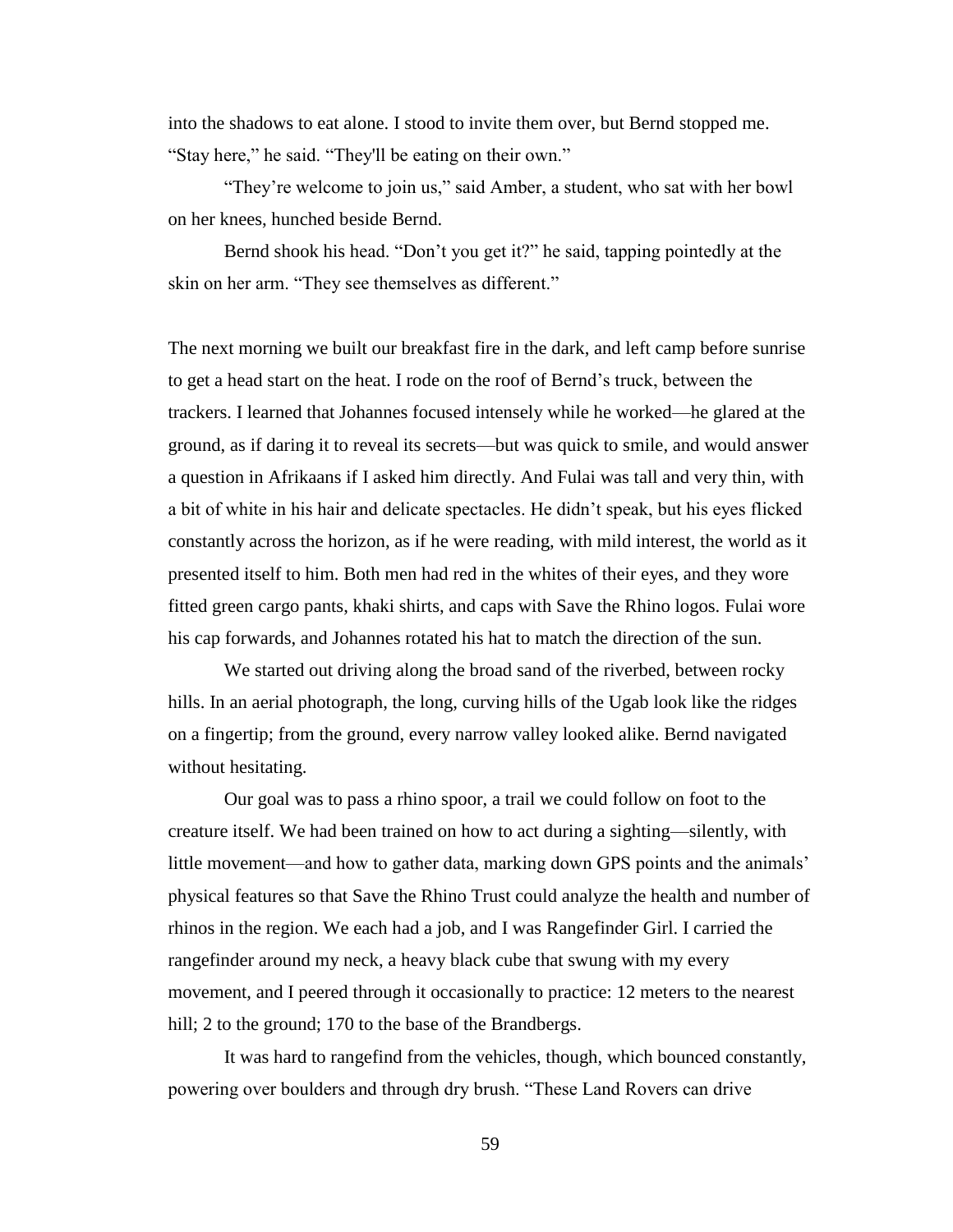into the shadows to eat alone. I stood to invite them over, but Bernd stopped me. "Stay here," he said. "They'll be eating on their own."

"They're welcome to join us," said Amber, a student, who sat with her bowl on her knees, hunched beside Bernd.

Bernd shook his head. "Don't you get it?" he said, tapping pointedly at the skin on her arm. "They see themselves as different."

The next morning we built our breakfast fire in the dark, and left camp before sunrise to get a head start on the heat. I rode on the roof of Bernd's truck, between the trackers. I learned that Johannes focused intensely while he worked—he glared at the ground, as if daring it to reveal its secrets—but was quick to smile, and would answer a question in Afrikaans if I asked him directly. And Fulai was tall and very thin, with a bit of white in his hair and delicate spectacles. He didn't speak, but his eyes flicked constantly across the horizon, as if he were reading, with mild interest, the world as it presented itself to him. Both men had red in the whites of their eyes, and they wore fitted green cargo pants, khaki shirts, and caps with Save the Rhino logos. Fulai wore his cap forwards, and Johannes rotated his hat to match the direction of the sun.

We started out driving along the broad sand of the riverbed, between rocky hills. In an aerial photograph, the long, curving hills of the Ugab look like the ridges on a fingertip; from the ground, every narrow valley looked alike. Bernd navigated without hesitating.

Our goal was to pass a rhino spoor, a trail we could follow on foot to the creature itself. We had been trained on how to act during a sighting—silently, with little movement—and how to gather data, marking down GPS points and the animals' physical features so that Save the Rhino Trust could analyze the health and number of rhinos in the region. We each had a job, and I was Rangefinder Girl. I carried the rangefinder around my neck, a heavy black cube that swung with my every movement, and I peered through it occasionally to practice: 12 meters to the nearest hill; 2 to the ground; 170 to the base of the Brandbergs.

It was hard to rangefind from the vehicles, though, which bounced constantly, powering over boulders and through dry brush. "These Land Rovers can drive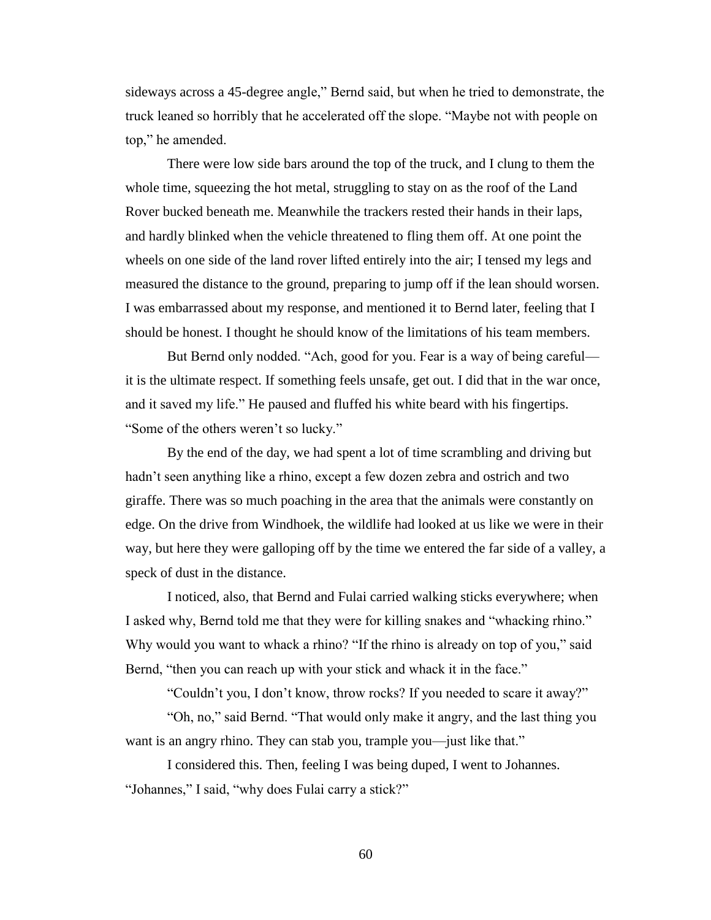sideways across a 45-degree angle," Bernd said, but when he tried to demonstrate, the truck leaned so horribly that he accelerated off the slope. "Maybe not with people on top," he amended.

There were low side bars around the top of the truck, and I clung to them the whole time, squeezing the hot metal, struggling to stay on as the roof of the Land Rover bucked beneath me. Meanwhile the trackers rested their hands in their laps, and hardly blinked when the vehicle threatened to fling them off. At one point the wheels on one side of the land rover lifted entirely into the air; I tensed my legs and measured the distance to the ground, preparing to jump off if the lean should worsen. I was embarrassed about my response, and mentioned it to Bernd later, feeling that I should be honest. I thought he should know of the limitations of his team members.

But Bernd only nodded. "Ach, good for you. Fear is a way of being careful—it is the ultimate respect. If something feels unsafe, get out. I did that in the war once, and it saved my life." He paused and fluffed his white beard with his fingertips. "Some of the others weren't so lucky."

By the end of the day, we had spent a lot of time scrambling and driving but hadn't seen anything like a rhino, except a few dozen zebra and ostrich and two giraffe. There was so much poaching in the area that the animals were constantly on edge. On the drive from Windhoek, the wildlife had looked at us like we were in their way, but here they were galloping off by the time we entered the far side of a valley, a speck of dust in the distance.

I noticed, also, that Bernd and Fulai carried walking sticks everywhere; when I asked why, Bernd told me that they were for killing snakes and "whacking rhino." Why would you want to whack a rhino? "If the rhino is already on top of you," said Bernd, "then you can reach up with your stick and whack it in the face."

"Couldn't you, I don't know, throw rocks? If you needed to scare it away?"

"Oh, no," said Bernd. "That would only make it angry, and the last thing you want is an angry rhino. They can stab you, trample you—just like that."

I considered this. Then, feeling I was being duped, I went to Johannes. "Johannes," I said, "why does Fulai carry a stick?"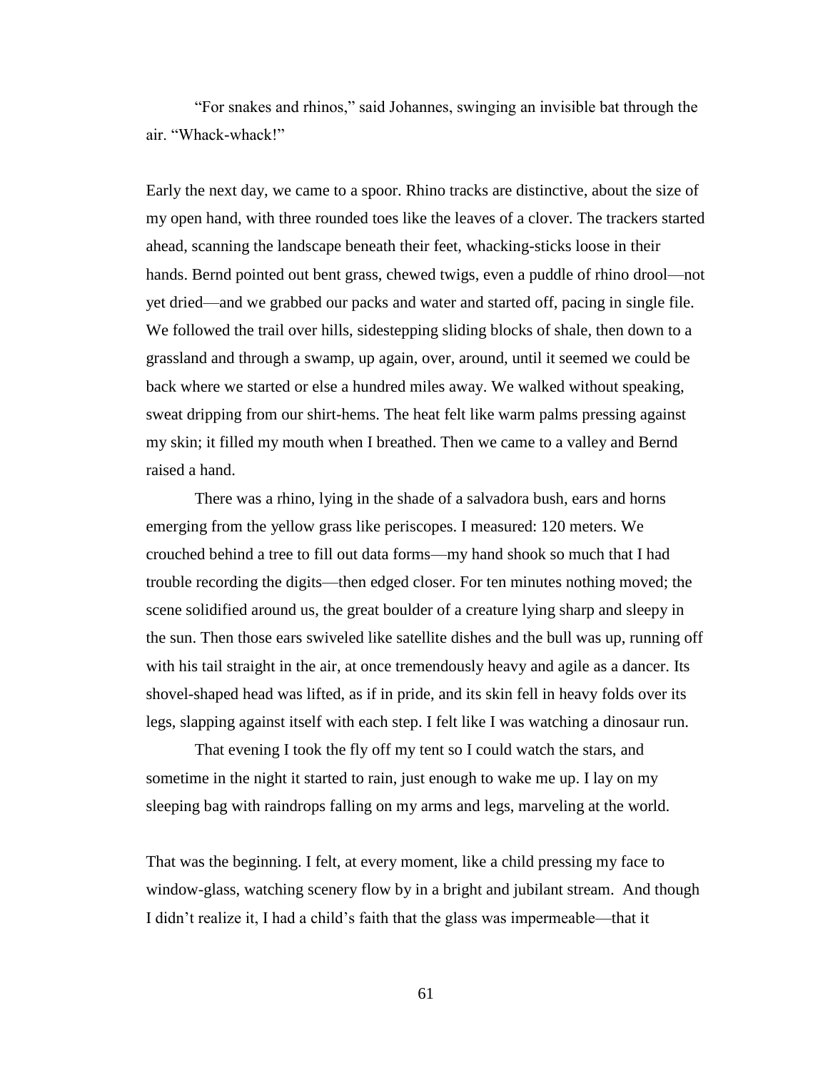"For snakes and rhinos," said Johannes, swinging an invisible bat through the air. "Whack-whack!"

Early the next day, we came to a spoor. Rhino tracks are distinctive, about the size of my open hand, with three rounded toes like the leaves of a clover. The trackers started ahead, scanning the landscape beneath their feet, whacking-sticks loose in their hands. Bernd pointed out bent grass, chewed twigs, even a puddle of rhino drool—not yet dried—and we grabbed our packs and water and started off, pacing in single file. We followed the trail over hills, sidestepping sliding blocks of shale, then down to a grassland and through a swamp, up again, over, around, until it seemed we could be back where we started or else a hundred miles away. We walked without speaking, sweat dripping from our shirt-hems. The heat felt like warm palms pressing against my skin; it filled my mouth when I breathed. Then we came to a valley and Bernd raised a hand.

There was a rhino, lying in the shade of a salvadora bush, ears and horns emerging from the yellow grass like periscopes. I measured: 120 meters. We crouched behind a tree to fill out data forms—my hand shook so much that I had trouble recording the digits—then edged closer. For ten minutes nothing moved; the scene solidified around us, the great boulder of a creature lying sharp and sleepy in the sun. Then those ears swiveled like satellite dishes and the bull was up, running off with his tail straight in the air, at once tremendously heavy and agile as a dancer. Its shovel-shaped head was lifted, as if in pride, and its skin fell in heavy folds over its legs, slapping against itself with each step. I felt like I was watching a dinosaur run.

That evening I took the fly off my tent so I could watch the stars, and sometime in the night it started to rain, just enough to wake me up. I lay on my sleeping bag with raindrops falling on my arms and legs, marveling at the world.

That was the beginning. I felt, at every moment, like a child pressing my face to window-glass, watching scenery flow by in a bright and jubilant stream. And though I didn't realize it, I had a child's faith that the glass was impermeable—that it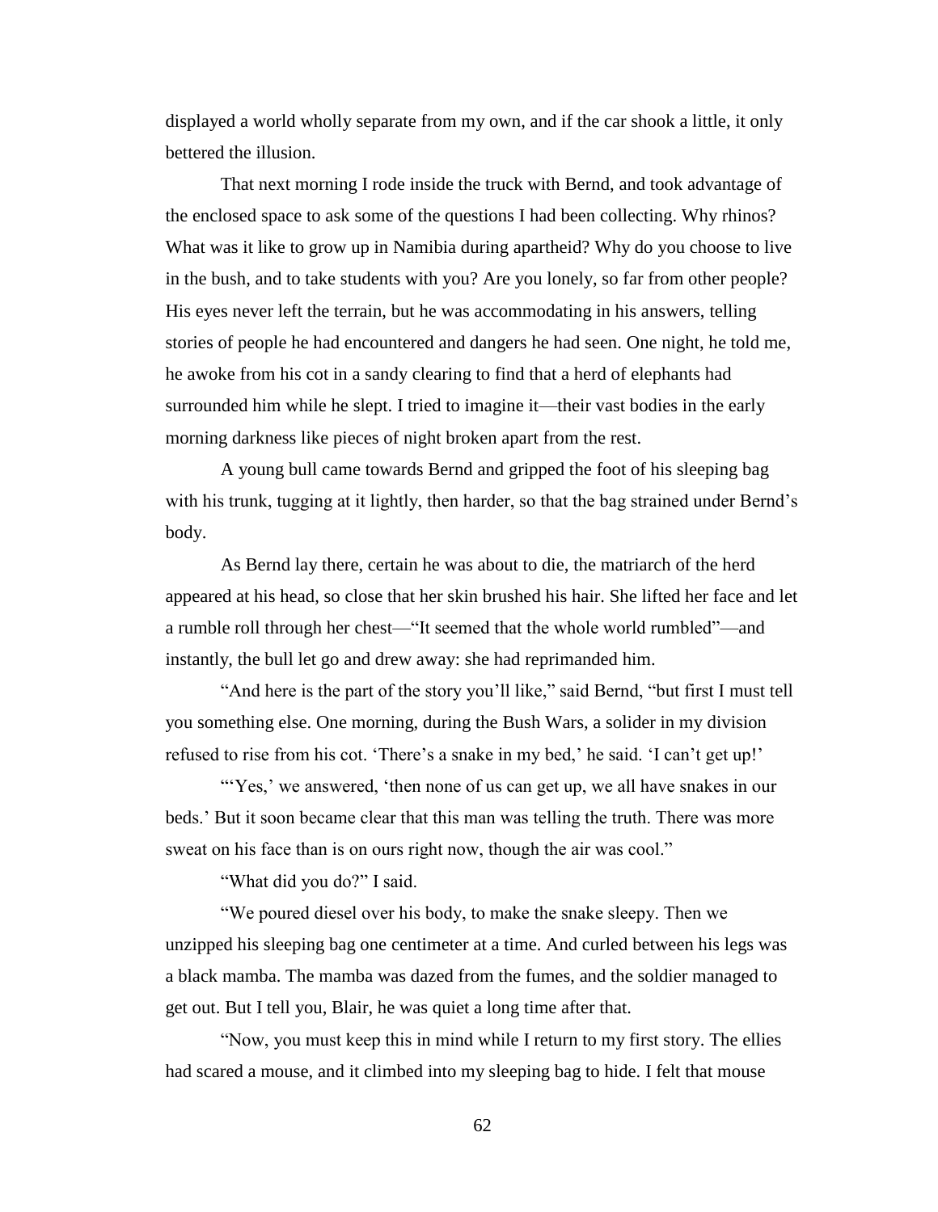displayed a world wholly separate from my own, and if the car shook a little, it only bettered the illusion.

That next morning I rode inside the truck with Bernd, and took advantage of the enclosed space to ask some of the questions I had been collecting. Why rhinos? What was it like to grow up in Namibia during apartheid? Why do you choose to live in the bush, and to take students with you? Are you lonely, so far from other people? His eyes never left the terrain, but he was accommodating in his answers, telling stories of people he had encountered and dangers he had seen. One night, he told me, he awoke from his cot in a sandy clearing to find that a herd of elephants had surrounded him while he slept. I tried to imagine it—their vast bodies in the early morning darkness like pieces of night broken apart from the rest.

A young bull came towards Bernd and gripped the foot of his sleeping bag with his trunk, tugging at it lightly, then harder, so that the bag strained under Bernd's body.

As Bernd lay there, certain he was about to die, the matriarch of the herd appeared at his head, so close that her skin brushed his hair. She lifted her face and let a rumble roll through her chest—"It seemed that the whole world rumbled"—and instantly, the bull let go and drew away: she had reprimanded him.

"And here is the part of the story you'll like," said Bernd, "but first I must tell you something else. One morning, during the Bush Wars, a solider in my division refused to rise from his cot. 'There's a snake in my bed,' he said. 'I can't get up!'

"'Yes,' we answered, 'then none of us can get up, we all have snakes in our beds.' But it soon became clear that this man was telling the truth. There was more sweat on his face than is on ours right now, though the air was cool."

"What did you do?" I said.

"We poured diesel over his body, to make the snake sleepy. Then we unzipped his sleeping bag one centimeter at a time. And curled between his legs was a black mamba. The mamba was dazed from the fumes, and the soldier managed to get out. But I tell you, Blair, he was quiet a long time after that.

"Now, you must keep this in mind while I return to my first story. The ellies had scared a mouse, and it climbed into my sleeping bag to hide. I felt that mouse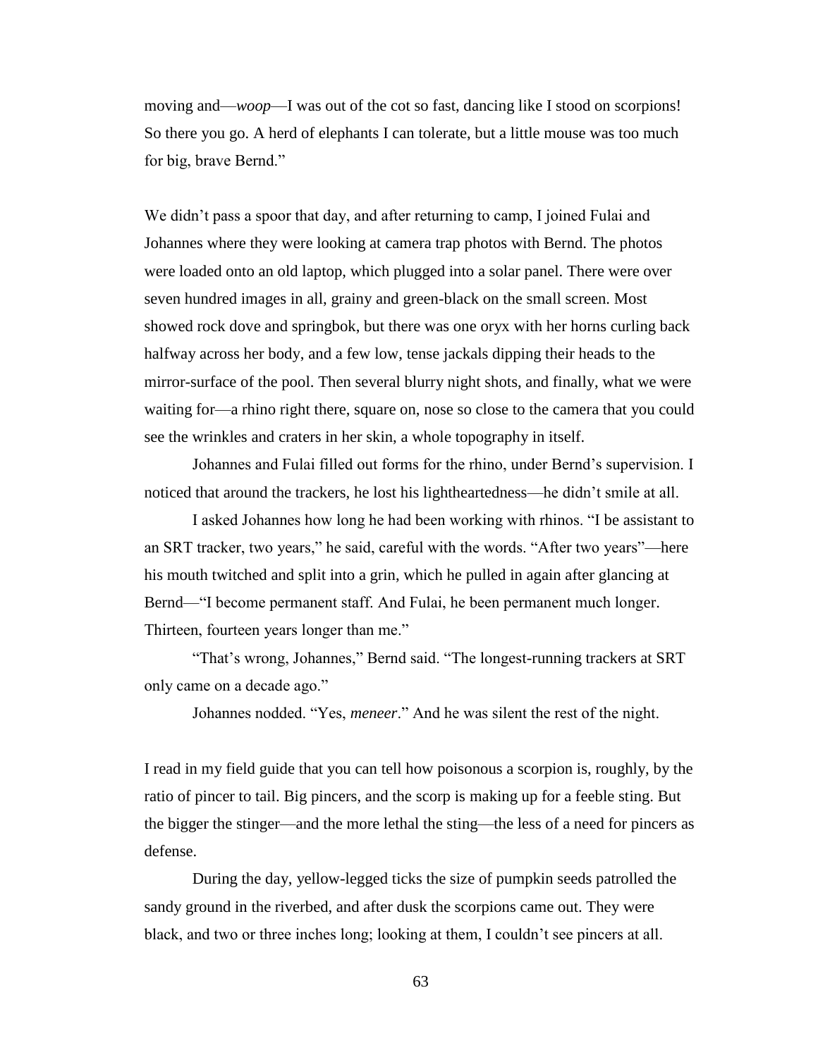moving and—*woop*—I was out of the cot so fast, dancing like I stood on scorpions! So there you go. A herd of elephants I can tolerate, but a little mouse was too much for big, brave Bernd."

We didn't pass a spoor that day, and after returning to camp, I joined Fulai and Johannes where they were looking at camera trap photos with Bernd. The photos were loaded onto an old laptop, which plugged into a solar panel. There were over seven hundred images in all, grainy and green-black on the small screen. Most showed rock dove and springbok, but there was one oryx with her horns curling back halfway across her body, and a few low, tense jackals dipping their heads to the mirror-surface of the pool. Then several blurry night shots, and finally, what we were waiting for—a rhino right there, square on, nose so close to the camera that you could see the wrinkles and craters in her skin, a whole topography in itself.

Johannes and Fulai filled out forms for the rhino, under Bernd's supervision. I noticed that around the trackers, he lost his lightheartedness—he didn't smile at all.

I asked Johannes how long he had been working with rhinos. "I be assistant to an SRT tracker, two years," he said, careful with the words. "After two years"—here his mouth twitched and split into a grin, which he pulled in again after glancing at Bernd—"I become permanent staff. And Fulai, he been permanent much longer. Thirteen, fourteen years longer than me."

"That's wrong, Johannes," Bernd said. "The longest-running trackers at SRT only came on a decade ago."

Johannes nodded. "Yes, *meneer*." And he was silent the rest of the night.

I read in my field guide that you can tell how poisonous a scorpion is, roughly, by the ratio of pincer to tail. Big pincers, and the scorp is making up for a feeble sting. But the bigger the stinger—and the more lethal the sting—the less of a need for pincers as defense.

During the day, yellow-legged ticks the size of pumpkin seeds patrolled the sandy ground in the riverbed, and after dusk the scorpions came out. They were black, and two or three inches long; looking at them, I couldn't see pincers at all.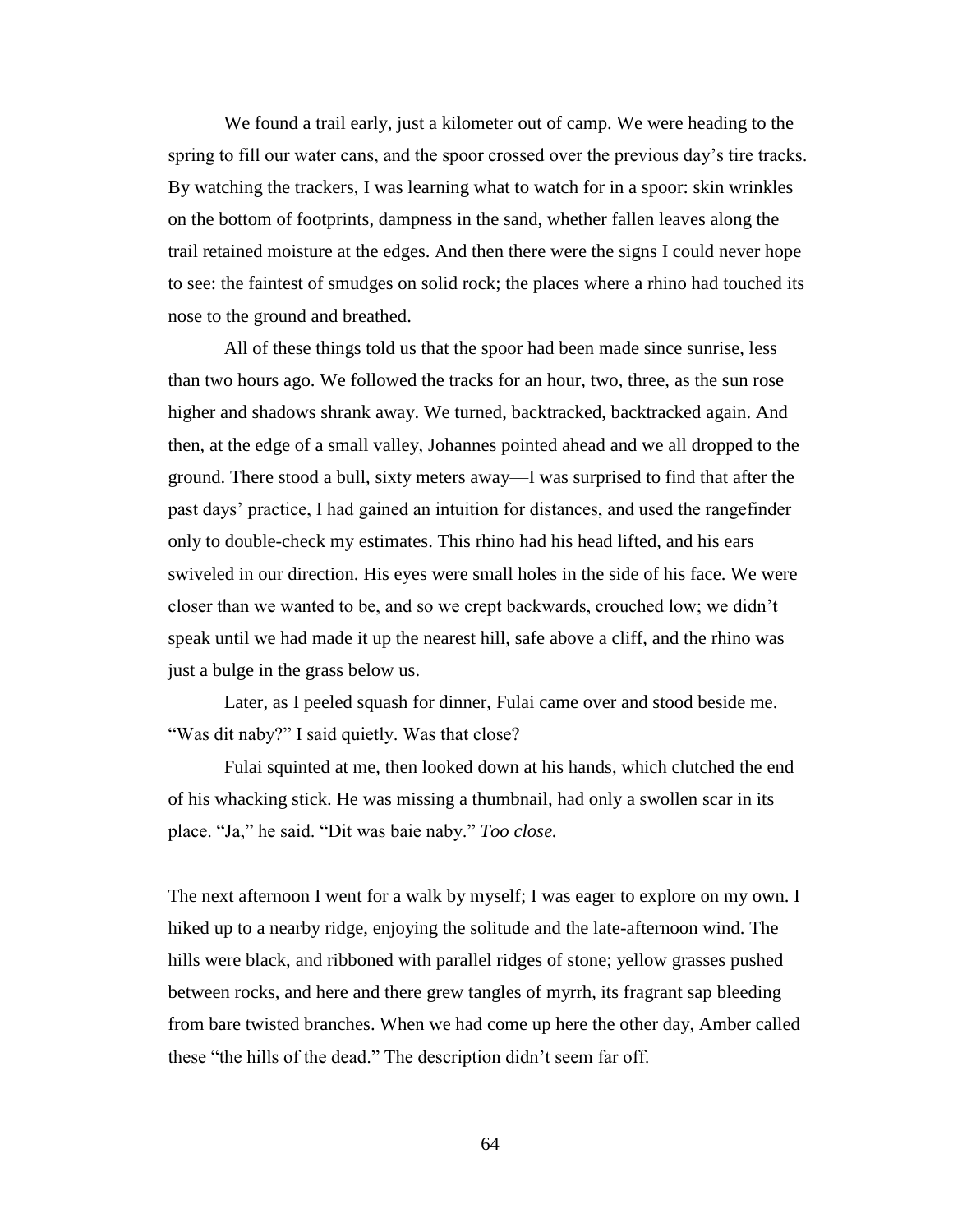We found a trail early, just a kilometer out of camp. We were heading to the spring to fill our water cans, and the spoor crossed over the previous day's tire tracks. By watching the trackers, I was learning what to watch for in a spoor: skin wrinkles on the bottom of footprints, dampness in the sand, whether fallen leaves along the trail retained moisture at the edges. And then there were the signs I could never hope to see: the faintest of smudges on solid rock; the places where a rhino had touched its nose to the ground and breathed.

All of these things told us that the spoor had been made since sunrise, less than two hours ago. We followed the tracks for an hour, two, three, as the sun rose higher and shadows shrank away. We turned, backtracked, backtracked again. And then, at the edge of a small valley, Johannes pointed ahead and we all dropped to the ground. There stood a bull, sixty meters away—I was surprised to find that after the past days' practice, I had gained an intuition for distances, and used the rangefinder only to double-check my estimates. This rhino had his head lifted, and his ears swiveled in our direction. His eyes were small holes in the side of his face. We were closer than we wanted to be, and so we crept backwards, crouched low; we didn't speak until we had made it up the nearest hill, safe above a cliff, and the rhino was just a bulge in the grass below us.

Later, as I peeled squash for dinner, Fulai came over and stood beside me. "Was dit naby?" I said quietly. Was that close?

Fulai squinted at me, then looked down at his hands, which clutched the end of his whacking stick. He was missing a thumbnail, had only a swollen scar in its place. "Ja," he said. "Dit was baie naby." *Too close.*

The next afternoon I went for a walk by myself; I was eager to explore on my own. I hiked up to a nearby ridge, enjoying the solitude and the late-afternoon wind. The hills were black, and ribboned with parallel ridges of stone; yellow grasses pushed between rocks, and here and there grew tangles of myrrh, its fragrant sap bleeding from bare twisted branches. When we had come up here the other day, Amber called these "the hills of the dead." The description didn't seem far off.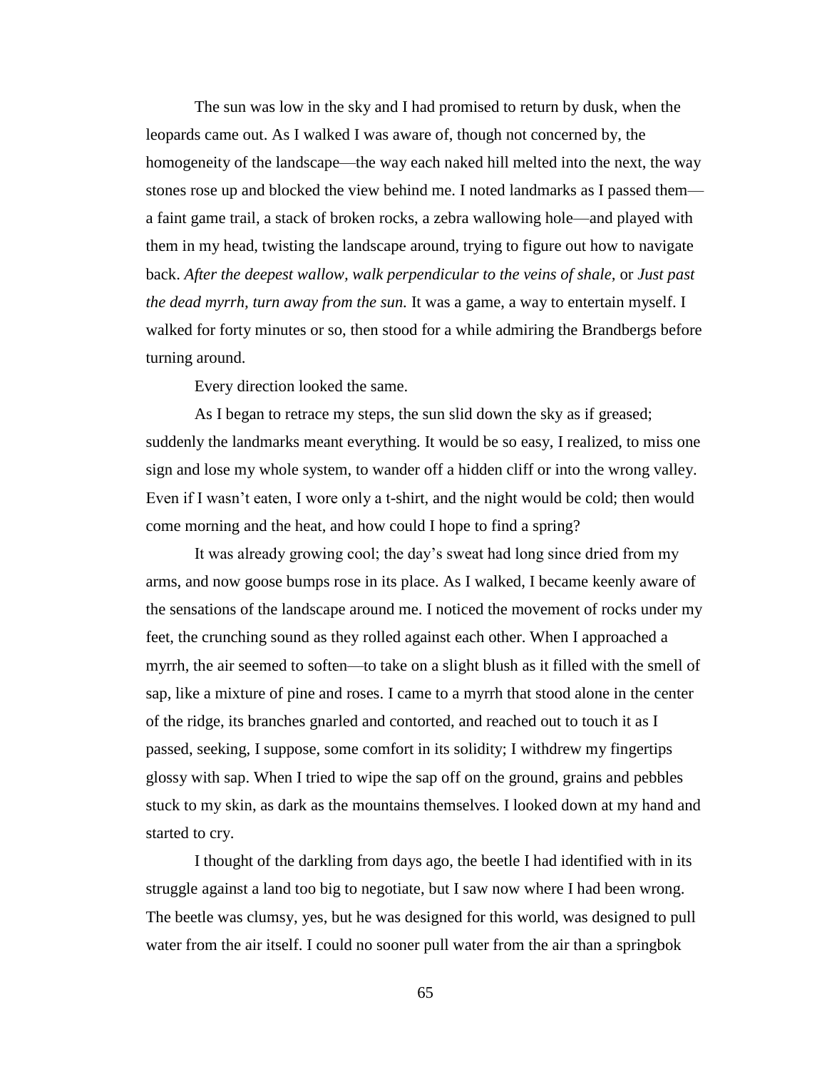The sun was low in the sky and I had promised to return by dusk, when the leopards came out. As I walked I was aware of, though not concerned by, the homogeneity of the landscape—the way each naked hill melted into the next, the way stones rose up and blocked the view behind me. I noted landmarks as I passed them—a faint game trail, a stack of broken rocks, a zebra wallowing hole—and played with them in my head, twisting the landscape around, trying to figure out how to navigate back. *After the deepest wallow, walk perpendicular to the veins of shale*, or *Just past the dead myrrh, turn away from the sun.* It was a game, a way to entertain myself. I walked for forty minutes or so, then stood for a while admiring the Brandbergs before turning around.

Every direction looked the same.

As I began to retrace my steps, the sun slid down the sky as if greased; suddenly the landmarks meant everything. It would be so easy, I realized, to miss one sign and lose my whole system, to wander off a hidden cliff or into the wrong valley. Even if I wasn't eaten, I wore only a t-shirt, and the night would be cold; then would come morning and the heat, and how could I hope to find a spring?

It was already growing cool; the day's sweat had long since dried from my arms, and now goose bumps rose in its place. As I walked, I became keenly aware of the sensations of the landscape around me. I noticed the movement of rocks under my feet, the crunching sound as they rolled against each other. When I approached a myrrh, the air seemed to soften—to take on a slight blush as it filled with the smell of sap, like a mixture of pine and roses. I came to a myrrh that stood alone in the center of the ridge, its branches gnarled and contorted, and reached out to touch it as I passed, seeking, I suppose, some comfort in its solidity; I withdrew my fingertips glossy with sap. When I tried to wipe the sap off on the ground, grains and pebbles stuck to my skin, as dark as the mountains themselves. I looked down at my hand and started to cry.

I thought of the darkling from days ago, the beetle I had identified with in its struggle against a land too big to negotiate, but I saw now where I had been wrong. The beetle was clumsy, yes, but he was designed for this world, was designed to pull water from the air itself. I could no sooner pull water from the air than a springbok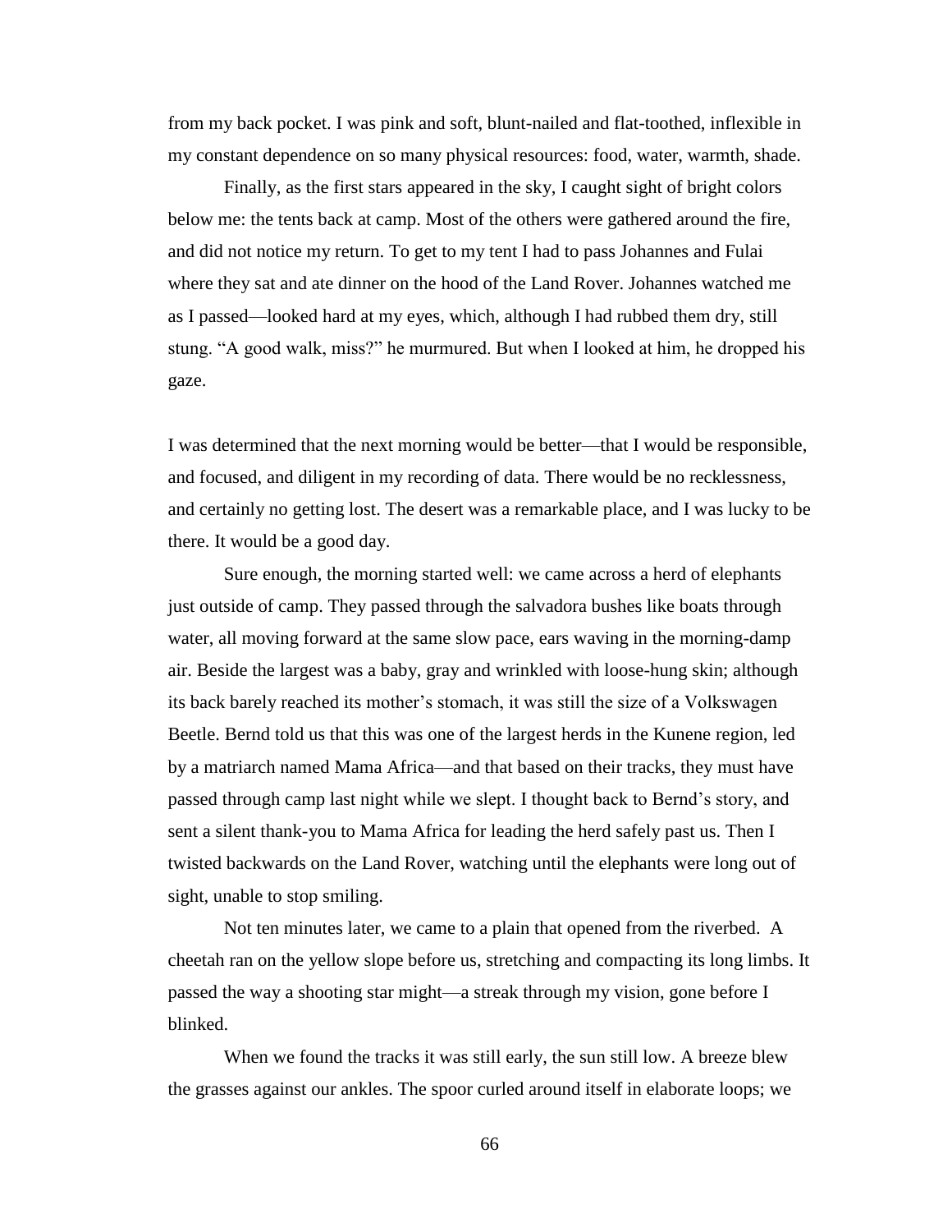from my back pocket. I was pink and soft, blunt-nailed and flat-toothed, inflexible in my constant dependence on so many physical resources: food, water, warmth, shade.

Finally, as the first stars appeared in the sky, I caught sight of bright colors below me: the tents back at camp. Most of the others were gathered around the fire, and did not notice my return. To get to my tent I had to pass Johannes and Fulai where they sat and ate dinner on the hood of the Land Rover. Johannes watched me as I passed—looked hard at my eyes, which, although I had rubbed them dry, still stung. "A good walk, miss?" he murmured. But when I looked at him, he dropped his gaze.

I was determined that the next morning would be better—that I would be responsible, and focused, and diligent in my recording of data. There would be no recklessness, and certainly no getting lost. The desert was a remarkable place, and I was lucky to be there. It would be a good day.

Sure enough, the morning started well: we came across a herd of elephants just outside of camp. They passed through the salvadora bushes like boats through water, all moving forward at the same slow pace, ears waving in the morning-damp air. Beside the largest was a baby, gray and wrinkled with loose-hung skin; although its back barely reached its mother's stomach, it was still the size of a Volkswagen Beetle. Bernd told us that this was one of the largest herds in the Kunene region, led by a matriarch named Mama Africa—and that based on their tracks, they must have passed through camp last night while we slept. I thought back to Bernd's story, and sent a silent thank-you to Mama Africa for leading the herd safely past us. Then I twisted backwards on the Land Rover, watching until the elephants were long out of sight, unable to stop smiling.

Not ten minutes later, we came to a plain that opened from the riverbed. A cheetah ran on the yellow slope before us, stretching and compacting its long limbs. It passed the way a shooting star might—a streak through my vision, gone before I blinked.

When we found the tracks it was still early, the sun still low. A breeze blew the grasses against our ankles. The spoor curled around itself in elaborate loops; we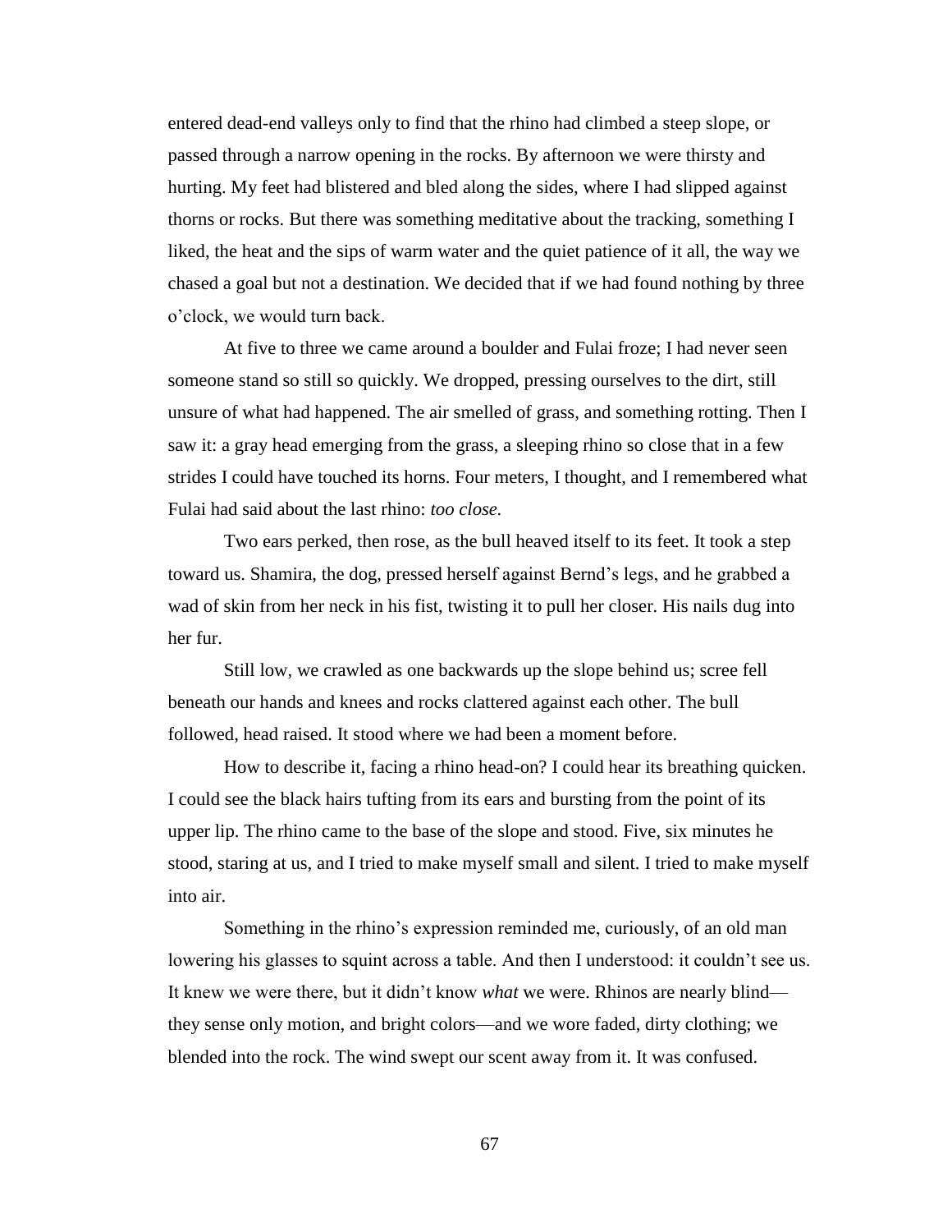entered dead-end valleys only to find that the rhino had climbed a steep slope, or passed through a narrow opening in the rocks. By afternoon we were thirsty and hurting. My feet had blistered and bled along the sides, where I had slipped against thorns or rocks. But there was something meditative about the tracking, something I liked, the heat and the sips of warm water and the quiet patience of it all, the way we chased a goal but not a destination. We decided that if we had found nothing by three o'clock, we would turn back.

At five to three we came around a boulder and Fulai froze; I had never seen someone stand so still so quickly. We dropped, pressing ourselves to the dirt, still unsure of what had happened. The air smelled of grass, and something rotting. Then I saw it: a gray head emerging from the grass, a sleeping rhino so close that in a few strides I could have touched its horns. Four meters, I thought, and I remembered what Fulai had said about the last rhino: *too close.*

Two ears perked, then rose, as the bull heaved itself to its feet. It took a step toward us. Shamira, the dog, pressed herself against Bernd's legs, and he grabbed a wad of skin from her neck in his fist, twisting it to pull her closer. His nails dug into her fur.

Still low, we crawled as one backwards up the slope behind us; scree fell beneath our hands and knees and rocks clattered against each other. The bull followed, head raised. It stood where we had been a moment before.

How to describe it, facing a rhino head-on? I could hear its breathing quicken. I could see the black hairs tufting from its ears and bursting from the point of its upper lip. The rhino came to the base of the slope and stood. Five, six minutes he stood, staring at us, and I tried to make myself small and silent. I tried to make myself into air.

Something in the rhino's expression reminded me, curiously, of an old man lowering his glasses to squint across a table. And then I understood: it couldn't see us. It knew we were there, but it didn't know *what* we were. Rhinos are nearly blind—they sense only motion, and bright colors—and we wore faded, dirty clothing; we blended into the rock. The wind swept our scent away from it. It was confused.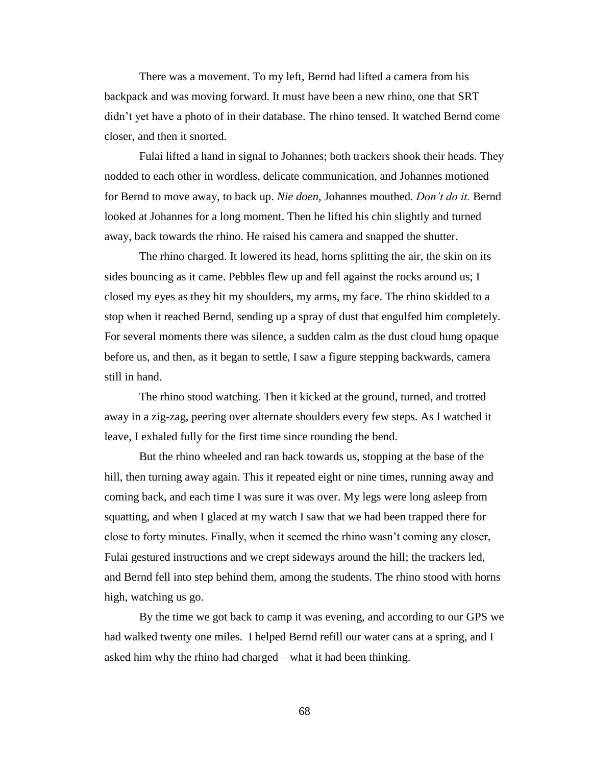There was a movement. To my left, Bernd had lifted a camera from his backpack and was moving forward. It must have been a new rhino, one that SRT didn't yet have a photo of in their database. The rhino tensed. It watched Bernd come closer, and then it snorted.

Fulai lifted a hand in signal to Johannes; both trackers shook their heads. They nodded to each other in wordless, delicate communication, and Johannes motioned for Bernd to move away, to back up. *Nie doen*, Johannes mouthed. *Don't do it.* Bernd looked at Johannes for a long moment. Then he lifted his chin slightly and turned away, back towards the rhino. He raised his camera and snapped the shutter.

The rhino charged. It lowered its head, horns splitting the air, the skin on its sides bouncing as it came. Pebbles flew up and fell against the rocks around us; I closed my eyes as they hit my shoulders, my arms, my face. The rhino skidded to a stop when it reached Bernd, sending up a spray of dust that engulfed him completely. For several moments there was silence, a sudden calm as the dust cloud hung opaque before us, and then, as it began to settle, I saw a figure stepping backwards, camera still in hand.

The rhino stood watching. Then it kicked at the ground, turned, and trotted away in a zig-zag, peering over alternate shoulders every few steps. As I watched it leave, I exhaled fully for the first time since rounding the bend.

But the rhino wheeled and ran back towards us, stopping at the base of the hill, then turning away again. This it repeated eight or nine times, running away and coming back, and each time I was sure it was over. My legs were long asleep from squatting, and when I glaced at my watch I saw that we had been trapped there for close to forty minutes. Finally, when it seemed the rhino wasn't coming any closer, Fulai gestured instructions and we crept sideways around the hill; the trackers led, and Bernd fell into step behind them, among the students. The rhino stood with horns high, watching us go.

By the time we got back to camp it was evening, and according to our GPS we had walked twenty one miles. I helped Bernd refill our water cans at a spring, and I asked him why the rhino had charged—what it had been thinking.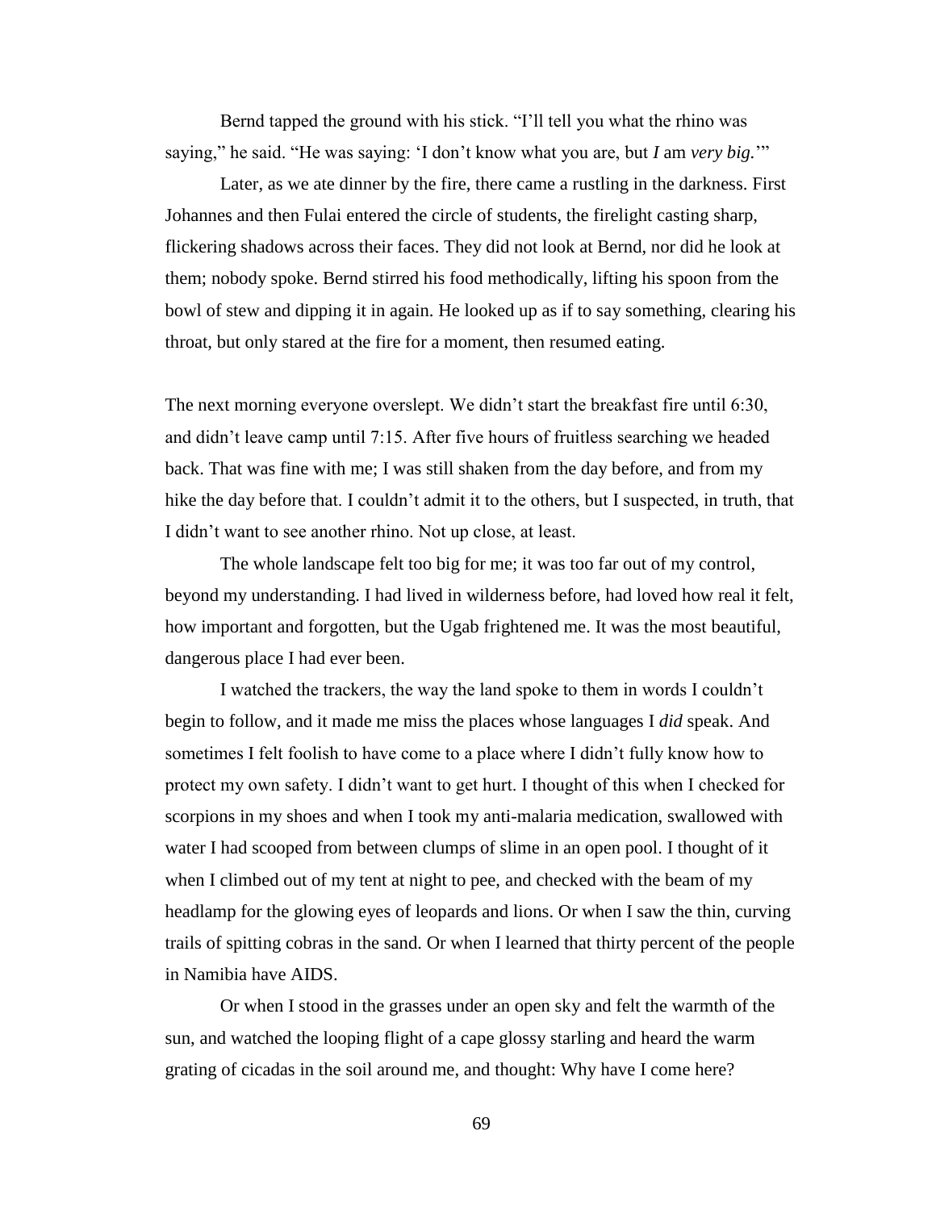Bernd tapped the ground with his stick. "I'll tell you what the rhino was saying," he said. "He was saying: 'I don't know what you are, but *I* am *very big.*'"

Later, as we ate dinner by the fire, there came a rustling in the darkness. First Johannes and then Fulai entered the circle of students, the firelight casting sharp, flickering shadows across their faces. They did not look at Bernd, nor did he look at them; nobody spoke. Bernd stirred his food methodically, lifting his spoon from the bowl of stew and dipping it in again. He looked up as if to say something, clearing his throat, but only stared at the fire for a moment, then resumed eating.

The next morning everyone overslept. We didn't start the breakfast fire until 6:30, and didn't leave camp until 7:15. After five hours of fruitless searching we headed back. That was fine with me; I was still shaken from the day before, and from my hike the day before that. I couldn't admit it to the others, but I suspected, in truth, that I didn't want to see another rhino. Not up close, at least.

The whole landscape felt too big for me; it was too far out of my control, beyond my understanding. I had lived in wilderness before, had loved how real it felt, how important and forgotten, but the Ugab frightened me. It was the most beautiful, dangerous place I had ever been.

I watched the trackers, the way the land spoke to them in words I couldn't begin to follow, and it made me miss the places whose languages I *did* speak. And sometimes I felt foolish to have come to a place where I didn't fully know how to protect my own safety. I didn't want to get hurt. I thought of this when I checked for scorpions in my shoes and when I took my anti-malaria medication, swallowed with water I had scooped from between clumps of slime in an open pool. I thought of it when I climbed out of my tent at night to pee, and checked with the beam of my headlamp for the glowing eyes of leopards and lions. Or when I saw the thin, curving trails of spitting cobras in the sand. Or when I learned that thirty percent of the people in Namibia have AIDS.

Or when I stood in the grasses under an open sky and felt the warmth of the sun, and watched the looping flight of a cape glossy starling and heard the warm grating of cicadas in the soil around me, and thought: Why have I come here?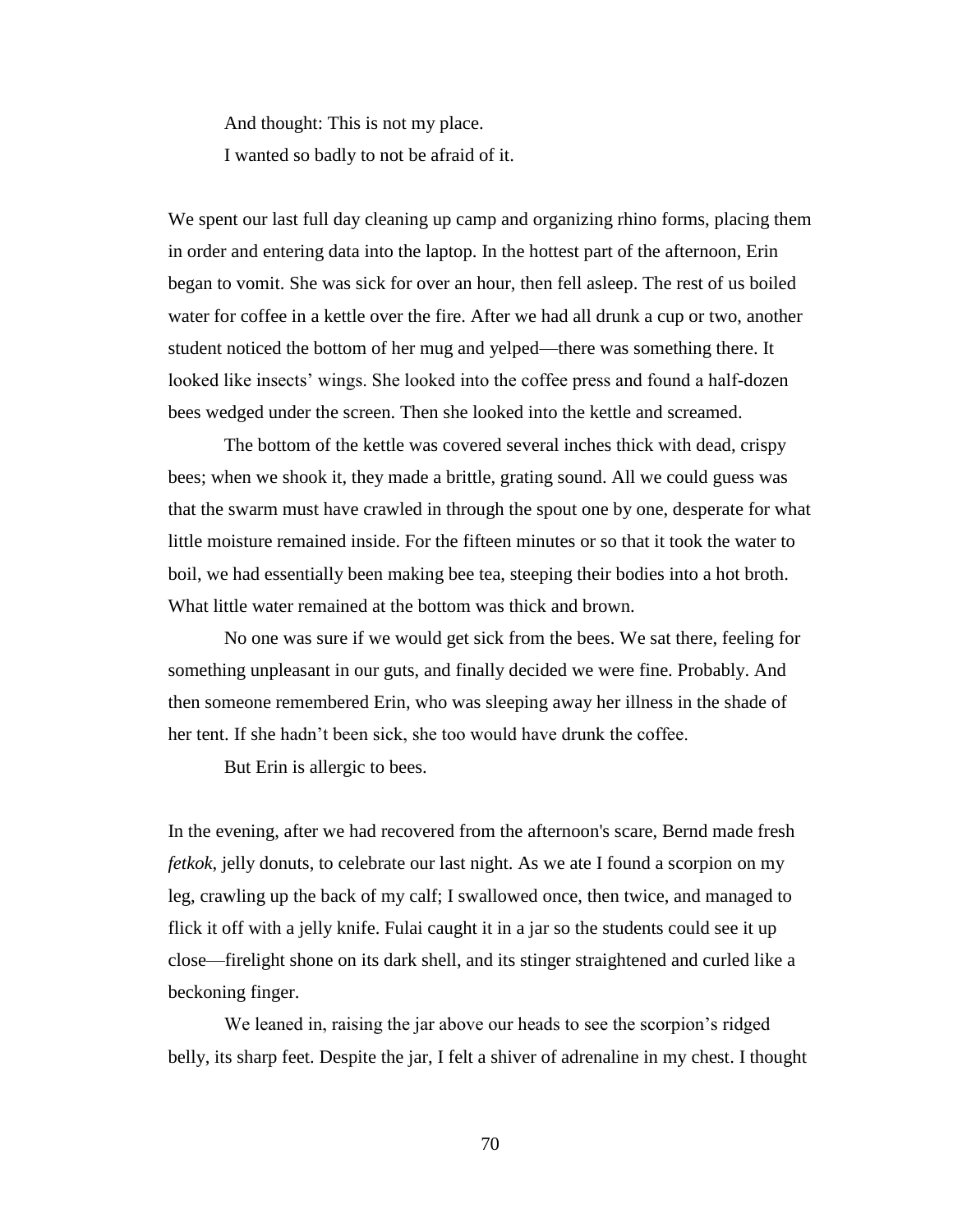And thought: This is not my place.

I wanted so badly to not be afraid of it.

We spent our last full day cleaning up camp and organizing rhino forms, placing them in order and entering data into the laptop. In the hottest part of the afternoon, Erin began to vomit. She was sick for over an hour, then fell asleep. The rest of us boiled water for coffee in a kettle over the fire. After we had all drunk a cup or two, another student noticed the bottom of her mug and yelped—there was something there. It looked like insects' wings. She looked into the coffee press and found a half-dozen bees wedged under the screen. Then she looked into the kettle and screamed.

The bottom of the kettle was covered several inches thick with dead, crispy bees; when we shook it, they made a brittle, grating sound. All we could guess was that the swarm must have crawled in through the spout one by one, desperate for what little moisture remained inside. For the fifteen minutes or so that it took the water to boil, we had essentially been making bee tea, steeping their bodies into a hot broth. What little water remained at the bottom was thick and brown.

No one was sure if we would get sick from the bees. We sat there, feeling for something unpleasant in our guts, and finally decided we were fine. Probably. And then someone remembered Erin, who was sleeping away her illness in the shade of her tent. If she hadn't been sick, she too would have drunk the coffee.

But Erin is allergic to bees.

In the evening, after we had recovered from the afternoon's scare, Bernd made fresh *fetkok*, jelly donuts, to celebrate our last night. As we ate I found a scorpion on my leg, crawling up the back of my calf; I swallowed once, then twice, and managed to flick it off with a jelly knife. Fulai caught it in a jar so the students could see it up close—firelight shone on its dark shell, and its stinger straightened and curled like a beckoning finger.

We leaned in, raising the jar above our heads to see the scorpion's ridged belly, its sharp feet. Despite the jar, I felt a shiver of adrenaline in my chest. I thought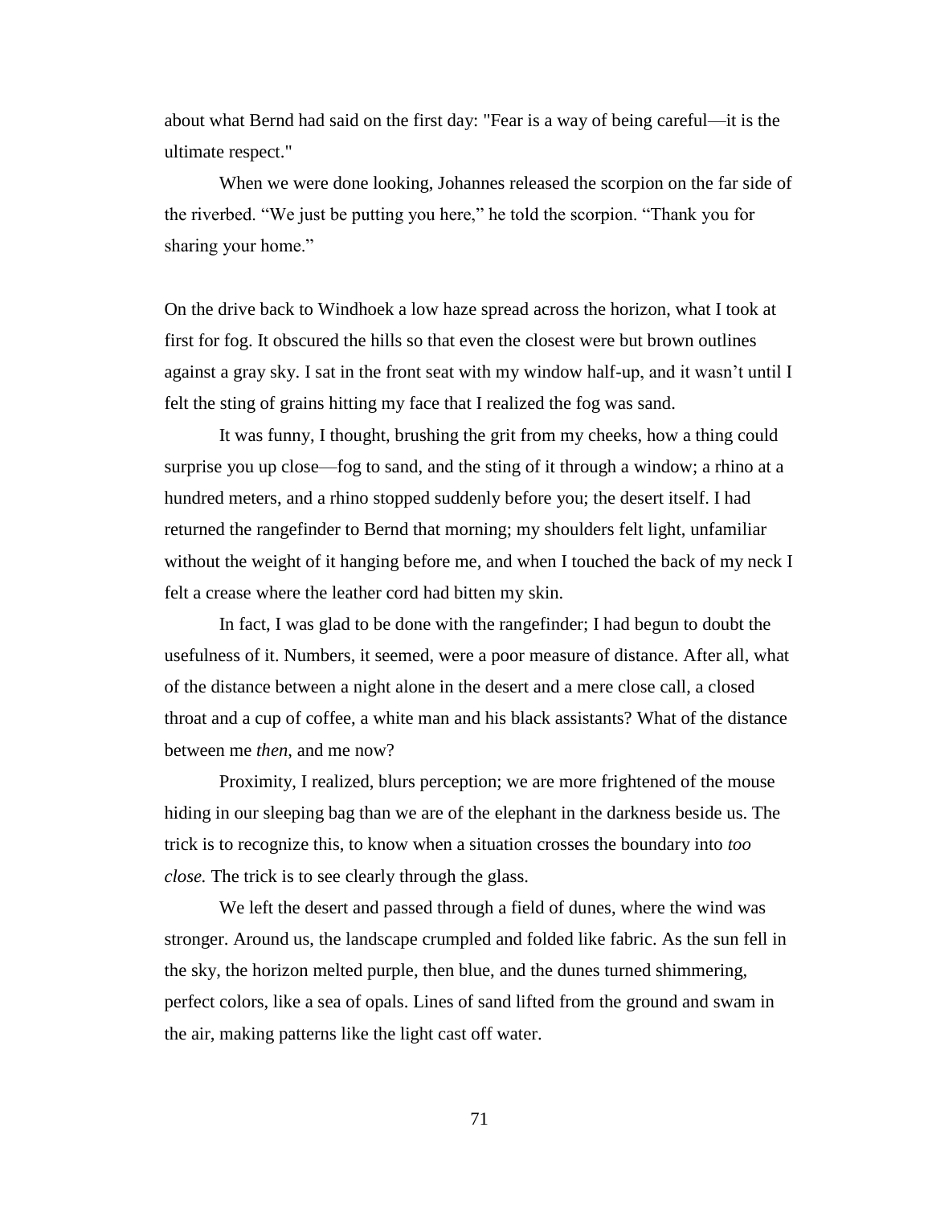about what Bernd had said on the first day: "Fear is a way of being careful—it is the ultimate respect."

When we were done looking, Johannes released the scorpion on the far side of the riverbed. “We just be putting you here,” he told the scorpion. “Thank you for sharing your home.”

On the drive back to Windhoek a low haze spread across the horizon, what I took at first for fog. It obscured the hills so that even the closest were but brown outlines against a gray sky. I sat in the front seat with my window half-up, and it wasn’t until I felt the sting of grains hitting my face that I realized the fog was sand.

It was funny, I thought, brushing the grit from my cheeks, how a thing could surprise you up close—fog to sand, and the sting of it through a window; a rhino at a hundred meters, and a rhino stopped suddenly before you; the desert itself. I had returned the rangefinder to Bernd that morning; my shoulders felt light, unfamiliar without the weight of it hanging before me, and when I touched the back of my neck I felt a crease where the leather cord had bitten my skin.

In fact, I was glad to be done with the rangefinder; I had begun to doubt the usefulness of it. Numbers, it seemed, were a poor measure of distance. After all, what of the distance between a night alone in the desert and a mere close call, a closed throat and a cup of coffee, a white man and his black assistants? What of the distance between me *then*, and me now?

Proximity, I realized, blurs perception; we are more frightened of the mouse hiding in our sleeping bag than we are of the elephant in the darkness beside us. The trick is to recognize this, to know when a situation crosses the boundary into *too close.* The trick is to see clearly through the glass.

We left the desert and passed through a field of dunes, where the wind was stronger. Around us, the landscape crumpled and folded like fabric. As the sun fell in the sky, the horizon melted purple, then blue, and the dunes turned shimmering, perfect colors, like a sea of opals. Lines of sand lifted from the ground and swam in the air, making patterns like the light cast off water.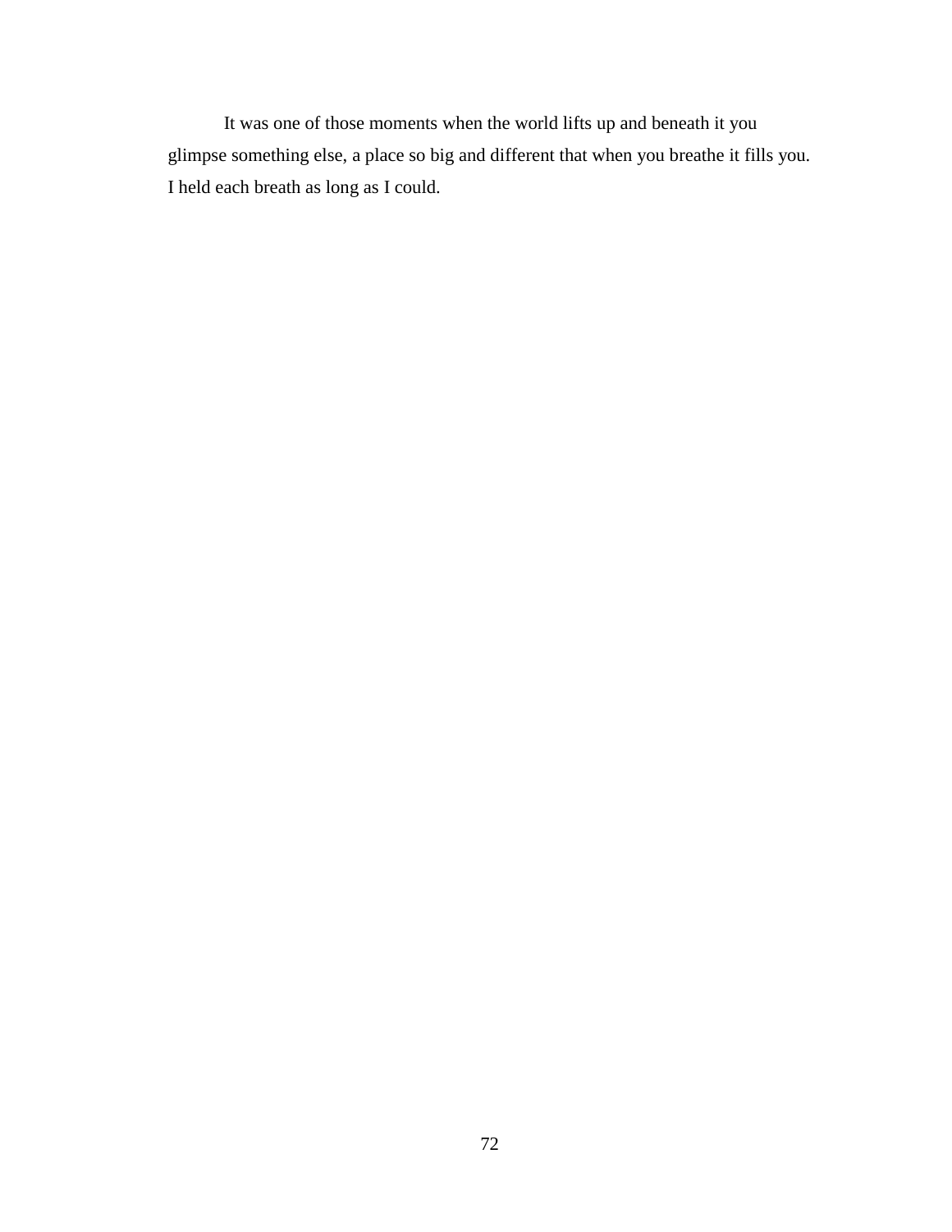It was one of those moments when the world lifts up and beneath it you glimpse something else, a place so big and different that when you breathe it fills you. I held each breath as long as I could.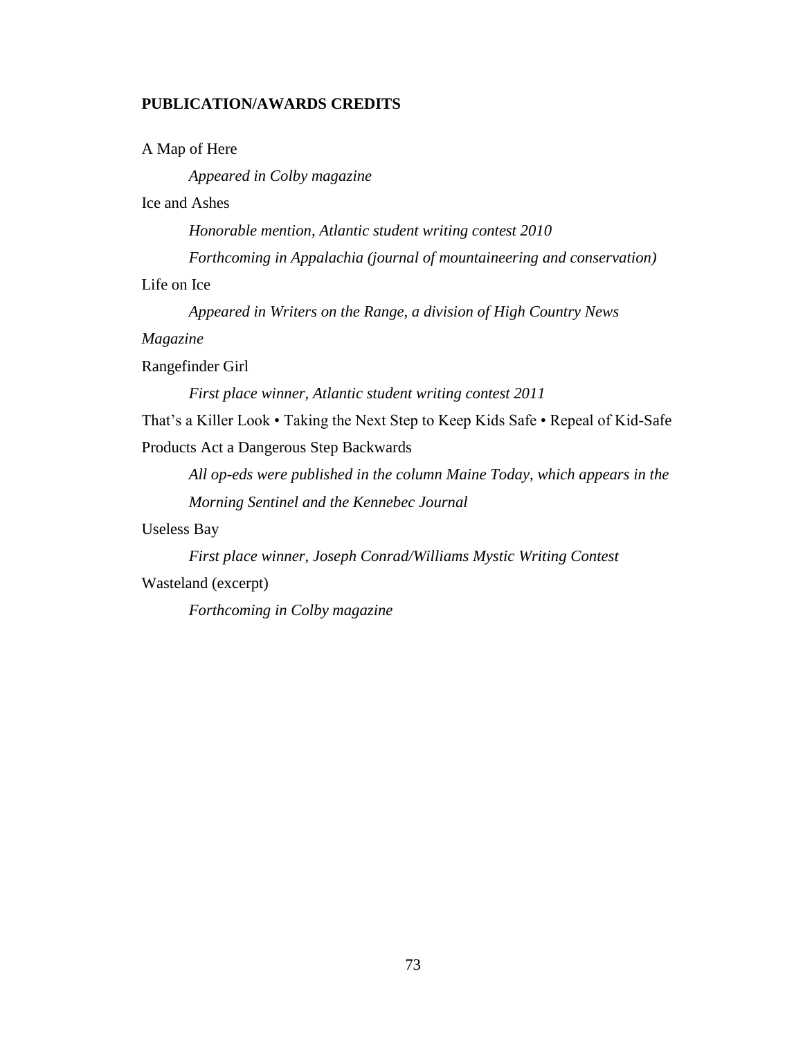**PUBLICATION/AWARDS CREDITS**

A Map of Here

*Appeared in Colby magazine*

Ice and Ashes

*Honorable mention, Atlantic student writing contest 2010*

*Forthcoming in Appalachia (journal of mountaineering and conservation)*

Life on Ice

*Appeared in Writers on the Range, a division of High Country News Magazine*

Rangefinder Girl

*First place winner, Atlantic student writing contest 2011*

That's a Killer Look • Taking the Next Step to Keep Kids Safe • Repeal of Kid-Safe Products Act a Dangerous Step Backwards

*All op-eds were published in the column Maine Today, which appears in the Morning Sentinel and the Kennebec Journal*

Useless Bay

*First place winner, Joseph Conrad/Williams Mystic Writing Contest*

Wasteland (excerpt)

*Forthcoming in Colby magazine*